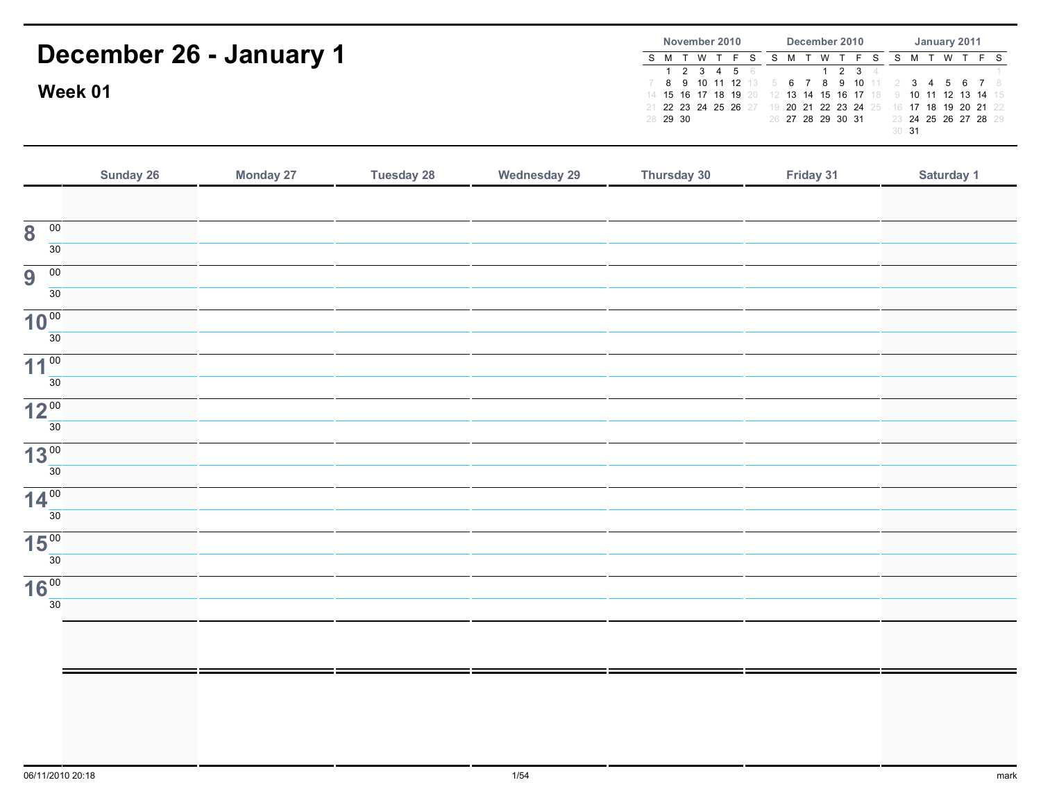# December 26 - January 1

## Week 01

**November 2010**

| S | M | T | W | T | F | S |
|---|---|---|---|---|---|---|
| | 1 | 2 | 3 | 4 | 5 | 6 |
| 7 | 8 | 9 | 10 | 11 | 12 | 13 |
| 14 | 15 | 16 | 17 | 18 | 19 | 20 |
| 21 | 22 | 23 | 24 | 25 | 26 | 27 |
| 28 | 29 | 30 | | | | |

**December 2010**

| S | M | T | W | T | F | S |
|---|---|---|---|---|---|---|
| | | | 1 | 2 | 3 | 4 |
| 5 | 6 | 7 | 8 | 9 | 10 | 11 |
| 12 | 13 | 14 | 15 | 16 | 17 | 18 |
| 19 | 20 | 21 | 22 | 23 | 24 | 25 |
| 26 | 27 | 28 | 29 | 30 | 31 | |

**January 2011**

| S | M | T | W | T | F | S |
|---|---|---|---|---|---|---|
| | | | | | | 1 |
| 2 | 3 | 4 | 5 | 6 | 7 | 8 |
| 9 | 10 | 11 | 12 | 13 | 14 | 15 |
| 16 | 17 | 18 | 19 | 20 | 21 | 22 |
| 23 | 24 | 25 | 26 | 27 | 28 | 29 |
| 30 | 31 | | | | | |

| | Sunday 26 | Monday 27 | Tuesday 28 | Wednesday 29 | Thursday 30 | Friday 31 | Saturday 1 |
|---|---|---|---|---|---|---|---|
| | | | | | | | |
| 8 00 | | | | | | | |
| 30 | | | | | | | |
| 9 00 | | | | | | | |
| 30 | | | | | | | |
| 10 00 | | | | | | | |
| 30 | | | | | | | |
| 11 00 | | | | | | | |
| 30 | | | | | | | |
| 12 00 | | | | | | | |
| 30 | | | | | | | |
| 13 00 | | | | | | | |
| 30 | | | | | | | |
| 14 00 | | | | | | | |
| 30 | | | | | | | |
| 15 00 | | | | | | | |
| 30 | | | | | | | |
| 16 00 | | | | | | | |
| 30 | | | | | | | |
| | | | | | | | |
| | | | | | | | |

06/11/2010 20:18 mark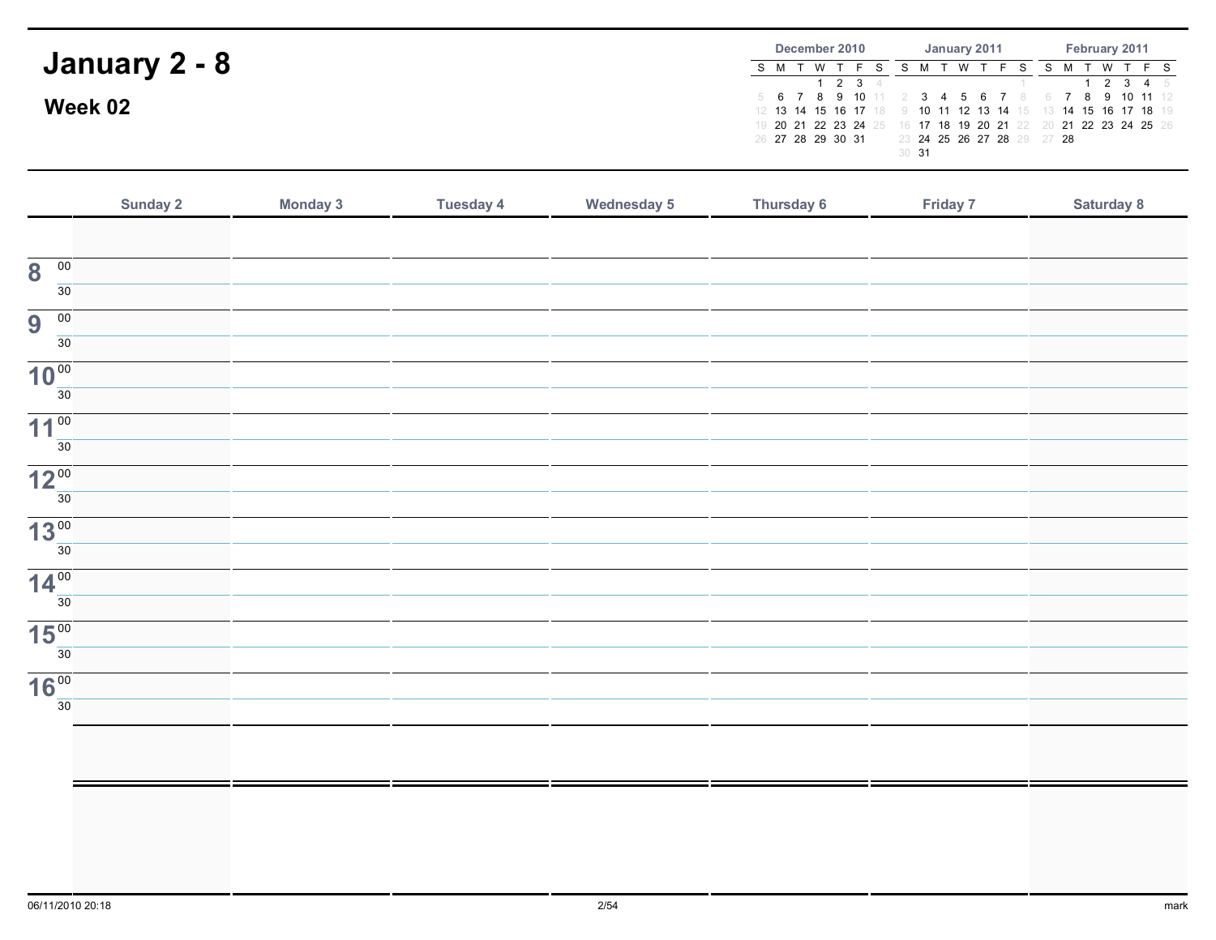# January 2 - 8

## Week 02

**December 2010**

| S | M | T | W | T | F | S |
|---|---|---|---|---|---|---|
| | | | 1 | 2 | 3 | 4 |
| 5 | 6 | 7 | 8 | 9 | 10 | 11 |
| 12 | 13 | 14 | 15 | 16 | 17 | 18 |
| 19 | 20 | 21 | 22 | 23 | 24 | 25 |
| 26 | 27 | 28 | 29 | 30 | 31 | |

**January 2011**

| S | M | T | W | T | F | S |
|---|---|---|---|---|---|---|
| | | | | | | 1 |
| 2 | 3 | 4 | 5 | 6 | 7 | 8 |
| 9 | 10 | 11 | 12 | 13 | 14 | 15 |
| 16 | 17 | 18 | 19 | 20 | 21 | 22 |
| 23 | 24 | 25 | 26 | 27 | 28 | 29 |
| 30 | 31 | | | | | |

**February 2011**

| S | M | T | W | T | F | S |
|---|---|---|---|---|---|---|
| | | 1 | 2 | 3 | 4 | 5 |
| 6 | 7 | 8 | 9 | 10 | 11 | 12 |
| 13 | 14 | 15 | 16 | 17 | 18 | 19 |
| 20 | 21 | 22 | 23 | 24 | 25 | 26 |
| 27 | 28 | | | | | |

| | Sunday 2 | Monday 3 | Tuesday 4 | Wednesday 5 | Thursday 6 | Friday 7 | Saturday 8 |
|---|---|---|---|---|---|---|---|
| | | | | | | | |
| 8 00 | | | | | | | |
| 30 | | | | | | | |
| 9 00 | | | | | | | |
| 30 | | | | | | | |
| 10 00 | | | | | | | |
| 30 | | | | | | | |
| 11 00 | | | | | | | |
| 30 | | | | | | | |
| 12 00 | | | | | | | |
| 30 | | | | | | | |
| 13 00 | | | | | | | |
| 30 | | | | | | | |
| 14 00 | | | | | | | |
| 30 | | | | | | | |
| 15 00 | | | | | | | |
| 30 | | | | | | | |
| 16 00 | | | | | | | |
| 30 | | | | | | | |
| | | | | | | | |
| | | | | | | | |

06/11/2010 20:18 mark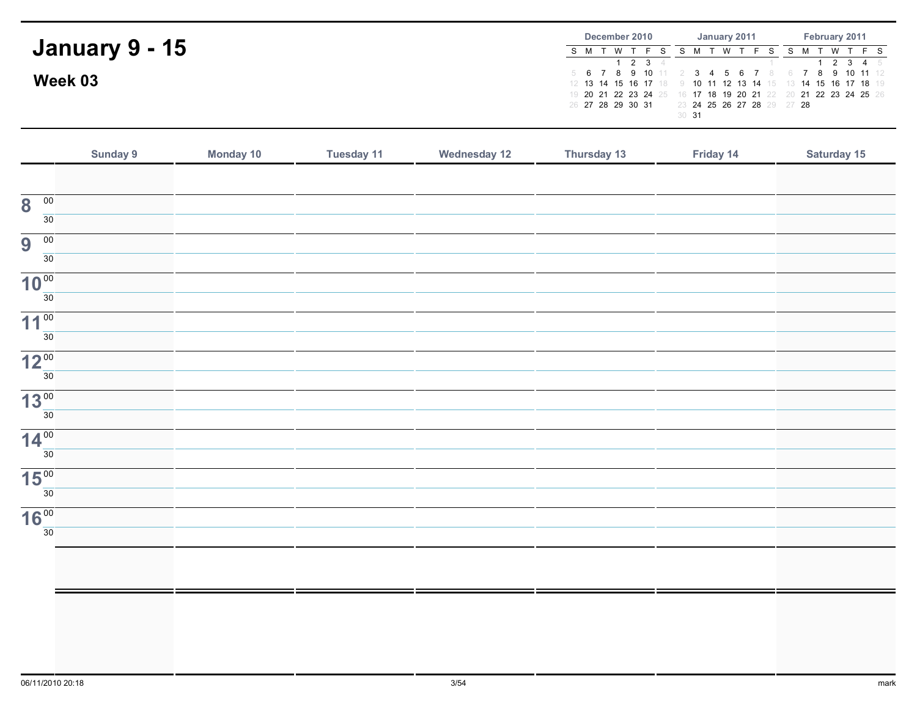# January 9 - 15

## Week 03

**December 2010**

| S | M | T | W | T | F | S |
|---|---|---|---|---|---|---|
| | | | 1 | 2 | 3 | 4 |
| 5 | 6 | 7 | 8 | 9 | 10 | 11 |
| 12 | 13 | 14 | 15 | 16 | 17 | 18 |
| 19 | 20 | 21 | 22 | 23 | 24 | 25 |
| 26 | 27 | 28 | 29 | 30 | 31 | |

**January 2011**

| S | M | T | W | T | F | S |
|---|---|---|---|---|---|---|
| | | | | | | 1 |
| 2 | 3 | 4 | 5 | 6 | 7 | 8 |
| 9 | 10 | 11 | 12 | 13 | 14 | 15 |
| 16 | 17 | 18 | 19 | 20 | 21 | 22 |
| 23 | 24 | 25 | 26 | 27 | 28 | 29 |
| 30 | 31 | | | | | |

**February 2011**

| S | M | T | W | T | F | S |
|---|---|---|---|---|---|---|
| | | 1 | 2 | 3 | 4 | 5 |
| 6 | 7 | 8 | 9 | 10 | 11 | 12 |
| 13 | 14 | 15 | 16 | 17 | 18 | 19 |
| 20 | 21 | 22 | 23 | 24 | 25 | 26 |
| 27 | 28 | | | | | |

| | Sunday 9 | Monday 10 | Tuesday 11 | Wednesday 12 | Thursday 13 | Friday 14 | Saturday 15 |
|---|---|---|---|---|---|---|---|
| | | | | | | | |
| 8 00 | | | | | | | |
| 30 | | | | | | | |
| 9 00 | | | | | | | |
| 30 | | | | | | | |
| 10 00 | | | | | | | |
| 30 | | | | | | | |
| 11 00 | | | | | | | |
| 30 | | | | | | | |
| 12 00 | | | | | | | |
| 30 | | | | | | | |
| 13 00 | | | | | | | |
| 30 | | | | | | | |
| 14 00 | | | | | | | |
| 30 | | | | | | | |
| 15 00 | | | | | | | |
| 30 | | | | | | | |
| 16 00 | | | | | | | |
| 30 | | | | | | | |
| | | | | | | | |
| | | | | | | | |

06/11/2010 20:18

mark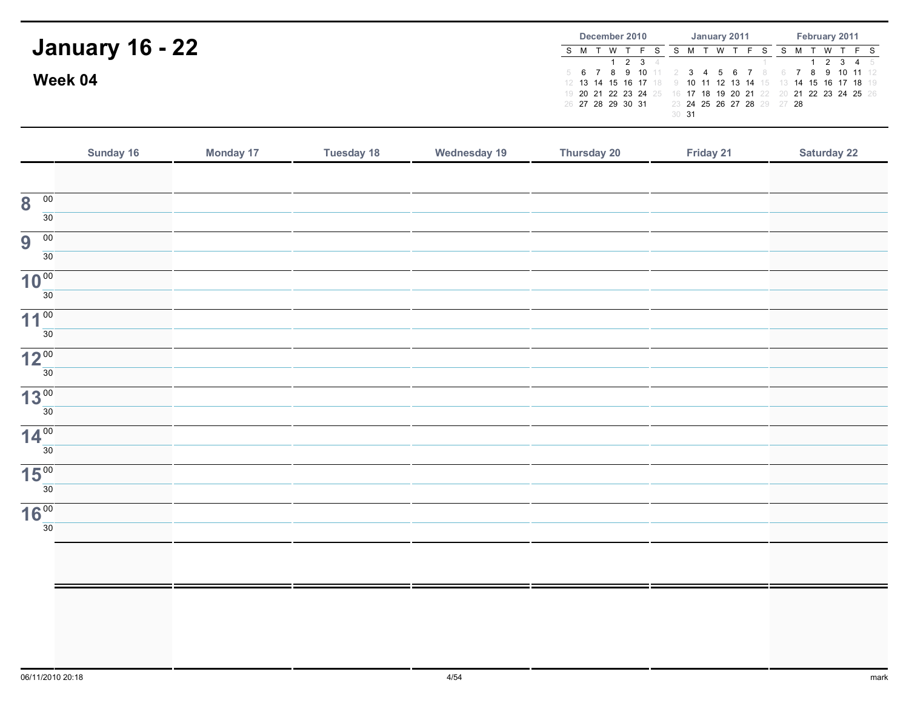# January 16 - 22

## Week 04

**December 2010**

| S | M | T | W | T | F | S |
|---|---|---|---|---|---|---|
| | | | 1 | 2 | 3 | 4 |
| 5 | 6 | 7 | 8 | 9 | 10 | 11 |
| 12 | 13 | 14 | 15 | 16 | 17 | 18 |
| 19 | 20 | 21 | 22 | 23 | 24 | 25 |
| 26 | 27 | 28 | 29 | 30 | 31 | |

**January 2011**

| S | M | T | W | T | F | S |
|---|---|---|---|---|---|---|
| | | | | | | 1 |
| 2 | 3 | 4 | 5 | 6 | 7 | 8 |
| 9 | 10 | 11 | 12 | 13 | 14 | 15 |
| 16 | 17 | 18 | 19 | 20 | 21 | 22 |
| 23 | 24 | 25 | 26 | 27 | 28 | 29 |
| 30 | 31 | | | | | |

**February 2011**

| S | M | T | W | T | F | S |
|---|---|---|---|---|---|---|
| | | 1 | 2 | 3 | 4 | 5 |
| 6 | 7 | 8 | 9 | 10 | 11 | 12 |
| 13 | 14 | 15 | 16 | 17 | 18 | 19 |
| 20 | 21 | 22 | 23 | 24 | 25 | 26 |
| 27 | 28 | | | | | |

| | Sunday 16 | Monday 17 | Tuesday 18 | Wednesday 19 | Thursday 20 | Friday 21 | Saturday 22 |
|---|---|---|---|---|---|---|---|
| | | | | | | | |
| 8 00 | | | | | | | |
| 30 | | | | | | | |
| 9 00 | | | | | | | |
| 30 | | | | | | | |
| 10 00 | | | | | | | |
| 30 | | | | | | | |
| 11 00 | | | | | | | |
| 30 | | | | | | | |
| 12 00 | | | | | | | |
| 30 | | | | | | | |
| 13 00 | | | | | | | |
| 30 | | | | | | | |
| 14 00 | | | | | | | |
| 30 | | | | | | | |
| 15 00 | | | | | | | |
| 30 | | | | | | | |
| 16 00 | | | | | | | |
| 30 | | | | | | | |
| | | | | | | | |
| | | | | | | | |

06/11/2010 20:18

mark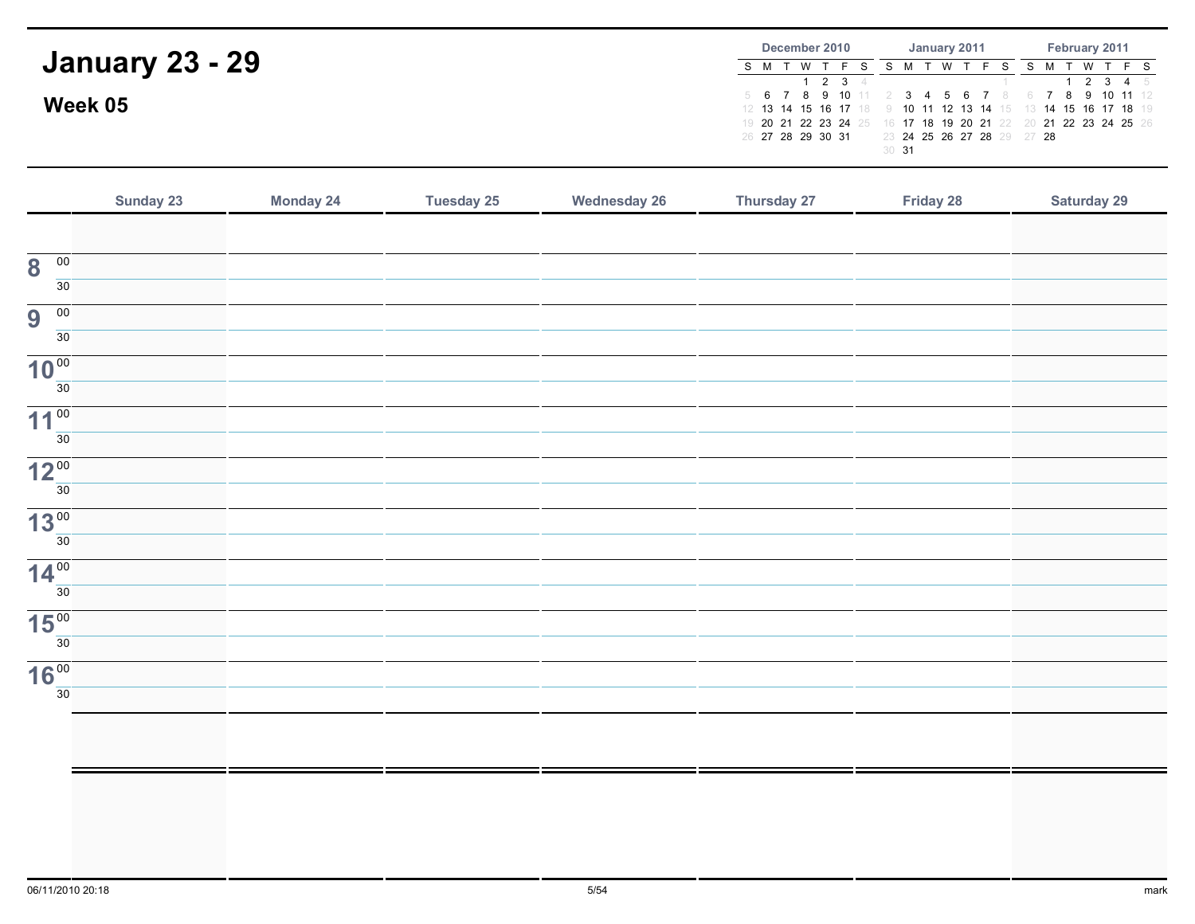# January 23 - 29

## Week 05

**December 2010**

| S | M | T | W | T | F | S |
|---|---|---|---|---|---|---|
| | | | 1 | 2 | 3 | 4 |
| 5 | 6 | 7 | 8 | 9 | 10 | 11 |
| 12 | 13 | 14 | 15 | 16 | 17 | 18 |
| 19 | 20 | 21 | 22 | 23 | 24 | 25 |
| 26 | 27 | 28 | 29 | 30 | 31 | |

**January 2011**

| S | M | T | W | T | F | S |
|---|---|---|---|---|---|---|
| | | | | | | 1 |
| 2 | 3 | 4 | 5 | 6 | 7 | 8 |
| 9 | 10 | 11 | 12 | 13 | 14 | 15 |
| 16 | 17 | 18 | 19 | 20 | 21 | 22 |
| 23 | 24 | 25 | 26 | 27 | 28 | 29 |
| 30 | 31 | | | | | |

**February 2011**

| S | M | T | W | T | F | S |
|---|---|---|---|---|---|---|
| | | 1 | 2 | 3 | 4 | 5 |
| 6 | 7 | 8 | 9 | 10 | 11 | 12 |
| 13 | 14 | 15 | 16 | 17 | 18 | 19 |
| 20 | 21 | 22 | 23 | 24 | 25 | 26 |
| 27 | 28 | | | | | |

| | Sunday 23 | Monday 24 | Tuesday 25 | Wednesday 26 | Thursday 27 | Friday 28 | Saturday 29 |
|---|---|---|---|---|---|---|---|
| | | | | | | | |
| 8 00 | | | | | | | |
| 30 | | | | | | | |
| 9 00 | | | | | | | |
| 30 | | | | | | | |
| 10 00 | | | | | | | |
| 30 | | | | | | | |
| 11 00 | | | | | | | |
| 30 | | | | | | | |
| 12 00 | | | | | | | |
| 30 | | | | | | | |
| 13 00 | | | | | | | |
| 30 | | | | | | | |
| 14 00 | | | | | | | |
| 30 | | | | | | | |
| 15 00 | | | | | | | |
| 30 | | | | | | | |
| 16 00 | | | | | | | |
| 30 | | | | | | | |
| | | | | | | | |
| | | | | | | | |

06/11/2010 20:18 mark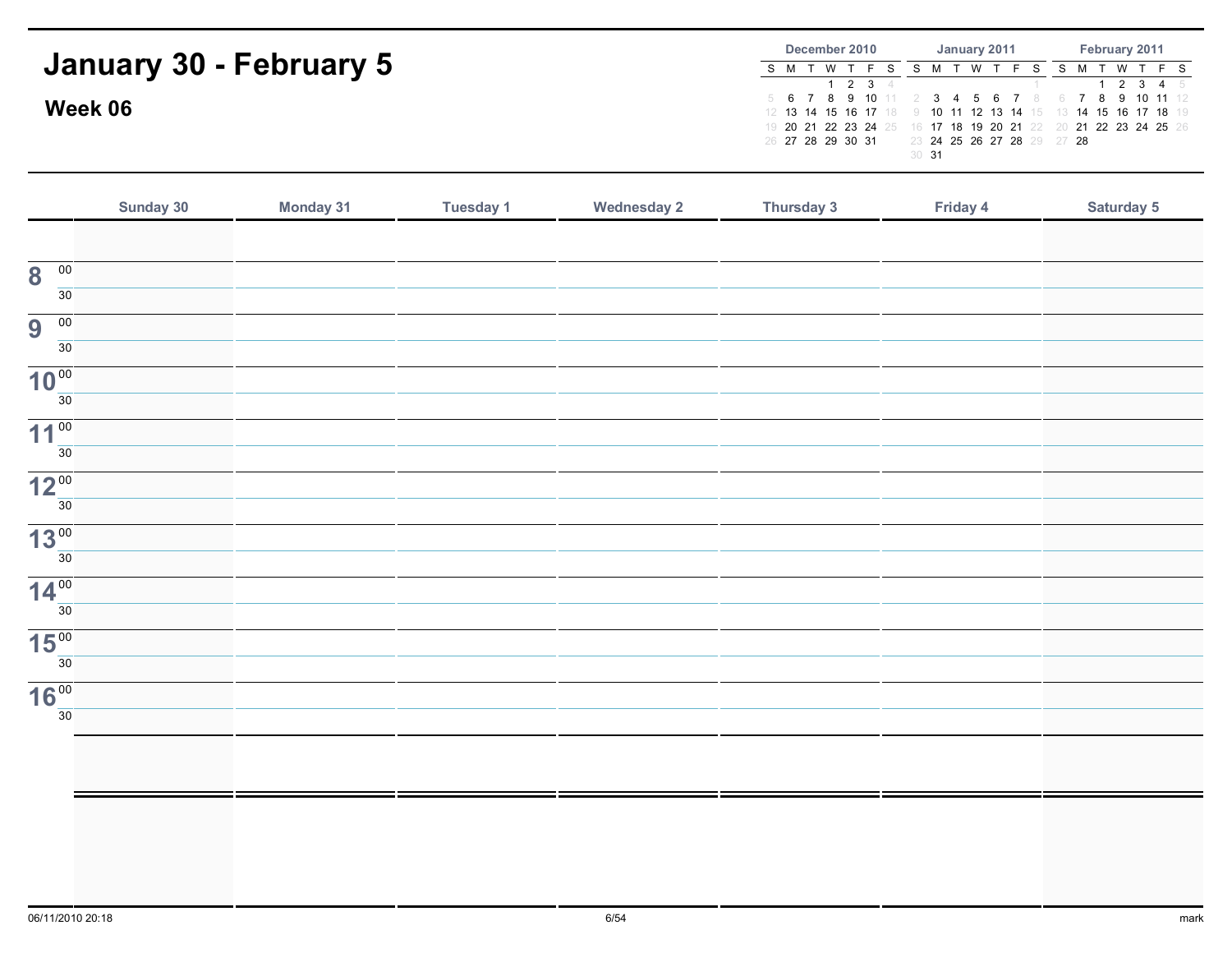# January 30 - February 5

## Week 06

**December 2010**

| S | M | T | W | T | F | S |
|---|---|---|---|---|---|---|
| | | | 1 | 2 | 3 | 4 |
| 5 | 6 | 7 | 8 | 9 | 10 | 11 |
| 12 | 13 | 14 | 15 | 16 | 17 | 18 |
| 19 | 20 | 21 | 22 | 23 | 24 | 25 |
| 26 | 27 | 28 | 29 | 30 | 31 | |

**January 2011**

| S | M | T | W | T | F | S |
|---|---|---|---|---|---|---|
| | | | | | | 1 |
| 2 | 3 | 4 | 5 | 6 | 7 | 8 |
| 9 | 10 | 11 | 12 | 13 | 14 | 15 |
| 16 | 17 | 18 | 19 | 20 | 21 | 22 |
| 23 | 24 | 25 | 26 | 27 | 28 | 29 |
| 30 | 31 | | | | | |

**February 2011**

| S | M | T | W | T | F | S |
|---|---|---|---|---|---|---|
| | | 1 | 2 | 3 | 4 | 5 |
| 6 | 7 | 8 | 9 | 10 | 11 | 12 |
| 13 | 14 | 15 | 16 | 17 | 18 | 19 |
| 20 | 21 | 22 | 23 | 24 | 25 | 26 |
| 27 | 28 | | | | | |

| | Sunday 30 | Monday 31 | Tuesday 1 | Wednesday 2 | Thursday 3 | Friday 4 | Saturday 5 |
|---|---|---|---|---|---|---|---|
| | | | | | | | |
| 8 00 | | | | | | | |
| 30 | | | | | | | |
| 9 00 | | | | | | | |
| 30 | | | | | | | |
| 10 00 | | | | | | | |
| 30 | | | | | | | |
| 11 00 | | | | | | | |
| 30 | | | | | | | |
| 12 00 | | | | | | | |
| 30 | | | | | | | |
| 13 00 | | | | | | | |
| 30 | | | | | | | |
| 14 00 | | | | | | | |
| 30 | | | | | | | |
| 15 00 | | | | | | | |
| 30 | | | | | | | |
| 16 00 | | | | | | | |
| 30 | | | | | | | |
| | | | | | | | |
| | | | | | | | |

06/11/2010 20:18

mark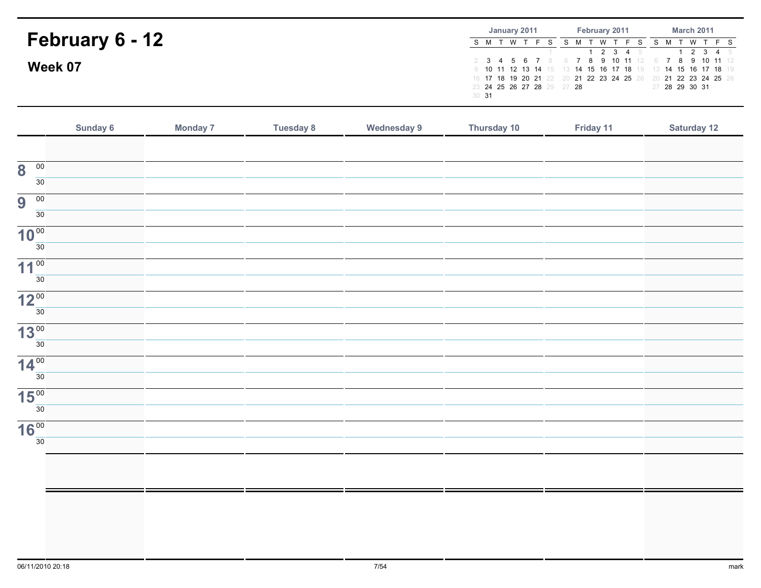# February 6 - 12

## Week 07

**January 2011**

| S | M | T | W | T | F | S |
|---|---|---|---|---|---|---|
| | | | | | | 1 |
| 2 | 3 | 4 | 5 | 6 | 7 | 8 |
| 9 | 10 | 11 | 12 | 13 | 14 | 15 |
| 16 | 17 | 18 | 19 | 20 | 21 | 22 |
| 23 | 24 | 25 | 26 | 27 | 28 | 29 |
| 30 | 31 | | | | | |

**February 2011**

| S | M | T | W | T | F | S |
|---|---|---|---|---|---|---|
| | | 1 | 2 | 3 | 4 | 5 |
| 6 | 7 | 8 | 9 | 10 | 11 | 12 |
| 13 | 14 | 15 | 16 | 17 | 18 | 19 |
| 20 | 21 | 22 | 23 | 24 | 25 | 26 |
| 27 | 28 | | | | | |

**March 2011**

| S | M | T | W | T | F | S |
|---|---|---|---|---|---|---|
| | | 1 | 2 | 3 | 4 | 5 |
| 6 | 7 | 8 | 9 | 10 | 11 | 12 |
| 13 | 14 | 15 | 16 | 17 | 18 | 19 |
| 20 | 21 | 22 | 23 | 24 | 25 | 26 |
| 27 | 28 | 29 | 30 | 31 | | |

| | Sunday 6 | Monday 7 | Tuesday 8 | Wednesday 9 | Thursday 10 | Friday 11 | Saturday 12 |
|---|---|---|---|---|---|---|---|
| | | | | | | | |
| 8 00 | | | | | | | |
| 30 | | | | | | | |
| 9 00 | | | | | | | |
| 30 | | | | | | | |
| 10 00 | | | | | | | |
| 30 | | | | | | | |
| 11 00 | | | | | | | |
| 30 | | | | | | | |
| 12 00 | | | | | | | |
| 30 | | | | | | | |
| 13 00 | | | | | | | |
| 30 | | | | | | | |
| 14 00 | | | | | | | |
| 30 | | | | | | | |
| 15 00 | | | | | | | |
| 30 | | | | | | | |
| 16 00 | | | | | | | |
| 30 | | | | | | | |
| | | | | | | | |
| | | | | | | | |

06/11/2010 20:18

mark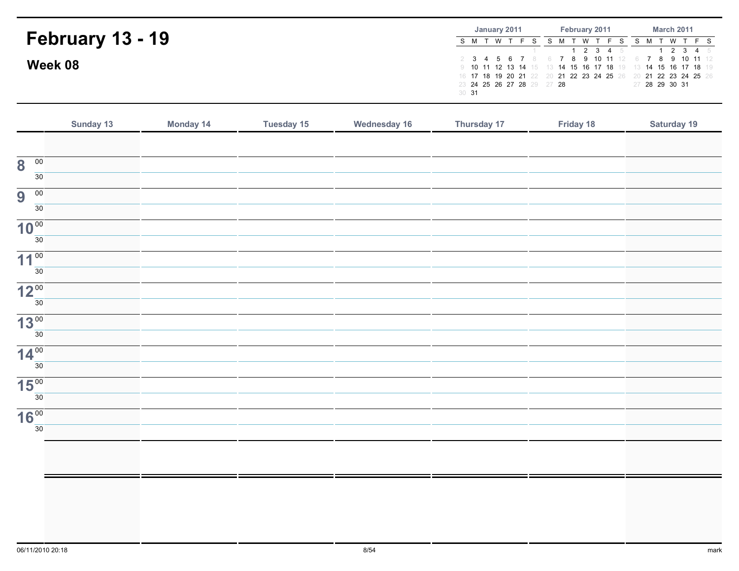# February 13 - 19

## Week 08

**January 2011**

| S | M | T | W | T | F | S |
|---|---|---|---|---|---|---|
| | | | | | | 1 |
| 2 | 3 | 4 | 5 | 6 | 7 | 8 |
| 9 | 10 | 11 | 12 | 13 | 14 | 15 |
| 16 | 17 | 18 | 19 | 20 | 21 | 22 |
| 23 | 24 | 25 | 26 | 27 | 28 | 29 |
| 30 | 31 | | | | | |

**February 2011**

| S | M | T | W | T | F | S |
|---|---|---|---|---|---|---|
| | | 1 | 2 | 3 | 4 | 5 |
| 6 | 7 | 8 | 9 | 10 | 11 | 12 |
| 13 | 14 | 15 | 16 | 17 | 18 | 19 |
| 20 | 21 | 22 | 23 | 24 | 25 | 26 |
| 27 | 28 | | | | | |

**March 2011**

| S | M | T | W | T | F | S |
|---|---|---|---|---|---|---|
| | | 1 | 2 | 3 | 4 | 5 |
| 6 | 7 | 8 | 9 | 10 | 11 | 12 |
| 13 | 14 | 15 | 16 | 17 | 18 | 19 |
| 20 | 21 | 22 | 23 | 24 | 25 | 26 |
| 27 | 28 | 29 | 30 | 31 | | |

| | Sunday 13 | Monday 14 | Tuesday 15 | Wednesday 16 | Thursday 17 | Friday 18 | Saturday 19 |
|---|---|---|---|---|---|---|---|
| | | | | | | | |
| 8 00 | | | | | | | |
| 30 | | | | | | | |
| 9 00 | | | | | | | |
| 30 | | | | | | | |
| 10 00 | | | | | | | |
| 30 | | | | | | | |
| 11 00 | | | | | | | |
| 30 | | | | | | | |
| 12 00 | | | | | | | |
| 30 | | | | | | | |
| 13 00 | | | | | | | |
| 30 | | | | | | | |
| 14 00 | | | | | | | |
| 30 | | | | | | | |
| 15 00 | | | | | | | |
| 30 | | | | | | | |
| 16 00 | | | | | | | |
| 30 | | | | | | | |
| | | | | | | | |
| | | | | | | | |

06/11/2010 20:18 mark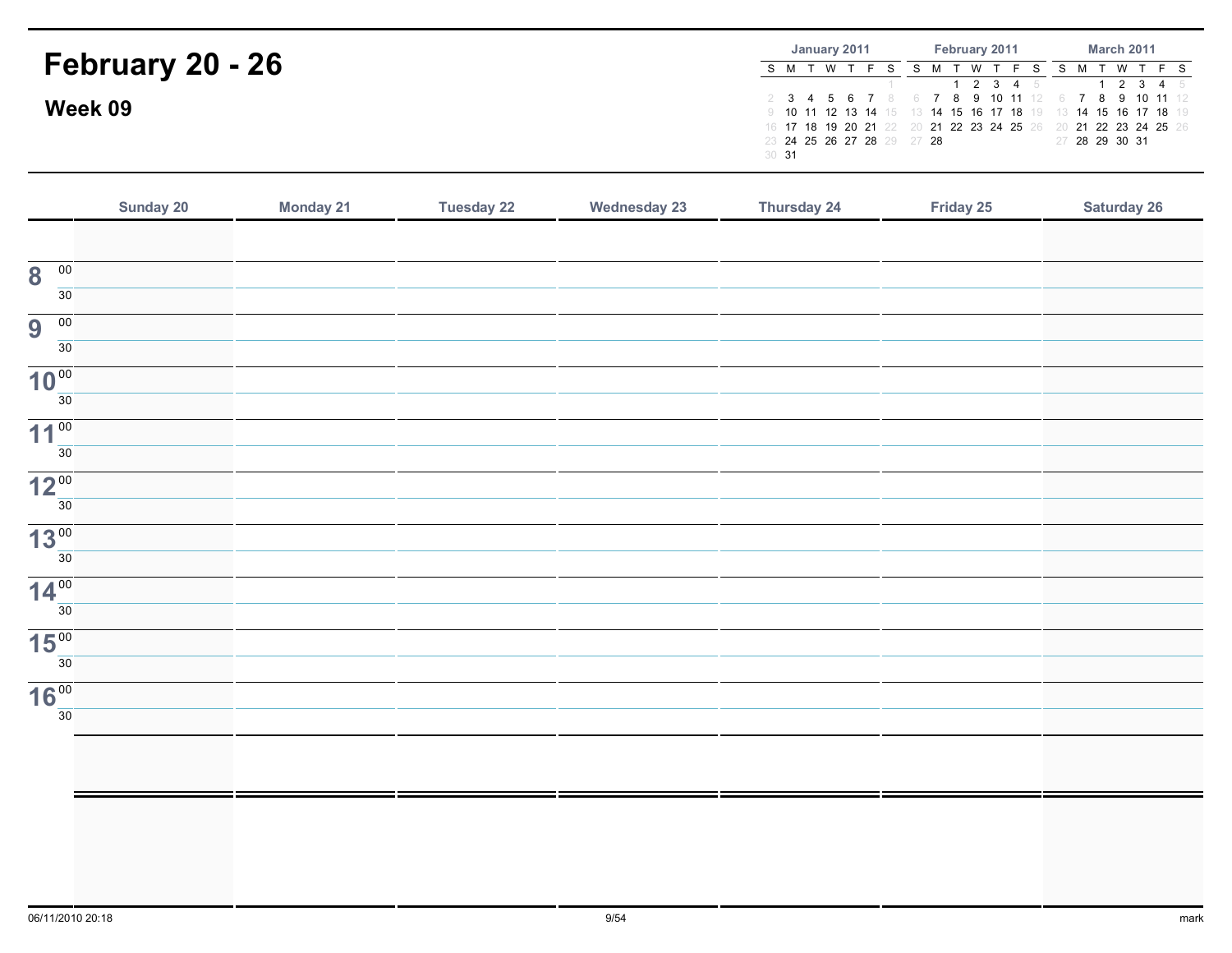# February 20 - 26

## Week 09

**January 2011**

| S | M | T | W | T | F | S |
|---|---|---|---|---|---|---|
| | | | | | | 1 |
| 2 | 3 | 4 | 5 | 6 | 7 | 8 |
| 9 | 10 | 11 | 12 | 13 | 14 | 15 |
| 16 | 17 | 18 | 19 | 20 | 21 | 22 |
| 23 | 24 | 25 | 26 | 27 | 28 | 29 |
| 30 | 31 | | | | | |

**February 2011**

| S | M | T | W | T | F | S |
|---|---|---|---|---|---|---|
| | | 1 | 2 | 3 | 4 | 5 |
| 6 | 7 | 8 | 9 | 10 | 11 | 12 |
| 13 | 14 | 15 | 16 | 17 | 18 | 19 |
| 20 | 21 | 22 | 23 | 24 | 25 | 26 |
| 27 | 28 | | | | | |

**March 2011**

| S | M | T | W | T | F | S |
|---|---|---|---|---|---|---|
| | | 1 | 2 | 3 | 4 | 5 |
| 6 | 7 | 8 | 9 | 10 | 11 | 12 |
| 13 | 14 | 15 | 16 | 17 | 18 | 19 |
| 20 | 21 | 22 | 23 | 24 | 25 | 26 |
| 27 | 28 | 29 | 30 | 31 | | |

| | Sunday 20 | Monday 21 | Tuesday 22 | Wednesday 23 | Thursday 24 | Friday 25 | Saturday 26 |
|---|---|---|---|---|---|---|---|
| | | | | | | | |
| 8 00 | | | | | | | |
| 30 | | | | | | | |
| 9 00 | | | | | | | |
| 30 | | | | | | | |
| 10 00 | | | | | | | |
| 30 | | | | | | | |
| 11 00 | | | | | | | |
| 30 | | | | | | | |
| 12 00 | | | | | | | |
| 30 | | | | | | | |
| 13 00 | | | | | | | |
| 30 | | | | | | | |
| 14 00 | | | | | | | |
| 30 | | | | | | | |
| 15 00 | | | | | | | |
| 30 | | | | | | | |
| 16 00 | | | | | | | |
| 30 | | | | | | | |
| | | | | | | | |
| | | | | | | | |

06/11/2010 20:18 mark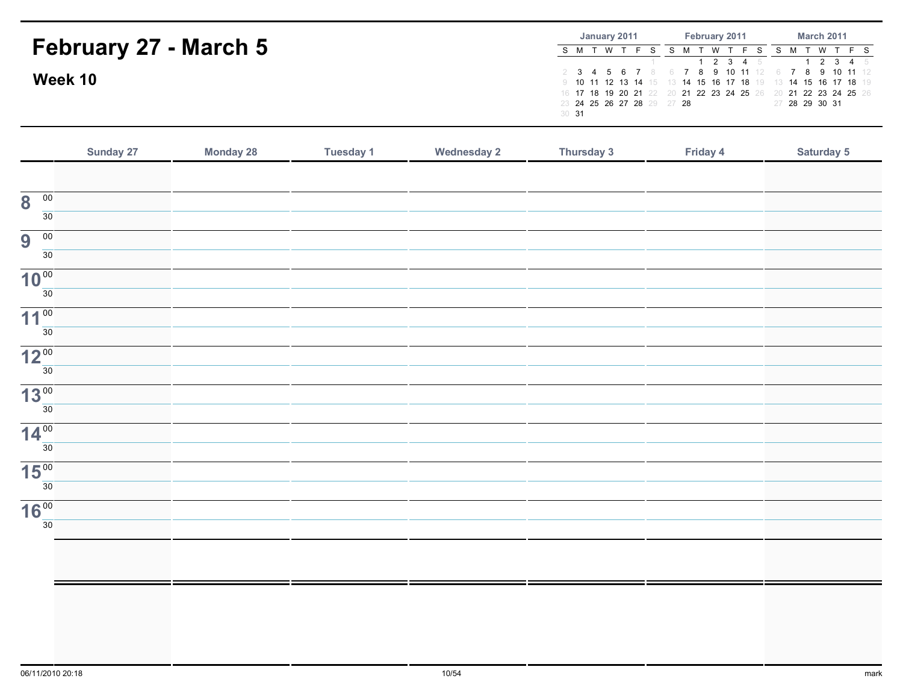# February 27 - March 5

## Week 10

**January 2011**

| S | M | T | W | T | F | S |
|---|---|---|---|---|---|---|
| | | | | | | 1 |
| 2 | 3 | 4 | 5 | 6 | 7 | 8 |
| 9 | 10 | 11 | 12 | 13 | 14 | 15 |
| 16 | 17 | 18 | 19 | 20 | 21 | 22 |
| 23 | 24 | 25 | 26 | 27 | 28 | 29 |
| 30 | 31 | | | | | |

**February 2011**

| S | M | T | W | T | F | S |
|---|---|---|---|---|---|---|
| | | 1 | 2 | 3 | 4 | 5 |
| 6 | 7 | 8 | 9 | 10 | 11 | 12 |
| 13 | 14 | 15 | 16 | 17 | 18 | 19 |
| 20 | 21 | 22 | 23 | 24 | 25 | 26 |
| 27 | 28 | | | | | |

**March 2011**

| S | M | T | W | T | F | S |
|---|---|---|---|---|---|---|
| | | 1 | 2 | 3 | 4 | 5 |
| 6 | 7 | 8 | 9 | 10 | 11 | 12 |
| 13 | 14 | 15 | 16 | 17 | 18 | 19 |
| 20 | 21 | 22 | 23 | 24 | 25 | 26 |
| 27 | 28 | 29 | 30 | 31 | | |

| | Sunday 27 | Monday 28 | Tuesday 1 | Wednesday 2 | Thursday 3 | Friday 4 | Saturday 5 |
|---|---|---|---|---|---|---|---|
| | | | | | | | |
| 8 00 | | | | | | | |
| 30 | | | | | | | |
| 9 00 | | | | | | | |
| 30 | | | | | | | |
| 10 00 | | | | | | | |
| 30 | | | | | | | |
| 11 00 | | | | | | | |
| 30 | | | | | | | |
| 12 00 | | | | | | | |
| 30 | | | | | | | |
| 13 00 | | | | | | | |
| 30 | | | | | | | |
| 14 00 | | | | | | | |
| 30 | | | | | | | |
| 15 00 | | | | | | | |
| 30 | | | | | | | |
| 16 00 | | | | | | | |
| 30 | | | | | | | |
| | | | | | | | |
| | | | | | | | |

06/11/2010 20:18 mark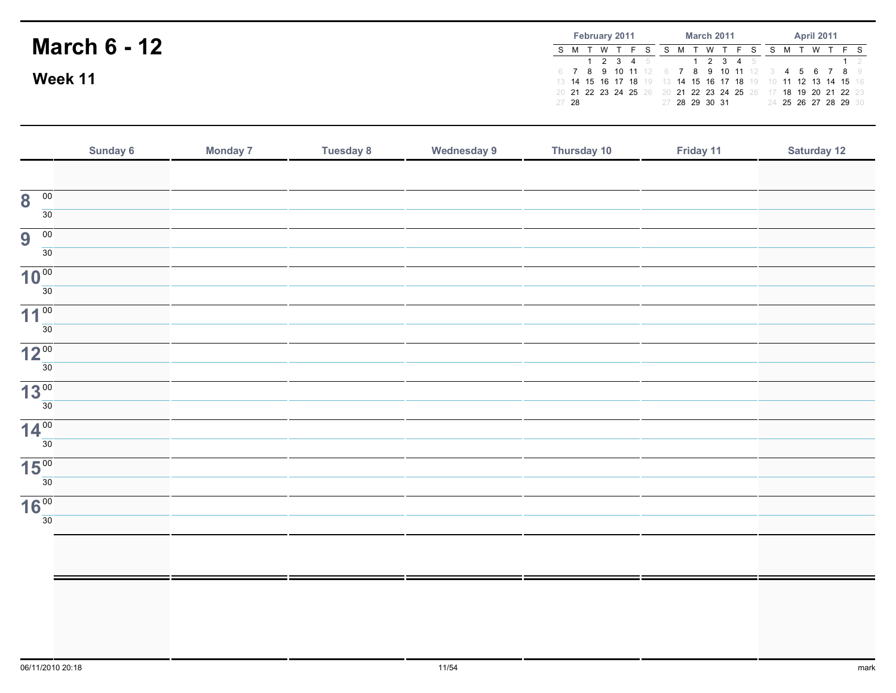# March 6 - 12

## Week 11

**February 2011**

| S | M | T | W | T | F | S |
|---|---|---|---|---|---|---|
| | | 1 | 2 | 3 | 4 | 5 |
| 6 | 7 | 8 | 9 | 10 | 11 | 12 |
| 13 | 14 | 15 | 16 | 17 | 18 | 19 |
| 20 | 21 | 22 | 23 | 24 | 25 | 26 |
| 27 | 28 | | | | | |

**March 2011**

| S | M | T | W | T | F | S |
|---|---|---|---|---|---|---|
| | | 1 | 2 | 3 | 4 | 5 |
| 6 | 7 | 8 | 9 | 10 | 11 | 12 |
| 13 | 14 | 15 | 16 | 17 | 18 | 19 |
| 20 | 21 | 22 | 23 | 24 | 25 | 26 |
| 27 | 28 | 29 | 30 | 31 | | |

**April 2011**

| S | M | T | W | T | F | S |
|---|---|---|---|---|---|---|
| | | | | | 1 | 2 |
| 3 | 4 | 5 | 6 | 7 | 8 | 9 |
| 10 | 11 | 12 | 13 | 14 | 15 | 16 |
| 17 | 18 | 19 | 20 | 21 | 22 | 23 |
| 24 | 25 | 26 | 27 | 28 | 29 | 30 |

| | Sunday 6 | Monday 7 | Tuesday 8 | Wednesday 9 | Thursday 10 | Friday 11 | Saturday 12 |
|---|---|---|---|---|---|---|---|
| | | | | | | | |
| 8 00 | | | | | | | |
| 30 | | | | | | | |
| 9 00 | | | | | | | |
| 30 | | | | | | | |
| 10 00 | | | | | | | |
| 30 | | | | | | | |
| 11 00 | | | | | | | |
| 30 | | | | | | | |
| 12 00 | | | | | | | |
| 30 | | | | | | | |
| 13 00 | | | | | | | |
| 30 | | | | | | | |
| 14 00 | | | | | | | |
| 30 | | | | | | | |
| 15 00 | | | | | | | |
| 30 | | | | | | | |
| 16 00 | | | | | | | |
| 30 | | | | | | | |
| | | | | | | | |
| | | | | | | | |

06/11/2010 20:18

mark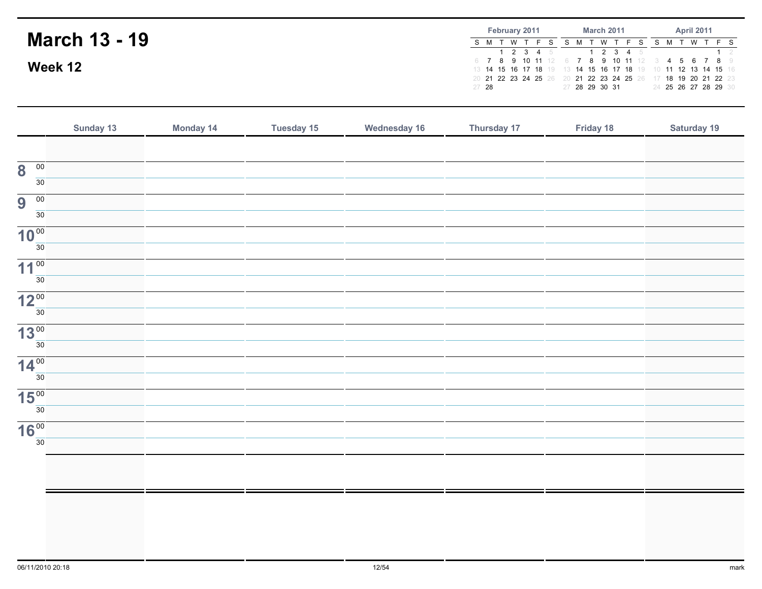# March 13 - 19

## Week 12

| February 2011 | | | | | | |
|---|---|---|---|---|---|---|
| S | M | T | W | T | F | S |
| | | 1 | 2 | 3 | 4 | 5 |
| 6 | 7 | 8 | 9 | 10 | 11 | 12 |
| 13 | 14 | 15 | 16 | 17 | 18 | 19 |
| 20 | 21 | 22 | 23 | 24 | 25 | 26 |
| 27 | 28 | | | | | |

| March 2011 | | | | | | |
|---|---|---|---|---|---|---|
| S | M | T | W | T | F | S |
| | | 1 | 2 | 3 | 4 | 5 |
| 6 | 7 | 8 | 9 | 10 | 11 | 12 |
| 13 | 14 | 15 | 16 | 17 | 18 | 19 |
| 20 | 21 | 22 | 23 | 24 | 25 | 26 |
| 27 | 28 | 29 | 30 | 31 | | |

| April 2011 | | | | | | |
|---|---|---|---|---|---|---|
| S | M | T | W | T | F | S |
| | | | | | 1 | 2 |
| 3 | 4 | 5 | 6 | 7 | 8 | 9 |
| 10 | 11 | 12 | 13 | 14 | 15 | 16 |
| 17 | 18 | 19 | 20 | 21 | 22 | 23 |
| 24 | 25 | 26 | 27 | 28 | 29 | 30 |

| | Sunday 13 | Monday 14 | Tuesday 15 | Wednesday 16 | Thursday 17 | Friday 18 | Saturday 19 |
|---|---|---|---|---|---|---|---|
| | | | | | | | |
| 8 00 | | | | | | | |
| 30 | | | | | | | |
| 9 00 | | | | | | | |
| 30 | | | | | | | |
| 10 00 | | | | | | | |
| 30 | | | | | | | |
| 11 00 | | | | | | | |
| 30 | | | | | | | |
| 12 00 | | | | | | | |
| 30 | | | | | | | |
| 13 00 | | | | | | | |
| 30 | | | | | | | |
| 14 00 | | | | | | | |
| 30 | | | | | | | |
| 15 00 | | | | | | | |
| 30 | | | | | | | |
| 16 00 | | | | | | | |
| 30 | | | | | | | |
| | | | | | | | |
| | | | | | | | |

06/11/2010 20:18

mark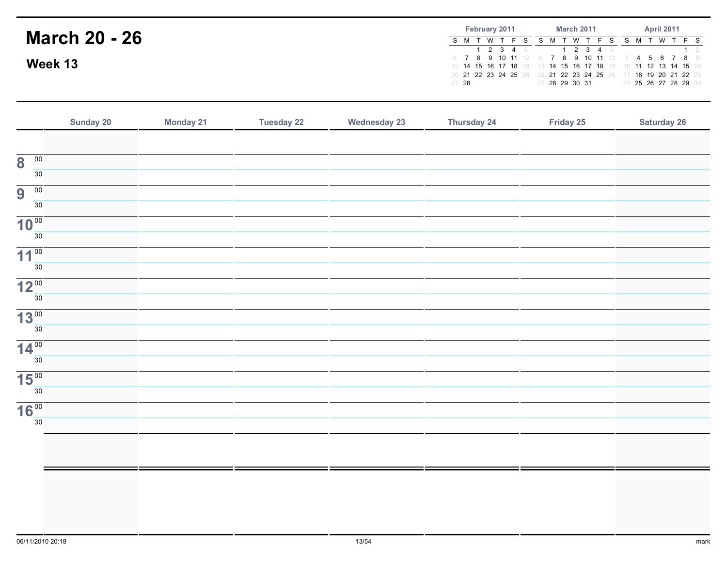# March 20 - 26

## Week 13

**February 2011**

| S | M | T | W | T | F | S |
|---|---|---|---|---|---|---|
| | | 1 | 2 | 3 | 4 | 5 |
| 6 | 7 | 8 | 9 | 10 | 11 | 12 |
| 13 | 14 | 15 | 16 | 17 | 18 | 19 |
| 20 | 21 | 22 | 23 | 24 | 25 | 26 |
| 27 | 28 | | | | | |

**March 2011**

| S | M | T | W | T | F | S |
|---|---|---|---|---|---|---|
| | | 1 | 2 | 3 | 4 | 5 |
| 6 | 7 | 8 | 9 | 10 | 11 | 12 |
| 13 | 14 | 15 | 16 | 17 | 18 | 19 |
| 20 | 21 | 22 | 23 | 24 | 25 | 26 |
| 27 | 28 | 29 | 30 | 31 | | |

**April 2011**

| S | M | T | W | T | F | S |
|---|---|---|---|---|---|---|
| | | | | | 1 | 2 |
| 3 | 4 | 5 | 6 | 7 | 8 | 9 |
| 10 | 11 | 12 | 13 | 14 | 15 | 16 |
| 17 | 18 | 19 | 20 | 21 | 22 | 23 |
| 24 | 25 | 26 | 27 | 28 | 29 | 30 |

| | Sunday 20 | Monday 21 | Tuesday 22 | Wednesday 23 | Thursday 24 | Friday 25 | Saturday 26 |
|---|---|---|---|---|---|---|---|
| | | | | | | | |
| 8 00 | | | | | | | |
| 30 | | | | | | | |
| 9 00 | | | | | | | |
| 30 | | | | | | | |
| 10 00 | | | | | | | |
| 30 | | | | | | | |
| 11 00 | | | | | | | |
| 30 | | | | | | | |
| 12 00 | | | | | | | |
| 30 | | | | | | | |
| 13 00 | | | | | | | |
| 30 | | | | | | | |
| 14 00 | | | | | | | |
| 30 | | | | | | | |
| 15 00 | | | | | | | |
| 30 | | | | | | | |
| 16 00 | | | | | | | |
| 30 | | | | | | | |
| | | | | | | | |
| | | | | | | | |

06/11/2010 20:18

mark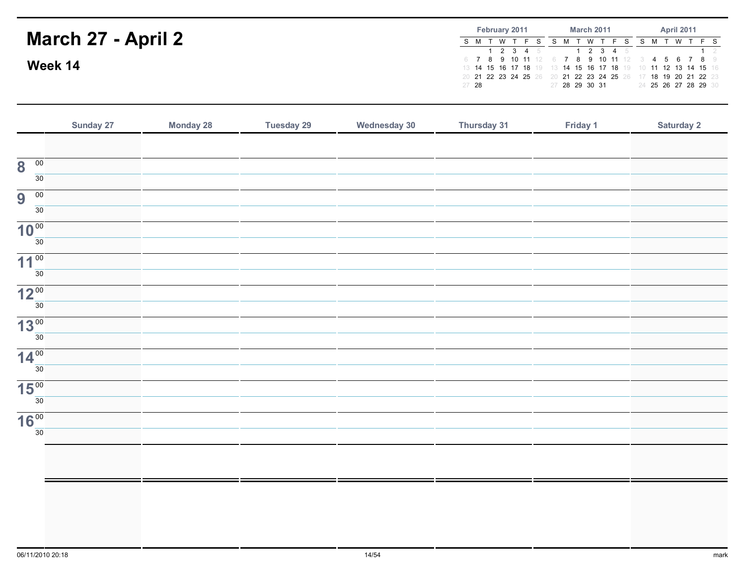# March 27 - April 2

## Week 14

**February 2011**

| S | M | T | W | T | F | S |
|---|---|---|---|---|---|---|
| | | 1 | 2 | 3 | 4 | 5 |
| 6 | 7 | 8 | 9 | 10 | 11 | 12 |
| 13 | 14 | 15 | 16 | 17 | 18 | 19 |
| 20 | 21 | 22 | 23 | 24 | 25 | 26 |
| 27 | 28 | | | | | |

**March 2011**

| S | M | T | W | T | F | S |
|---|---|---|---|---|---|---|
| | | 1 | 2 | 3 | 4 | 5 |
| 6 | 7 | 8 | 9 | 10 | 11 | 12 |
| 13 | 14 | 15 | 16 | 17 | 18 | 19 |
| 20 | 21 | 22 | 23 | 24 | 25 | 26 |
| 27 | 28 | 29 | 30 | 31 | | |

**April 2011**

| S | M | T | W | T | F | S |
|---|---|---|---|---|---|---|
| | | | | | 1 | 2 |
| 3 | 4 | 5 | 6 | 7 | 8 | 9 |
| 10 | 11 | 12 | 13 | 14 | 15 | 16 |
| 17 | 18 | 19 | 20 | 21 | 22 | 23 |
| 24 | 25 | 26 | 27 | 28 | 29 | 30 |

| | Sunday 27 | Monday 28 | Tuesday 29 | Wednesday 30 | Thursday 31 | Friday 1 | Saturday 2 |
|---|---|---|---|---|---|---|---|
| | | | | | | | |
| 8 00 | | | | | | | |
| 30 | | | | | | | |
| 9 00 | | | | | | | |
| 30 | | | | | | | |
| 10 00 | | | | | | | |
| 30 | | | | | | | |
| 11 00 | | | | | | | |
| 30 | | | | | | | |
| 12 00 | | | | | | | |
| 30 | | | | | | | |
| 13 00 | | | | | | | |
| 30 | | | | | | | |
| 14 00 | | | | | | | |
| 30 | | | | | | | |
| 15 00 | | | | | | | |
| 30 | | | | | | | |
| 16 00 | | | | | | | |
| 30 | | | | | | | |
| | | | | | | | |
| | | | | | | | |

06/11/2010 20:18

mark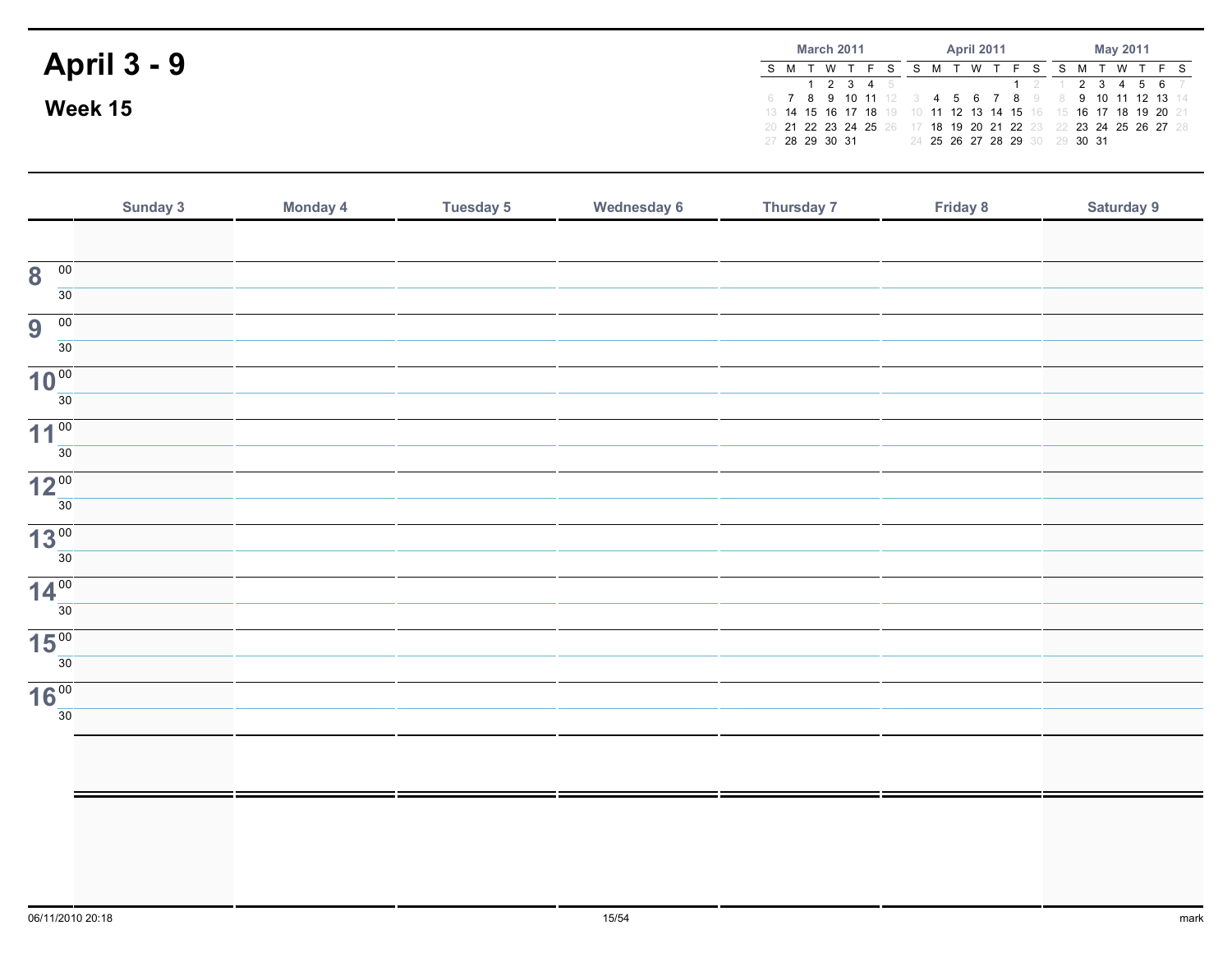# April 3 - 9

## Week 15

**March 2011**

| S | M | T | W | T | F | S |
|---|---|---|---|---|---|---|
| | | 1 | 2 | 3 | 4 | 5 |
| 6 | 7 | 8 | 9 | 10 | 11 | 12 |
| 13 | 14 | 15 | 16 | 17 | 18 | 19 |
| 20 | 21 | 22 | 23 | 24 | 25 | 26 |
| 27 | 28 | 29 | 30 | 31 | | |

**April 2011**

| S | M | T | W | T | F | S |
|---|---|---|---|---|---|---|
| | | | | | 1 | 2 |
| 3 | 4 | 5 | 6 | 7 | 8 | 9 |
| 10 | 11 | 12 | 13 | 14 | 15 | 16 |
| 17 | 18 | 19 | 20 | 21 | 22 | 23 |
| 24 | 25 | 26 | 27 | 28 | 29 | 30 |

**May 2011**

| S | M | T | W | T | F | S |
|---|---|---|---|---|---|---|
| 1 | 2 | 3 | 4 | 5 | 6 | 7 |
| 8 | 9 | 10 | 11 | 12 | 13 | 14 |
| 15 | 16 | 17 | 18 | 19 | 20 | 21 |
| 22 | 23 | 24 | 25 | 26 | 27 | 28 |
| 29 | 30 | 31 | | | | |

| | Sunday 3 | Monday 4 | Tuesday 5 | Wednesday 6 | Thursday 7 | Friday 8 | Saturday 9 |
|---|---|---|---|---|---|---|---|
| | | | | | | | |
| 8 00 | | | | | | | |
| 30 | | | | | | | |
| 9 00 | | | | | | | |
| 30 | | | | | | | |
| 10 00 | | | | | | | |
| 30 | | | | | | | |
| 11 00 | | | | | | | |
| 30 | | | | | | | |
| 12 00 | | | | | | | |
| 30 | | | | | | | |
| 13 00 | | | | | | | |
| 30 | | | | | | | |
| 14 00 | | | | | | | |
| 30 | | | | | | | |
| 15 00 | | | | | | | |
| 30 | | | | | | | |
| 16 00 | | | | | | | |
| 30 | | | | | | | |
| | | | | | | | |
| | | | | | | | |

06/11/2010 20:18

mark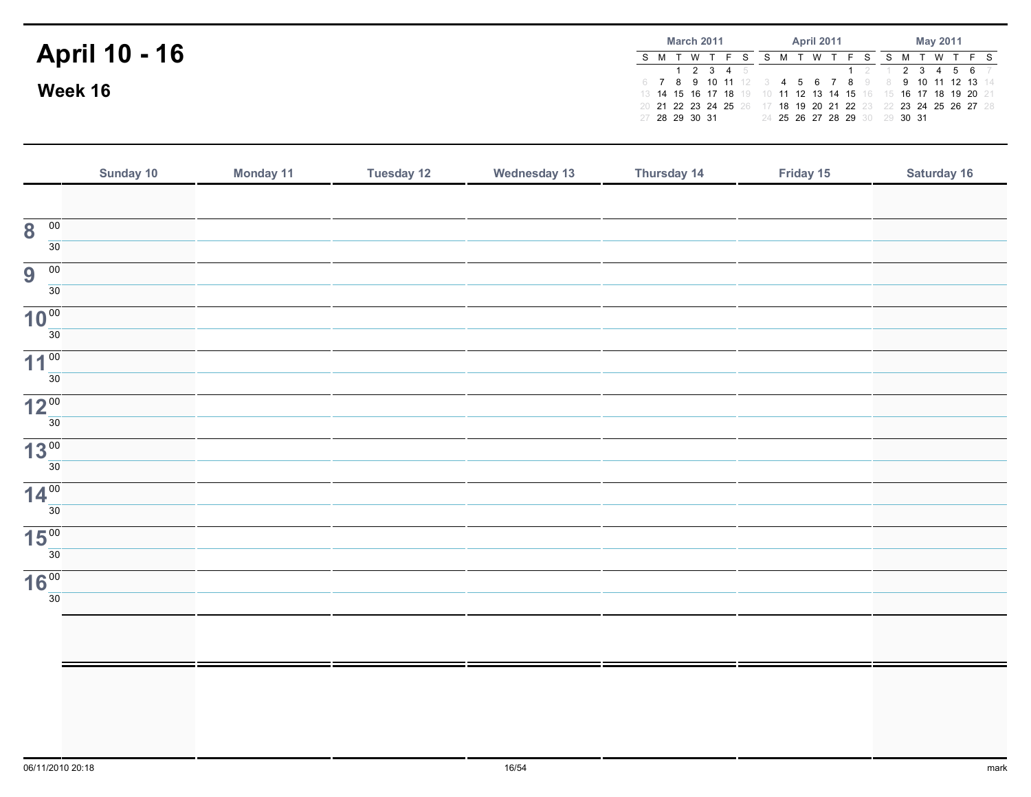# April 10 - 16

## Week 16

**March 2011**

| S | M | T | W | T | F | S |
|---|---|---|---|---|---|---|
| | | 1 | 2 | 3 | 4 | 5 |
| 6 | 7 | 8 | 9 | 10 | 11 | 12 |
| 13 | 14 | 15 | 16 | 17 | 18 | 19 |
| 20 | 21 | 22 | 23 | 24 | 25 | 26 |
| 27 | 28 | 29 | 30 | 31 | | |

**April 2011**

| S | M | T | W | T | F | S |
|---|---|---|---|---|---|---|
| | | | | | 1 | 2 |
| 3 | 4 | 5 | 6 | 7 | 8 | 9 |
| 10 | 11 | 12 | 13 | 14 | 15 | 16 |
| 17 | 18 | 19 | 20 | 21 | 22 | 23 |
| 24 | 25 | 26 | 27 | 28 | 29 | 30 |

**May 2011**

| S | M | T | W | T | F | S |
|---|---|---|---|---|---|---|
| 1 | 2 | 3 | 4 | 5 | 6 | 7 |
| 8 | 9 | 10 | 11 | 12 | 13 | 14 |
| 15 | 16 | 17 | 18 | 19 | 20 | 21 |
| 22 | 23 | 24 | 25 | 26 | 27 | 28 |
| 29 | 30 | 31 | | | | |

| | Sunday 10 | Monday 11 | Tuesday 12 | Wednesday 13 | Thursday 14 | Friday 15 | Saturday 16 |
|---|---|---|---|---|---|---|---|
| | | | | | | | |
| 8 00 | | | | | | | |
| 30 | | | | | | | |
| 9 00 | | | | | | | |
| 30 | | | | | | | |
| 10 00 | | | | | | | |
| 30 | | | | | | | |
| 11 00 | | | | | | | |
| 30 | | | | | | | |
| 12 00 | | | | | | | |
| 30 | | | | | | | |
| 13 00 | | | | | | | |
| 30 | | | | | | | |
| 14 00 | | | | | | | |
| 30 | | | | | | | |
| 15 00 | | | | | | | |
| 30 | | | | | | | |
| 16 00 | | | | | | | |
| 30 | | | | | | | |
| | | | | | | | |
| | | | | | | | |

06/11/2010 20:18

mark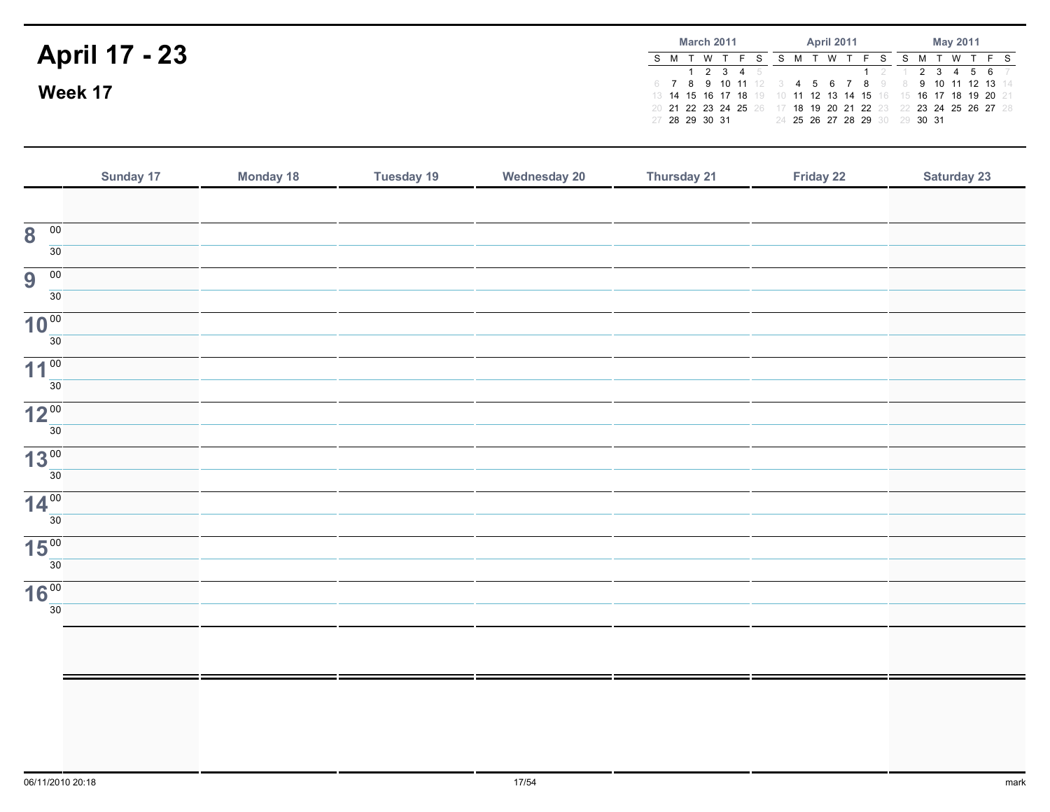# April 17 - 23

## Week 17

| March 2011 | | | | | | |
|---|---|---|---|---|---|---|
| S | M | T | W | T | F | S |
| | | 1 | 2 | 3 | 4 | 5 |
| 6 | 7 | 8 | 9 | 10 | 11 | 12 |
| 13 | 14 | 15 | 16 | 17 | 18 | 19 |
| 20 | 21 | 22 | 23 | 24 | 25 | 26 |
| 27 | 28 | 29 | 30 | 31 | | |

| April 2011 | | | | | | |
|---|---|---|---|---|---|---|
| S | M | T | W | T | F | S |
| | | | | | 1 | 2 |
| 3 | 4 | 5 | 6 | 7 | 8 | 9 |
| 10 | 11 | 12 | 13 | 14 | 15 | 16 |
| 17 | 18 | 19 | 20 | 21 | 22 | 23 |
| 24 | 25 | 26 | 27 | 28 | 29 | 30 |

| May 2011 | | | | | | |
|---|---|---|---|---|---|---|
| S | M | T | W | T | F | S |
| 1 | 2 | 3 | 4 | 5 | 6 | 7 |
| 8 | 9 | 10 | 11 | 12 | 13 | 14 |
| 15 | 16 | 17 | 18 | 19 | 20 | 21 |
| 22 | 23 | 24 | 25 | 26 | 27 | 28 |
| 29 | 30 | 31 | | | | |

| | Sunday 17 | Monday 18 | Tuesday 19 | Wednesday 20 | Thursday 21 | Friday 22 | Saturday 23 |
|---|---|---|---|---|---|---|---|
| | | | | | | | |
| 8 00 | | | | | | | |
| 30 | | | | | | | |
| 9 00 | | | | | | | |
| 30 | | | | | | | |
| 10 00 | | | | | | | |
| 30 | | | | | | | |
| 11 00 | | | | | | | |
| 30 | | | | | | | |
| 12 00 | | | | | | | |
| 30 | | | | | | | |
| 13 00 | | | | | | | |
| 30 | | | | | | | |
| 14 00 | | | | | | | |
| 30 | | | | | | | |
| 15 00 | | | | | | | |
| 30 | | | | | | | |
| 16 00 | | | | | | | |
| 30 | | | | | | | |
| | | | | | | | |
| | | | | | | | |

06/11/2010 20:18 mark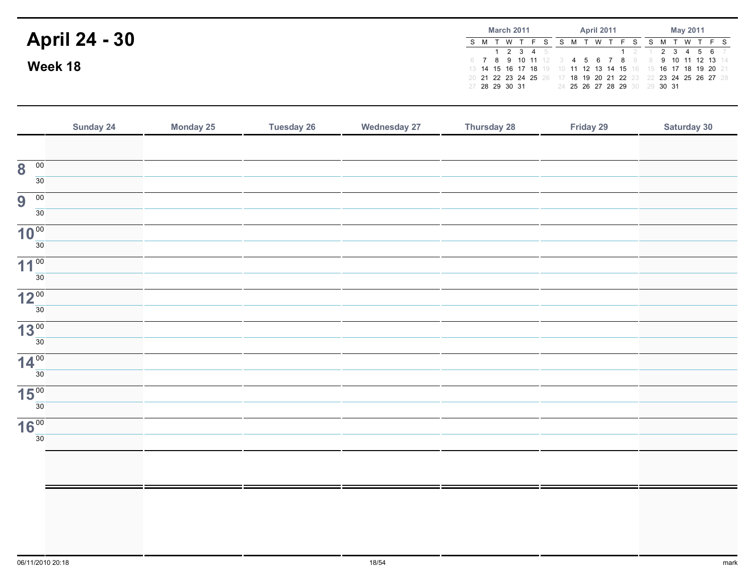# April 24 - 30

## Week 18

| March 2011 | | | | | | |
|---|---|---|---|---|---|---|
| S | M | T | W | T | F | S |
| | | 1 | 2 | 3 | 4 | 5 |
| 6 | 7 | 8 | 9 | 10 | 11 | 12 |
| 13 | 14 | 15 | 16 | 17 | 18 | 19 |
| 20 | 21 | 22 | 23 | 24 | 25 | 26 |
| 27 | 28 | 29 | 30 | 31 | | |

| April 2011 | | | | | | |
|---|---|---|---|---|---|---|
| S | M | T | W | T | F | S |
| | | | | | 1 | 2 |
| 3 | 4 | 5 | 6 | 7 | 8 | 9 |
| 10 | 11 | 12 | 13 | 14 | 15 | 16 |
| 17 | 18 | 19 | 20 | 21 | 22 | 23 |
| 24 | 25 | 26 | 27 | 28 | 29 | 30 |

| May 2011 | | | | | | |
|---|---|---|---|---|---|---|
| S | M | T | W | T | F | S |
| 1 | 2 | 3 | 4 | 5 | 6 | 7 |
| 8 | 9 | 10 | 11 | 12 | 13 | 14 |
| 15 | 16 | 17 | 18 | 19 | 20 | 21 |
| 22 | 23 | 24 | 25 | 26 | 27 | 28 |
| 29 | 30 | 31 | | | | |

| | Sunday 24 | Monday 25 | Tuesday 26 | Wednesday 27 | Thursday 28 | Friday 29 | Saturday 30 |
|---|---|---|---|---|---|---|---|
| | | | | | | | |
| 8 00 | | | | | | | |
| 30 | | | | | | | |
| 9 00 | | | | | | | |
| 30 | | | | | | | |
| 10 00 | | | | | | | |
| 30 | | | | | | | |
| 11 00 | | | | | | | |
| 30 | | | | | | | |
| 12 00 | | | | | | | |
| 30 | | | | | | | |
| 13 00 | | | | | | | |
| 30 | | | | | | | |
| 14 00 | | | | | | | |
| 30 | | | | | | | |
| 15 00 | | | | | | | |
| 30 | | | | | | | |
| 16 00 | | | | | | | |
| 30 | | | | | | | |
| | | | | | | | |
| | | | | | | | |

06/11/2010 20:18

mark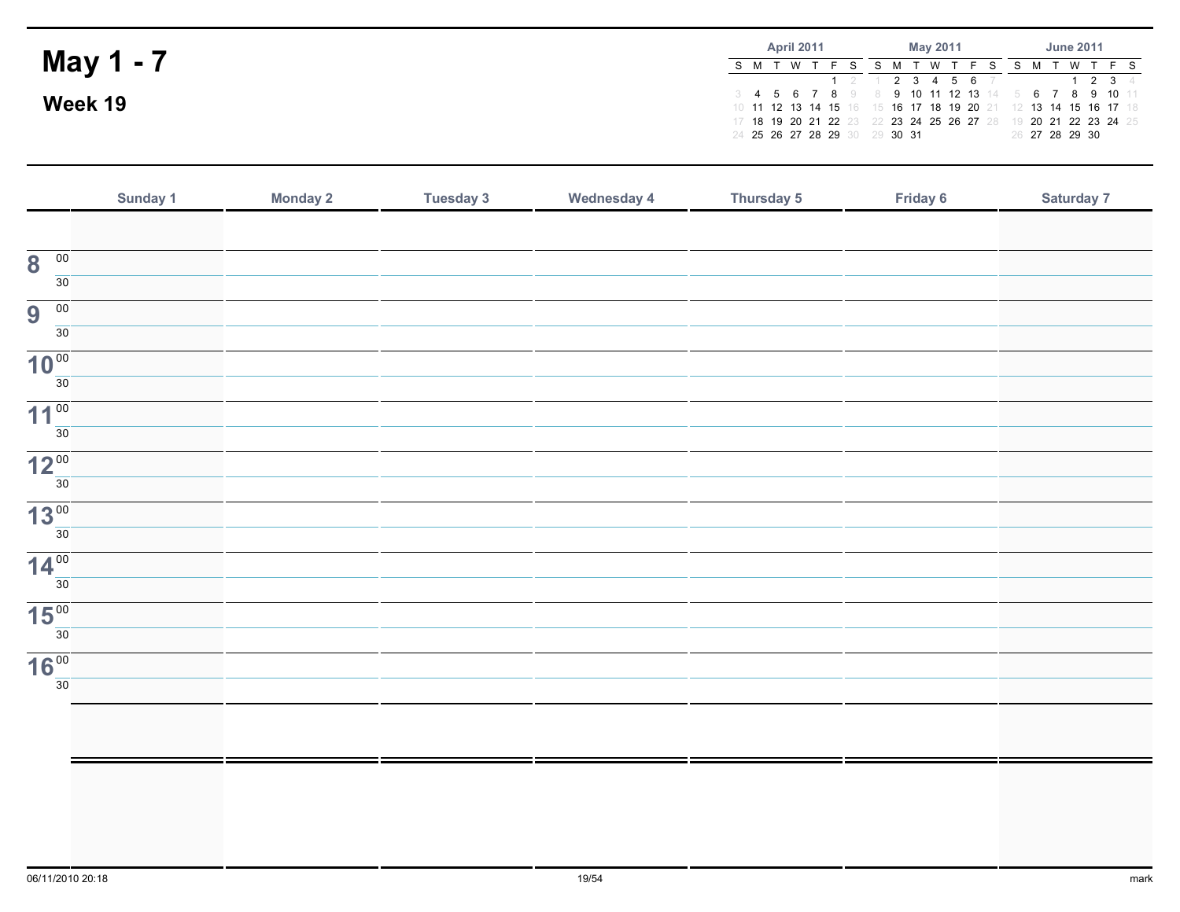# May 1 - 7

## Week 19

**April 2011**

| S | M | T | W | T | F | S |
|---|---|---|---|---|---|---|
| | | | | | 1 | 2 |
| 3 | 4 | 5 | 6 | 7 | 8 | 9 |
| 10 | 11 | 12 | 13 | 14 | 15 | 16 |
| 17 | 18 | 19 | 20 | 21 | 22 | 23 |
| 24 | 25 | 26 | 27 | 28 | 29 | 30 |

**May 2011**

| S | M | T | W | T | F | S |
|---|---|---|---|---|---|---|
| 1 | 2 | 3 | 4 | 5 | 6 | 7 |
| 8 | 9 | 10 | 11 | 12 | 13 | 14 |
| 15 | 16 | 17 | 18 | 19 | 20 | 21 |
| 22 | 23 | 24 | 25 | 26 | 27 | 28 |
| 29 | 30 | 31 | | | | |

**June 2011**

| S | M | T | W | T | F | S |
|---|---|---|---|---|---|---|
| | | | 1 | 2 | 3 | 4 |
| 5 | 6 | 7 | 8 | 9 | 10 | 11 |
| 12 | 13 | 14 | 15 | 16 | 17 | 18 |
| 19 | 20 | 21 | 22 | 23 | 24 | 25 |
| 26 | 27 | 28 | 29 | 30 | | |

| | Sunday 1 | Monday 2 | Tuesday 3 | Wednesday 4 | Thursday 5 | Friday 6 | Saturday 7 |
|---|---|---|---|---|---|---|---|
| | | | | | | | |
| 8 00 | | | | | | | |
| 30 | | | | | | | |
| 9 00 | | | | | | | |
| 30 | | | | | | | |
| 10 00 | | | | | | | |
| 30 | | | | | | | |
| 11 00 | | | | | | | |
| 30 | | | | | | | |
| 12 00 | | | | | | | |
| 30 | | | | | | | |
| 13 00 | | | | | | | |
| 30 | | | | | | | |
| 14 00 | | | | | | | |
| 30 | | | | | | | |
| 15 00 | | | | | | | |
| 30 | | | | | | | |
| 16 00 | | | | | | | |
| 30 | | | | | | | |
| | | | | | | | |
| | | | | | | | |

06/11/2010 20:18

mark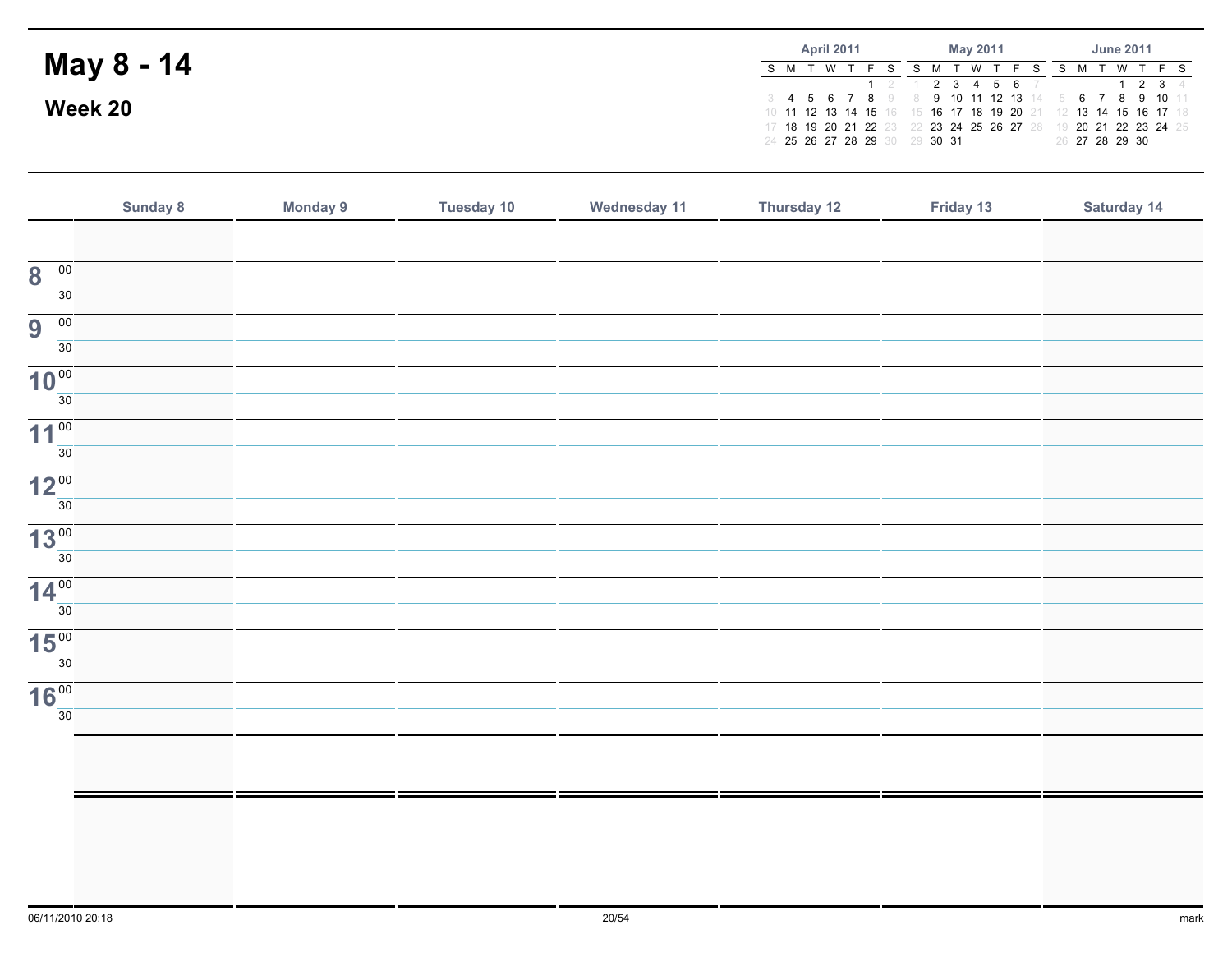# May 8 - 14

## Week 20

| April 2011 | | | | | | |
|---|---|---|---|---|---|---|
| S | M | T | W | T | F | S |
| | | | | | 1 | 2 |
| 3 | 4 | 5 | 6 | 7 | 8 | 9 |
| 10 | 11 | 12 | 13 | 14 | 15 | 16 |
| 17 | 18 | 19 | 20 | 21 | 22 | 23 |
| 24 | 25 | 26 | 27 | 28 | 29 | 30 |

| May 2011 | | | | | | |
|---|---|---|---|---|---|---|
| S | M | T | W | T | F | S |
| 1 | 2 | 3 | 4 | 5 | 6 | 7 |
| 8 | 9 | 10 | 11 | 12 | 13 | 14 |
| 15 | 16 | 17 | 18 | 19 | 20 | 21 |
| 22 | 23 | 24 | 25 | 26 | 27 | 28 |
| 29 | 30 | 31 | | | | |

| June 2011 | | | | | | |
|---|---|---|---|---|---|---|
| S | M | T | W | T | F | S |
| | | | 1 | 2 | 3 | 4 |
| 5 | 6 | 7 | 8 | 9 | 10 | 11 |
| 12 | 13 | 14 | 15 | 16 | 17 | 18 |
| 19 | 20 | 21 | 22 | 23 | 24 | 25 |
| 26 | 27 | 28 | 29 | 30 | | |

| | Sunday 8 | Monday 9 | Tuesday 10 | Wednesday 11 | Thursday 12 | Friday 13 | Saturday 14 |
|---|---|---|---|---|---|---|---|
| | | | | | | | |
| 8 00 | | | | | | | |
| 30 | | | | | | | |
| 9 00 | | | | | | | |
| 30 | | | | | | | |
| 10 00 | | | | | | | |
| 30 | | | | | | | |
| 11 00 | | | | | | | |
| 30 | | | | | | | |
| 12 00 | | | | | | | |
| 30 | | | | | | | |
| 13 00 | | | | | | | |
| 30 | | | | | | | |
| 14 00 | | | | | | | |
| 30 | | | | | | | |
| 15 00 | | | | | | | |
| 30 | | | | | | | |
| 16 00 | | | | | | | |
| 30 | | | | | | | |
| | | | | | | | |
| | | | | | | | |

06/11/2010 20:18

mark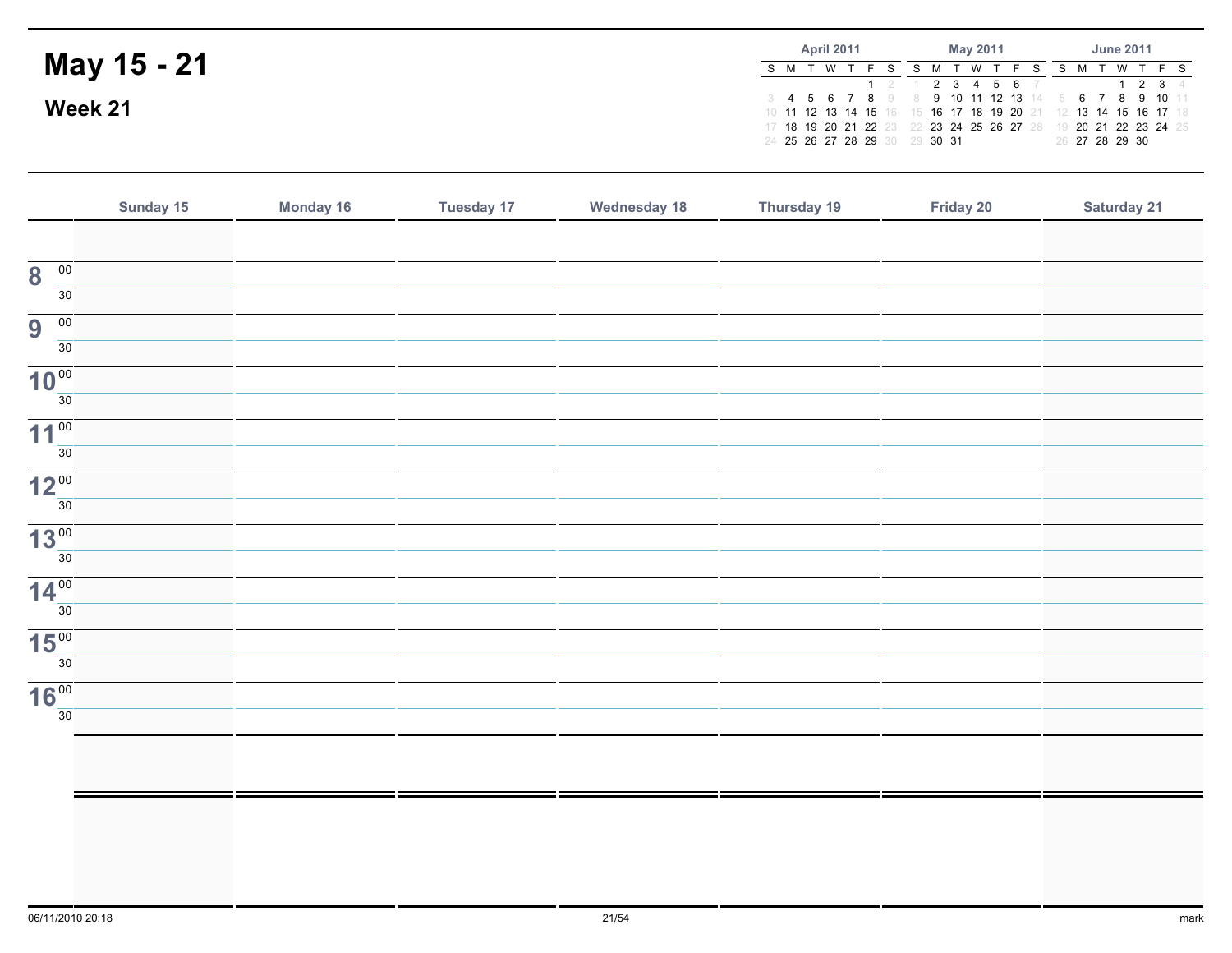# May 15 - 21

## Week 21

| April 2011 | | | | | | |
|---|---|---|---|---|---|---|
| S | M | T | W | T | F | S |
| | | | | | 1 | 2 |
| 3 | 4 | 5 | 6 | 7 | 8 | 9 |
| 10 | 11 | 12 | 13 | 14 | 15 | 16 |
| 17 | 18 | 19 | 20 | 21 | 22 | 23 |
| 24 | 25 | 26 | 27 | 28 | 29 | 30 |

| May 2011 | | | | | | |
|---|---|---|---|---|---|---|
| S | M | T | W | T | F | S |
| 1 | 2 | 3 | 4 | 5 | 6 | 7 |
| 8 | 9 | 10 | 11 | 12 | 13 | 14 |
| 15 | 16 | 17 | 18 | 19 | 20 | 21 |
| 22 | 23 | 24 | 25 | 26 | 27 | 28 |
| 29 | 30 | 31 | | | | |

| June 2011 | | | | | | |
|---|---|---|---|---|---|---|
| S | M | T | W | T | F | S |
| | | | 1 | 2 | 3 | 4 |
| 5 | 6 | 7 | 8 | 9 | 10 | 11 |
| 12 | 13 | 14 | 15 | 16 | 17 | 18 |
| 19 | 20 | 21 | 22 | 23 | 24 | 25 |
| 26 | 27 | 28 | 29 | 30 | | |

| | Sunday 15 | Monday 16 | Tuesday 17 | Wednesday 18 | Thursday 19 | Friday 20 | Saturday 21 |
|---|---|---|---|---|---|---|---|
| | | | | | | | |
| 8 00 | | | | | | | |
| 30 | | | | | | | |
| 9 00 | | | | | | | |
| 30 | | | | | | | |
| 10 00 | | | | | | | |
| 30 | | | | | | | |
| 11 00 | | | | | | | |
| 30 | | | | | | | |
| 12 00 | | | | | | | |
| 30 | | | | | | | |
| 13 00 | | | | | | | |
| 30 | | | | | | | |
| 14 00 | | | | | | | |
| 30 | | | | | | | |
| 15 00 | | | | | | | |
| 30 | | | | | | | |
| 16 00 | | | | | | | |
| 30 | | | | | | | |
| | | | | | | | |
| | | | | | | | |

06/11/2010 20:18

mark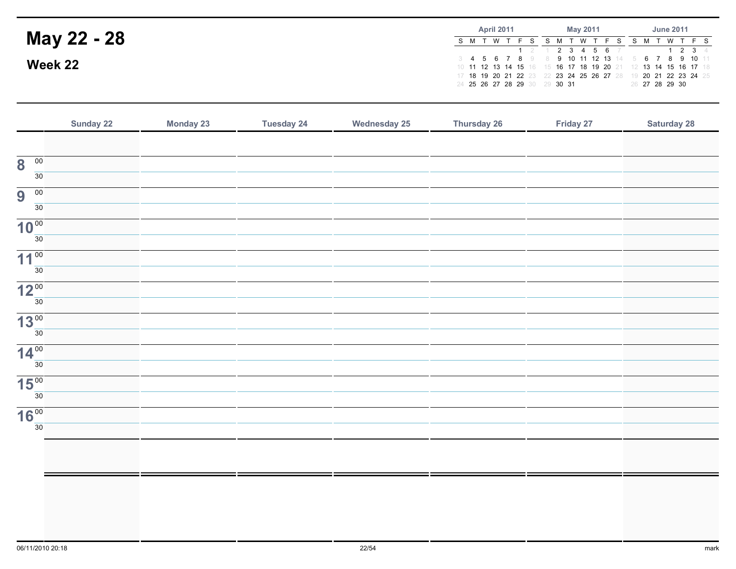# May 22 - 28

## Week 22

| April 2011 | | | | | | |
|---|---|---|---|---|---|---|
| S | M | T | W | T | F | S |
| | | | | | 1 | 2 |
| 3 | 4 | 5 | 6 | 7 | 8 | 9 |
| 10 | 11 | 12 | 13 | 14 | 15 | 16 |
| 17 | 18 | 19 | 20 | 21 | 22 | 23 |
| 24 | 25 | 26 | 27 | 28 | 29 | 30 |

| May 2011 | | | | | | |
|---|---|---|---|---|---|---|
| S | M | T | W | T | F | S |
| 1 | 2 | 3 | 4 | 5 | 6 | 7 |
| 8 | 9 | 10 | 11 | 12 | 13 | 14 |
| 15 | 16 | 17 | 18 | 19 | 20 | 21 |
| 22 | 23 | 24 | 25 | 26 | 27 | 28 |
| 29 | 30 | 31 | | | | |

| June 2011 | | | | | | |
|---|---|---|---|---|---|---|
| S | M | T | W | T | F | S |
| | | | 1 | 2 | 3 | 4 |
| 5 | 6 | 7 | 8 | 9 | 10 | 11 |
| 12 | 13 | 14 | 15 | 16 | 17 | 18 |
| 19 | 20 | 21 | 22 | 23 | 24 | 25 |
| 26 | 27 | 28 | 29 | 30 | | |

| | Sunday 22 | Monday 23 | Tuesday 24 | Wednesday 25 | Thursday 26 | Friday 27 | Saturday 28 |
|---|---|---|---|---|---|---|---|
| | | | | | | | |
| 8:00 | | | | | | | |
| 8:30 | | | | | | | |
| 9:00 | | | | | | | |
| 9:30 | | | | | | | |
| 10:00 | | | | | | | |
| 10:30 | | | | | | | |
| 11:00 | | | | | | | |
| 11:30 | | | | | | | |
| 12:00 | | | | | | | |
| 12:30 | | | | | | | |
| 13:00 | | | | | | | |
| 13:30 | | | | | | | |
| 14:00 | | | | | | | |
| 14:30 | | | | | | | |
| 15:00 | | | | | | | |
| 15:30 | | | | | | | |
| 16:00 | | | | | | | |
| 16:30 | | | | | | | |
| | | | | | | | |
| | | | | | | | |

06/11/2010 20:18

mark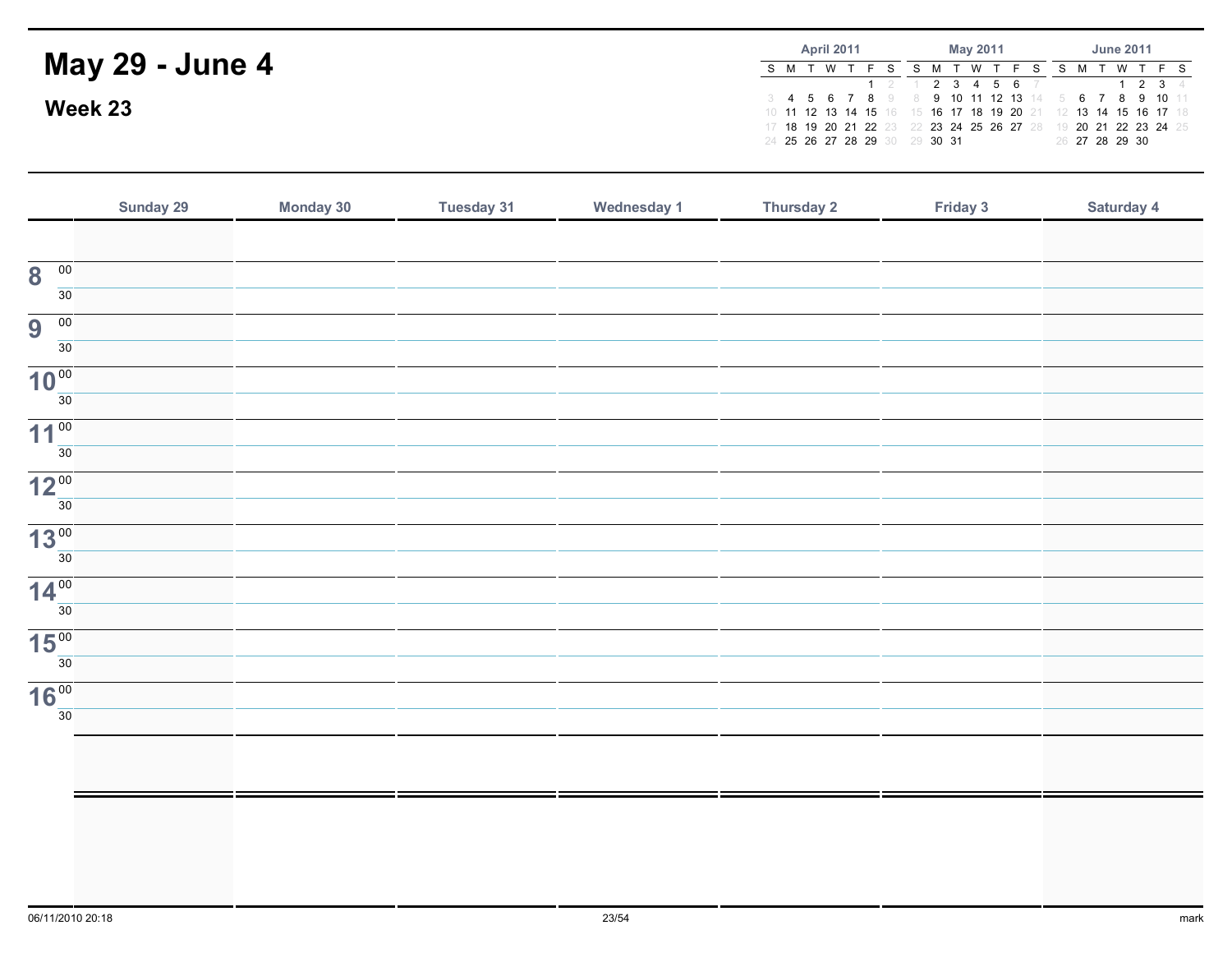# May 29 - June 4

## Week 23

**April 2011**

| S | M | T | W | T | F | S |
|---|---|---|---|---|---|---|
| | | | | | 1 | 2 |
| 3 | 4 | 5 | 6 | 7 | 8 | 9 |
| 10 | 11 | 12 | 13 | 14 | 15 | 16 |
| 17 | 18 | 19 | 20 | 21 | 22 | 23 |
| 24 | 25 | 26 | 27 | 28 | 29 | 30 |

**May 2011**

| S | M | T | W | T | F | S |
|---|---|---|---|---|---|---|
| 1 | 2 | 3 | 4 | 5 | 6 | 7 |
| 8 | 9 | 10 | 11 | 12 | 13 | 14 |
| 15 | 16 | 17 | 18 | 19 | 20 | 21 |
| 22 | 23 | 24 | 25 | 26 | 27 | 28 |
| 29 | 30 | 31 | | | | |

**June 2011**

| S | M | T | W | T | F | S |
|---|---|---|---|---|---|---|
| | | | 1 | 2 | 3 | 4 |
| 5 | 6 | 7 | 8 | 9 | 10 | 11 |
| 12 | 13 | 14 | 15 | 16 | 17 | 18 |
| 19 | 20 | 21 | 22 | 23 | 24 | 25 |
| 26 | 27 | 28 | 29 | 30 | | |

| | Sunday 29 | Monday 30 | Tuesday 31 | Wednesday 1 | Thursday 2 | Friday 3 | Saturday 4 |
|---|---|---|---|---|---|---|---|
| | | | | | | | |
| 8 00 | | | | | | | |
| 30 | | | | | | | |
| 9 00 | | | | | | | |
| 30 | | | | | | | |
| 10 00 | | | | | | | |
| 30 | | | | | | | |
| 11 00 | | | | | | | |
| 30 | | | | | | | |
| 12 00 | | | | | | | |
| 30 | | | | | | | |
| 13 00 | | | | | | | |
| 30 | | | | | | | |
| 14 00 | | | | | | | |
| 30 | | | | | | | |
| 15 00 | | | | | | | |
| 30 | | | | | | | |
| 16 00 | | | | | | | |
| 30 | | | | | | | |
| | | | | | | | |
| | | | | | | | |

06/11/2010 20:18

mark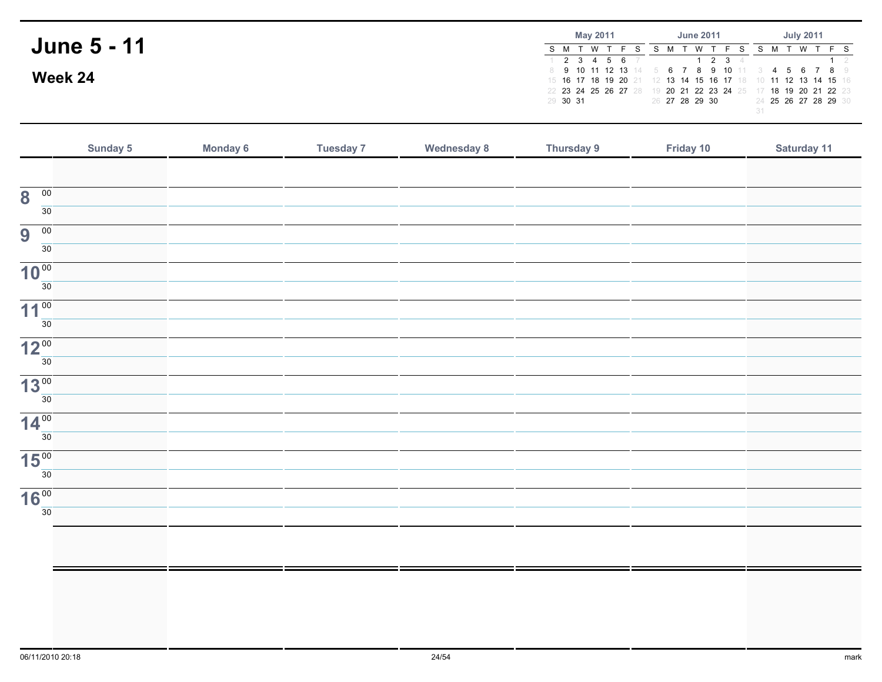# June 5 - 11

## Week 24

**May 2011**

| S | M | T | W | T | F | S |
|---|---|---|---|---|---|---|
| 1 | 2 | 3 | 4 | 5 | 6 | 7 |
| 8 | 9 | 10 | 11 | 12 | 13 | 14 |
| 15 | 16 | 17 | 18 | 19 | 20 | 21 |
| 22 | 23 | 24 | 25 | 26 | 27 | 28 |
| 29 | 30 | 31 | | | | |

**June 2011**

| S | M | T | W | T | F | S |
|---|---|---|---|---|---|---|
| | | | 1 | 2 | 3 | 4 |
| 5 | 6 | 7 | 8 | 9 | 10 | 11 |
| 12 | 13 | 14 | 15 | 16 | 17 | 18 |
| 19 | 20 | 21 | 22 | 23 | 24 | 25 |
| 26 | 27 | 28 | 29 | 30 | | |

**July 2011**

| S | M | T | W | T | F | S |
|---|---|---|---|---|---|---|
| | | | | | 1 | 2 |
| 3 | 4 | 5 | 6 | 7 | 8 | 9 |
| 10 | 11 | 12 | 13 | 14 | 15 | 16 |
| 17 | 18 | 19 | 20 | 21 | 22 | 23 |
| 24 | 25 | 26 | 27 | 28 | 29 | 30 |
| 31 | | | | | | |

| | Sunday 5 | Monday 6 | Tuesday 7 | Wednesday 8 | Thursday 9 | Friday 10 | Saturday 11 |
|---|---|---|---|---|---|---|---|
| | | | | | | | |
| 8 00 | | | | | | | |
| 30 | | | | | | | |
| 9 00 | | | | | | | |
| 30 | | | | | | | |
| 10 00 | | | | | | | |
| 30 | | | | | | | |
| 11 00 | | | | | | | |
| 30 | | | | | | | |
| 12 00 | | | | | | | |
| 30 | | | | | | | |
| 13 00 | | | | | | | |
| 30 | | | | | | | |
| 14 00 | | | | | | | |
| 30 | | | | | | | |
| 15 00 | | | | | | | |
| 30 | | | | | | | |
| 16 00 | | | | | | | |
| 30 | | | | | | | |
| | | | | | | | |
| | | | | | | | |

06/11/2010 20:18 mark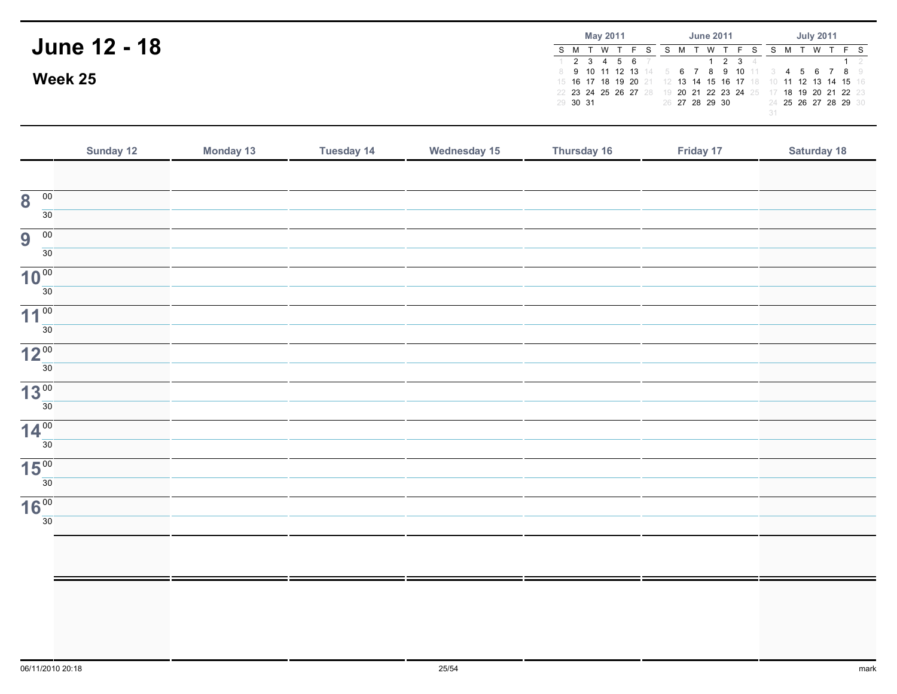# June 12 - 18

## Week 25

| May 2011 | | | | | | |
|---|---|---|---|---|---|---|
| S | M | T | W | T | F | S |
| 1 | 2 | 3 | 4 | 5 | 6 | 7 |
| 8 | 9 | 10 | 11 | 12 | 13 | 14 |
| 15 | 16 | 17 | 18 | 19 | 20 | 21 |
| 22 | 23 | 24 | 25 | 26 | 27 | 28 |
| 29 | 30 | 31 | | | | |

| June 2011 | | | | | | |
|---|---|---|---|---|---|---|
| S | M | T | W | T | F | S |
| | | | 1 | 2 | 3 | 4 |
| 5 | 6 | 7 | 8 | 9 | 10 | 11 |
| 12 | 13 | 14 | 15 | 16 | 17 | 18 |
| 19 | 20 | 21 | 22 | 23 | 24 | 25 |
| 26 | 27 | 28 | 29 | 30 | | |

| July 2011 | | | | | | |
|---|---|---|---|---|---|---|
| S | M | T | W | T | F | S |
| | | | | | 1 | 2 |
| 3 | 4 | 5 | 6 | 7 | 8 | 9 |
| 10 | 11 | 12 | 13 | 14 | 15 | 16 |
| 17 | 18 | 19 | 20 | 21 | 22 | 23 |
| 24 | 25 | 26 | 27 | 28 | 29 | 30 |
| 31 | | | | | | |

| | Sunday 12 | Monday 13 | Tuesday 14 | Wednesday 15 | Thursday 16 | Friday 17 | Saturday 18 |
|---|---|---|---|---|---|---|---|
| | | | | | | | |
| 8 00 | | | | | | | |
| 30 | | | | | | | |
| 9 00 | | | | | | | |
| 30 | | | | | | | |
| 10 00 | | | | | | | |
| 30 | | | | | | | |
| 11 00 | | | | | | | |
| 30 | | | | | | | |
| 12 00 | | | | | | | |
| 30 | | | | | | | |
| 13 00 | | | | | | | |
| 30 | | | | | | | |
| 14 00 | | | | | | | |
| 30 | | | | | | | |
| 15 00 | | | | | | | |
| 30 | | | | | | | |
| 16 00 | | | | | | | |
| 30 | | | | | | | |
| | | | | | | | |
| | | | | | | | |

06/11/2010 20:18

mark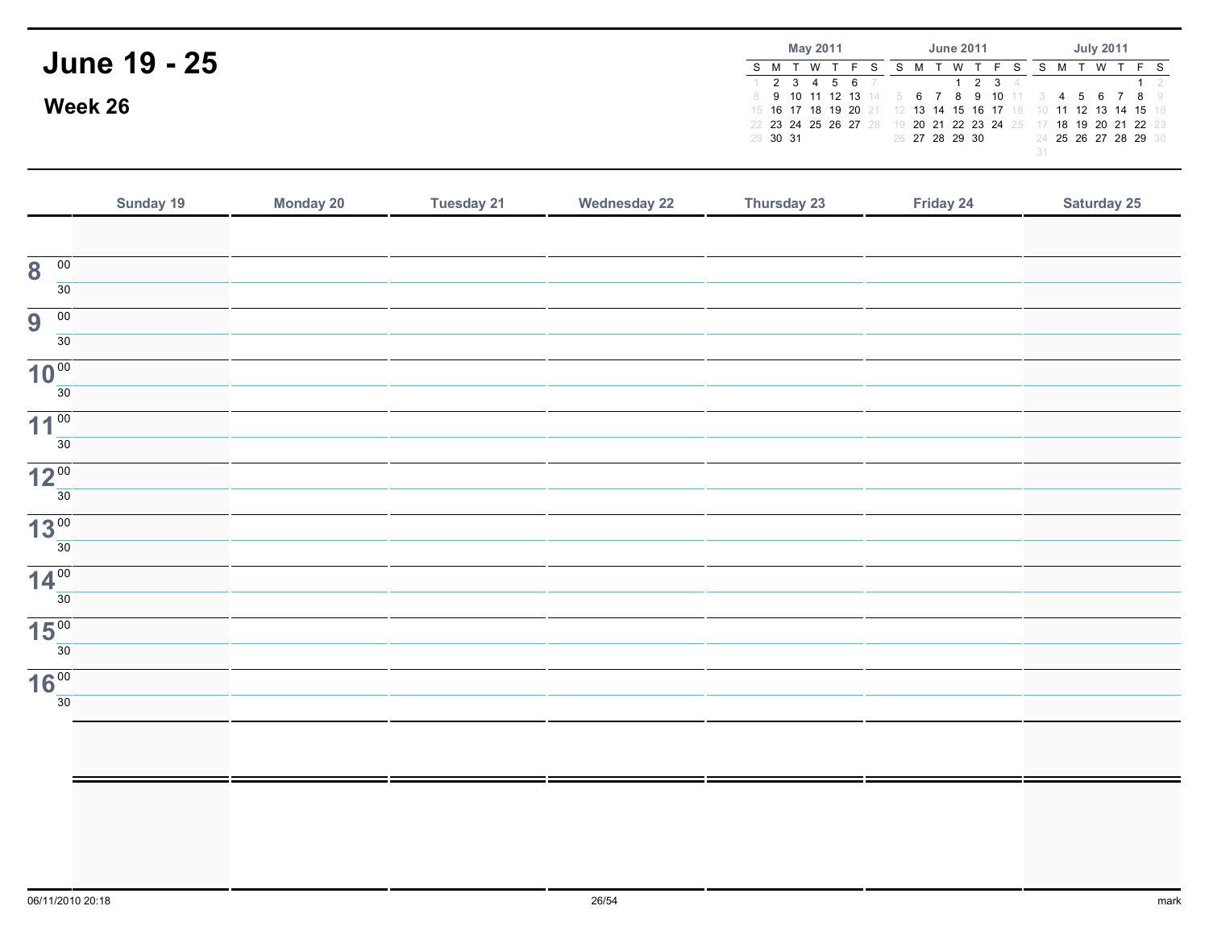# June 19 - 25

## Week 26

**May 2011**

| S | M | T | W | T | F | S |
|---|---|---|---|---|---|---|
| 1 | 2 | 3 | 4 | 5 | 6 | 7 |
| 8 | 9 | 10 | 11 | 12 | 13 | 14 |
| 15 | 16 | 17 | 18 | 19 | 20 | 21 |
| 22 | 23 | 24 | 25 | 26 | 27 | 28 |
| 29 | 30 | 31 | | | | |

**June 2011**

| S | M | T | W | T | F | S |
|---|---|---|---|---|---|---|
| | | | 1 | 2 | 3 | 4 |
| 5 | 6 | 7 | 8 | 9 | 10 | 11 |
| 12 | 13 | 14 | 15 | 16 | 17 | 18 |
| 19 | 20 | 21 | 22 | 23 | 24 | 25 |
| 26 | 27 | 28 | 29 | 30 | | |

**July 2011**

| S | M | T | W | T | F | S |
|---|---|---|---|---|---|---|
| | | | | | 1 | 2 |
| 3 | 4 | 5 | 6 | 7 | 8 | 9 |
| 10 | 11 | 12 | 13 | 14 | 15 | 16 |
| 17 | 18 | 19 | 20 | 21 | 22 | 23 |
| 24 | 25 | 26 | 27 | 28 | 29 | 30 |
| 31 | | | | | | |

| | Sunday 19 | Monday 20 | Tuesday 21 | Wednesday 22 | Thursday 23 | Friday 24 | Saturday 25 |
|---|---|---|---|---|---|---|---|
| | | | | | | | |
| 8 00 | | | | | | | |
| 30 | | | | | | | |
| 9 00 | | | | | | | |
| 30 | | | | | | | |
| 10 00 | | | | | | | |
| 30 | | | | | | | |
| 11 00 | | | | | | | |
| 30 | | | | | | | |
| 12 00 | | | | | | | |
| 30 | | | | | | | |
| 13 00 | | | | | | | |
| 30 | | | | | | | |
| 14 00 | | | | | | | |
| 30 | | | | | | | |
| 15 00 | | | | | | | |
| 30 | | | | | | | |
| 16 00 | | | | | | | |
| 30 | | | | | | | |
| | | | | | | | |
| | | | | | | | |

06/11/2010 20:18

mark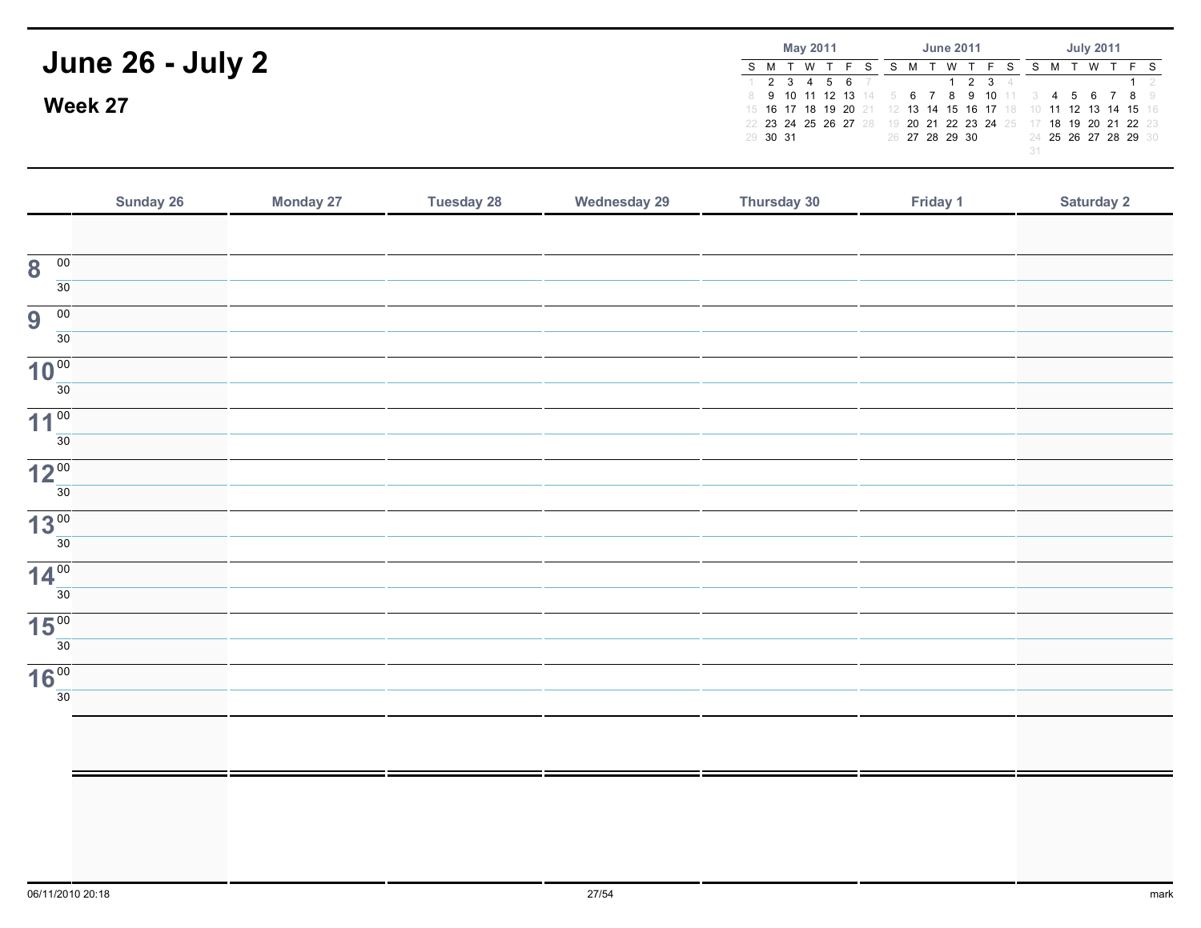# June 26 - July 2

## Week 27

**May 2011**

| S | M | T | W | T | F | S |
|---|---|---|---|---|---|---|
| 1 | 2 | 3 | 4 | 5 | 6 | 7 |
| 8 | 9 | 10 | 11 | 12 | 13 | 14 |
| 15 | 16 | 17 | 18 | 19 | 20 | 21 |
| 22 | 23 | 24 | 25 | 26 | 27 | 28 |
| 29 | 30 | 31 | | | | |

**June 2011**

| S | M | T | W | T | F | S |
|---|---|---|---|---|---|---|
| | | | 1 | 2 | 3 | 4 |
| 5 | 6 | 7 | 8 | 9 | 10 | 11 |
| 12 | 13 | 14 | 15 | 16 | 17 | 18 |
| 19 | 20 | 21 | 22 | 23 | 24 | 25 |
| 26 | 27 | 28 | 29 | 30 | | |

**July 2011**

| S | M | T | W | T | F | S |
|---|---|---|---|---|---|---|
| | | | | | 1 | 2 |
| 3 | 4 | 5 | 6 | 7 | 8 | 9 |
| 10 | 11 | 12 | 13 | 14 | 15 | 16 |
| 17 | 18 | 19 | 20 | 21 | 22 | 23 |
| 24 | 25 | 26 | 27 | 28 | 29 | 30 |
| 31 | | | | | | |

| | Sunday 26 | Monday 27 | Tuesday 28 | Wednesday 29 | Thursday 30 | Friday 1 | Saturday 2 |
|---|---|---|---|---|---|---|---|
| | | | | | | | |
| 8 00 | | | | | | | |
| 30 | | | | | | | |
| 9 00 | | | | | | | |
| 30 | | | | | | | |
| 10 00 | | | | | | | |
| 30 | | | | | | | |
| 11 00 | | | | | | | |
| 30 | | | | | | | |
| 12 00 | | | | | | | |
| 30 | | | | | | | |
| 13 00 | | | | | | | |
| 30 | | | | | | | |
| 14 00 | | | | | | | |
| 30 | | | | | | | |
| 15 00 | | | | | | | |
| 30 | | | | | | | |
| 16 00 | | | | | | | |
| 30 | | | | | | | |
| | | | | | | | |
| | | | | | | | |

06/11/2010 20:18

mark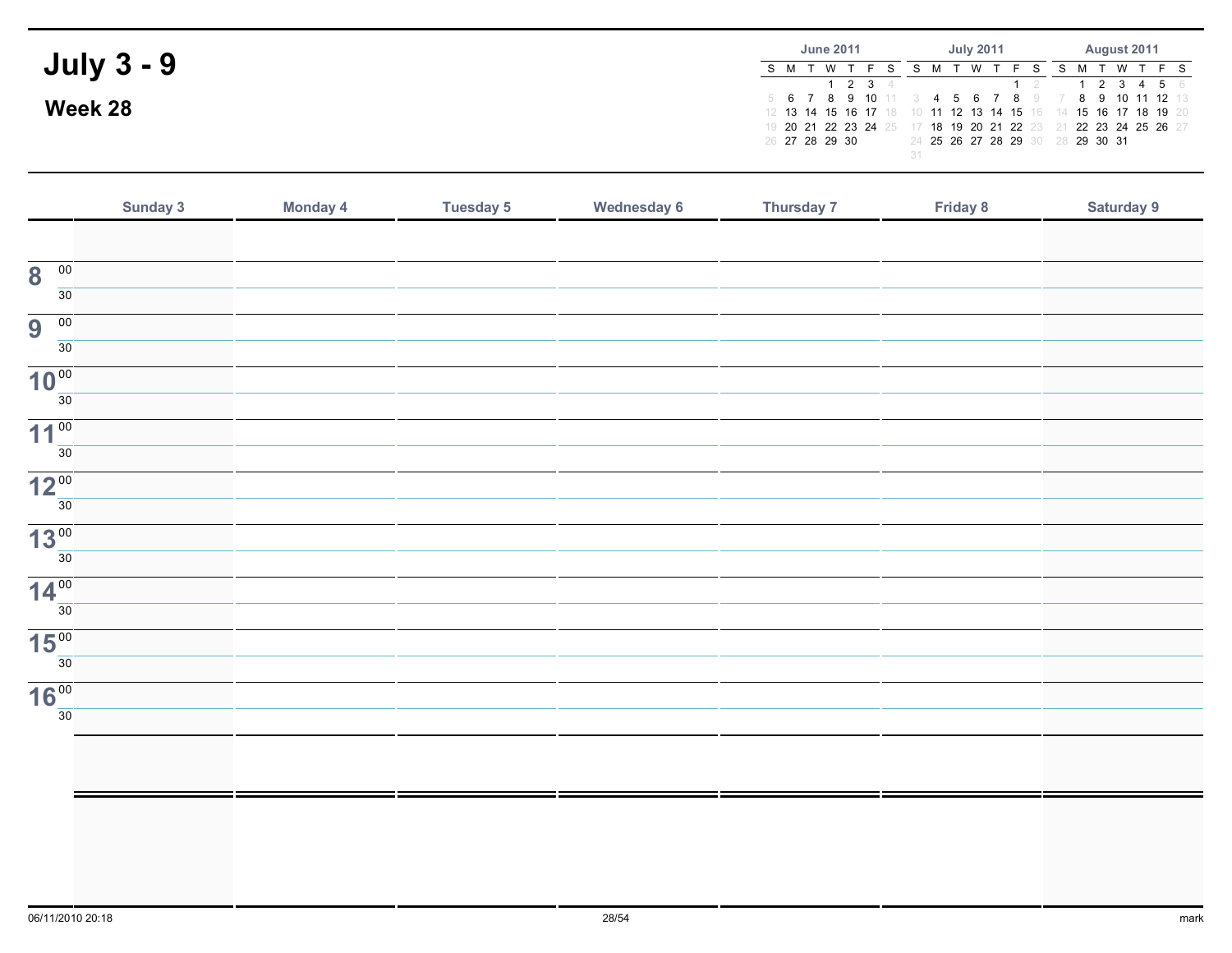# July 3 - 9

## Week 28

**June 2011**

| S | M | T | W | T | F | S |
|---|---|---|---|---|---|---|
| | | | 1 | 2 | 3 | 4 |
| 5 | 6 | 7 | 8 | 9 | 10 | 11 |
| 12 | 13 | 14 | 15 | 16 | 17 | 18 |
| 19 | 20 | 21 | 22 | 23 | 24 | 25 |
| 26 | 27 | 28 | 29 | 30 | | |

**July 2011**

| S | M | T | W | T | F | S |
|---|---|---|---|---|---|---|
| | | | | | 1 | 2 |
| 3 | 4 | 5 | 6 | 7 | 8 | 9 |
| 10 | 11 | 12 | 13 | 14 | 15 | 16 |
| 17 | 18 | 19 | 20 | 21 | 22 | 23 |
| 24 | 25 | 26 | 27 | 28 | 29 | 30 |
| 31 | | | | | | |

**August 2011**

| S | M | T | W | T | F | S |
|---|---|---|---|---|---|---|
| | 1 | 2 | 3 | 4 | 5 | 6 |
| 7 | 8 | 9 | 10 | 11 | 12 | 13 |
| 14 | 15 | 16 | 17 | 18 | 19 | 20 |
| 21 | 22 | 23 | 24 | 25 | 26 | 27 |
| 28 | 29 | 30 | 31 | | | |

| | Sunday 3 | Monday 4 | Tuesday 5 | Wednesday 6 | Thursday 7 | Friday 8 | Saturday 9 |
|---|---|---|---|---|---|---|---|
| | | | | | | | |
| 8 00 | | | | | | | |
| 30 | | | | | | | |
| 9 00 | | | | | | | |
| 30 | | | | | | | |
| 10 00 | | | | | | | |
| 30 | | | | | | | |
| 11 00 | | | | | | | |
| 30 | | | | | | | |
| 12 00 | | | | | | | |
| 30 | | | | | | | |
| 13 00 | | | | | | | |
| 30 | | | | | | | |
| 14 00 | | | | | | | |
| 30 | | | | | | | |
| 15 00 | | | | | | | |
| 30 | | | | | | | |
| 16 00 | | | | | | | |
| 30 | | | | | | | |
| | | | | | | | |
| | | | | | | | |

06/11/2010 20:18 mark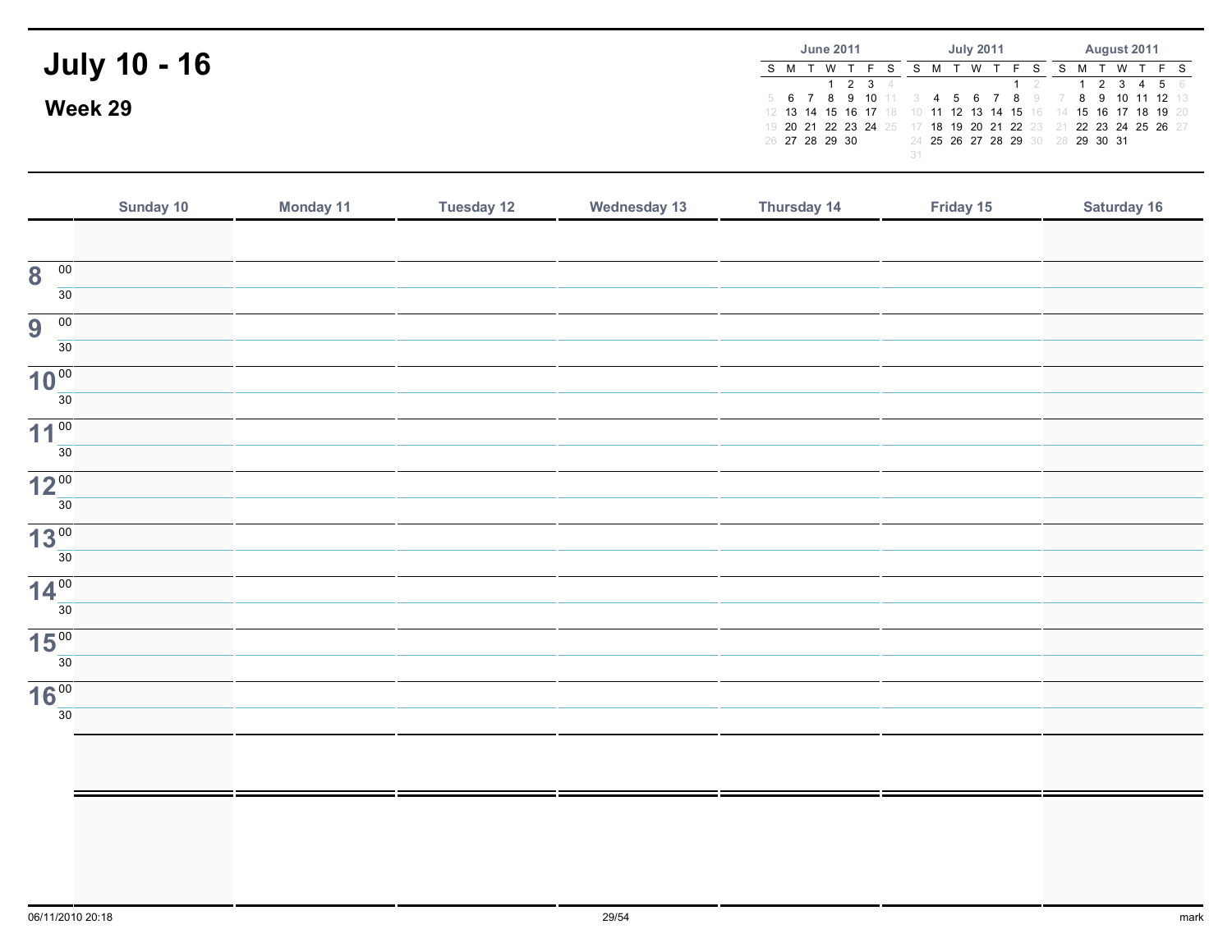# July 10 - 16

## Week 29

**June 2011**

| S | M | T | W | T | F | S |
|---|---|---|---|---|---|---|
| | | | 1 | 2 | 3 | 4 |
| 5 | 6 | 7 | 8 | 9 | 10 | 11 |
| 12 | 13 | 14 | 15 | 16 | 17 | 18 |
| 19 | 20 | 21 | 22 | 23 | 24 | 25 |
| 26 | 27 | 28 | 29 | 30 | | |

**July 2011**

| S | M | T | W | T | F | S |
|---|---|---|---|---|---|---|
| | | | | | 1 | 2 |
| 3 | 4 | 5 | 6 | 7 | 8 | 9 |
| 10 | 11 | 12 | 13 | 14 | 15 | 16 |
| 17 | 18 | 19 | 20 | 21 | 22 | 23 |
| 24 | 25 | 26 | 27 | 28 | 29 | 30 |
| 31 | | | | | | |

**August 2011**

| S | M | T | W | T | F | S |
|---|---|---|---|---|---|---|
| | 1 | 2 | 3 | 4 | 5 | 6 |
| 7 | 8 | 9 | 10 | 11 | 12 | 13 |
| 14 | 15 | 16 | 17 | 18 | 19 | 20 |
| 21 | 22 | 23 | 24 | 25 | 26 | 27 |
| 28 | 29 | 30 | 31 | | | |

| | Sunday 10 | Monday 11 | Tuesday 12 | Wednesday 13 | Thursday 14 | Friday 15 | Saturday 16 |
|---|---|---|---|---|---|---|---|
| | | | | | | | |
| 8 00 | | | | | | | |
| 30 | | | | | | | |
| 9 00 | | | | | | | |
| 30 | | | | | | | |
| 10 00 | | | | | | | |
| 30 | | | | | | | |
| 11 00 | | | | | | | |
| 30 | | | | | | | |
| 12 00 | | | | | | | |
| 30 | | | | | | | |
| 13 00 | | | | | | | |
| 30 | | | | | | | |
| 14 00 | | | | | | | |
| 30 | | | | | | | |
| 15 00 | | | | | | | |
| 30 | | | | | | | |
| 16 00 | | | | | | | |
| 30 | | | | | | | |
| | | | | | | | |
| | | | | | | | |

06/11/2010 20:18

mark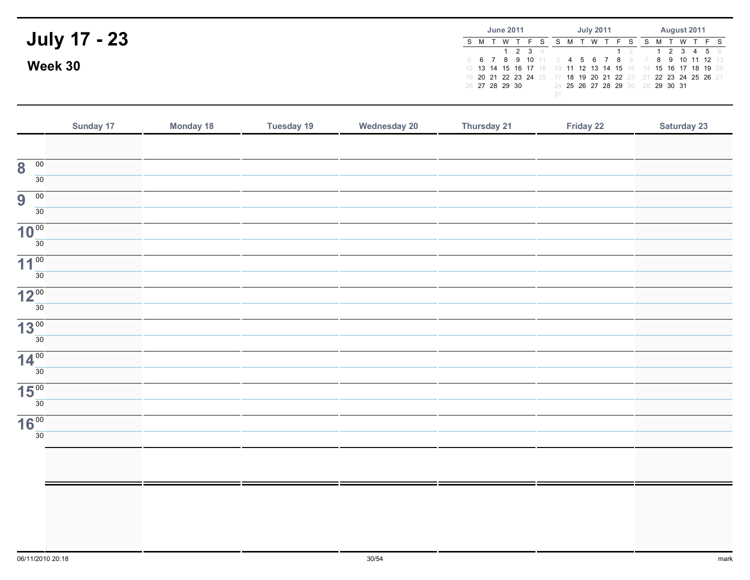# July 17 - 23

## Week 30

**June 2011**

| S | M | T | W | T | F | S |
|---|---|---|---|---|---|---|
| | | | 1 | 2 | 3 | 4 |
| 5 | 6 | 7 | 8 | 9 | 10 | 11 |
| 12 | 13 | 14 | 15 | 16 | 17 | 18 |
| 19 | 20 | 21 | 22 | 23 | 24 | 25 |
| 26 | 27 | 28 | 29 | 30 | | |

**July 2011**

| S | M | T | W | T | F | S |
|---|---|---|---|---|---|---|
| | | | | | 1 | 2 |
| 3 | 4 | 5 | 6 | 7 | 8 | 9 |
| 10 | 11 | 12 | 13 | 14 | 15 | 16 |
| 17 | 18 | 19 | 20 | 21 | 22 | 23 |
| 24 | 25 | 26 | 27 | 28 | 29 | 30 |
| 31 | | | | | | |

**August 2011**

| S | M | T | W | T | F | S |
|---|---|---|---|---|---|---|
| | 1 | 2 | 3 | 4 | 5 | 6 |
| 7 | 8 | 9 | 10 | 11 | 12 | 13 |
| 14 | 15 | 16 | 17 | 18 | 19 | 20 |
| 21 | 22 | 23 | 24 | 25 | 26 | 27 |
| 28 | 29 | 30 | 31 | | | |

| | Sunday 17 | Monday 18 | Tuesday 19 | Wednesday 20 | Thursday 21 | Friday 22 | Saturday 23 |
|---|---|---|---|---|---|---|---|
| | | | | | | | |
| 8 00 | | | | | | | |
| 30 | | | | | | | |
| 9 00 | | | | | | | |
| 30 | | | | | | | |
| 10 00 | | | | | | | |
| 30 | | | | | | | |
| 11 00 | | | | | | | |
| 30 | | | | | | | |
| 12 00 | | | | | | | |
| 30 | | | | | | | |
| 13 00 | | | | | | | |
| 30 | | | | | | | |
| 14 00 | | | | | | | |
| 30 | | | | | | | |
| 15 00 | | | | | | | |
| 30 | | | | | | | |
| 16 00 | | | | | | | |
| 30 | | | | | | | |
| | | | | | | | |
| | | | | | | | |

06/11/2010 20:18

mark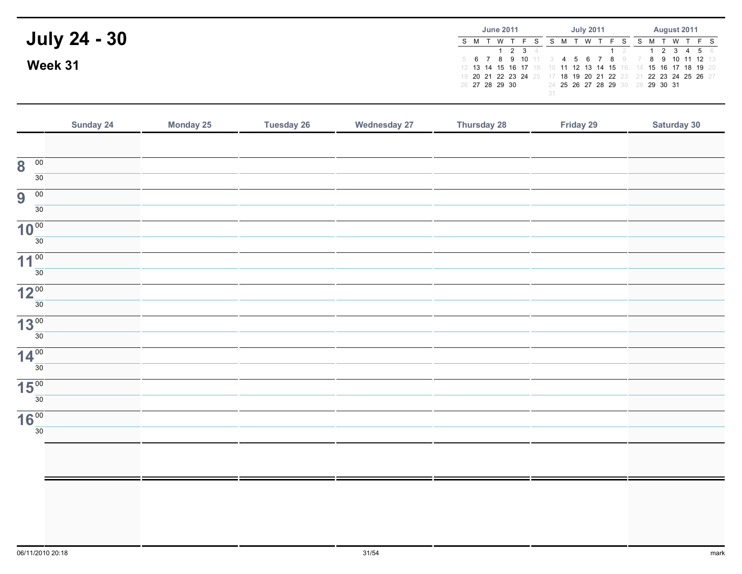# July 24 - 30

## Week 31

**June 2011**

| S | M | T | W | T | F | S |
|---|---|---|---|---|---|---|
| | | | 1 | 2 | 3 | 4 |
| 5 | 6 | 7 | 8 | 9 | 10 | 11 |
| 12 | 13 | 14 | 15 | 16 | 17 | 18 |
| 19 | 20 | 21 | 22 | 23 | 24 | 25 |
| 26 | 27 | 28 | 29 | 30 | | |

**July 2011**

| S | M | T | W | T | F | S |
|---|---|---|---|---|---|---|
| | | | | | 1 | 2 |
| 3 | 4 | 5 | 6 | 7 | 8 | 9 |
| 10 | 11 | 12 | 13 | 14 | 15 | 16 |
| 17 | 18 | 19 | 20 | 21 | 22 | 23 |
| 24 | 25 | 26 | 27 | 28 | 29 | 30 |
| 31 | | | | | | |

**August 2011**

| S | M | T | W | T | F | S |
|---|---|---|---|---|---|---|
| | 1 | 2 | 3 | 4 | 5 | 6 |
| 7 | 8 | 9 | 10 | 11 | 12 | 13 |
| 14 | 15 | 16 | 17 | 18 | 19 | 20 |
| 21 | 22 | 23 | 24 | 25 | 26 | 27 |
| 28 | 29 | 30 | 31 | | | |

| | Sunday 24 | Monday 25 | Tuesday 26 | Wednesday 27 | Thursday 28 | Friday 29 | Saturday 30 |
|---|---|---|---|---|---|---|---|
| | | | | | | | |
| 8 00 | | | | | | | |
| 30 | | | | | | | |
| 9 00 | | | | | | | |
| 30 | | | | | | | |
| 10 00 | | | | | | | |
| 30 | | | | | | | |
| 11 00 | | | | | | | |
| 30 | | | | | | | |
| 12 00 | | | | | | | |
| 30 | | | | | | | |
| 13 00 | | | | | | | |
| 30 | | | | | | | |
| 14 00 | | | | | | | |
| 30 | | | | | | | |
| 15 00 | | | | | | | |
| 30 | | | | | | | |
| 16 00 | | | | | | | |
| 30 | | | | | | | |
| | | | | | | | |
| | | | | | | | |

06/11/2010 20:18 mark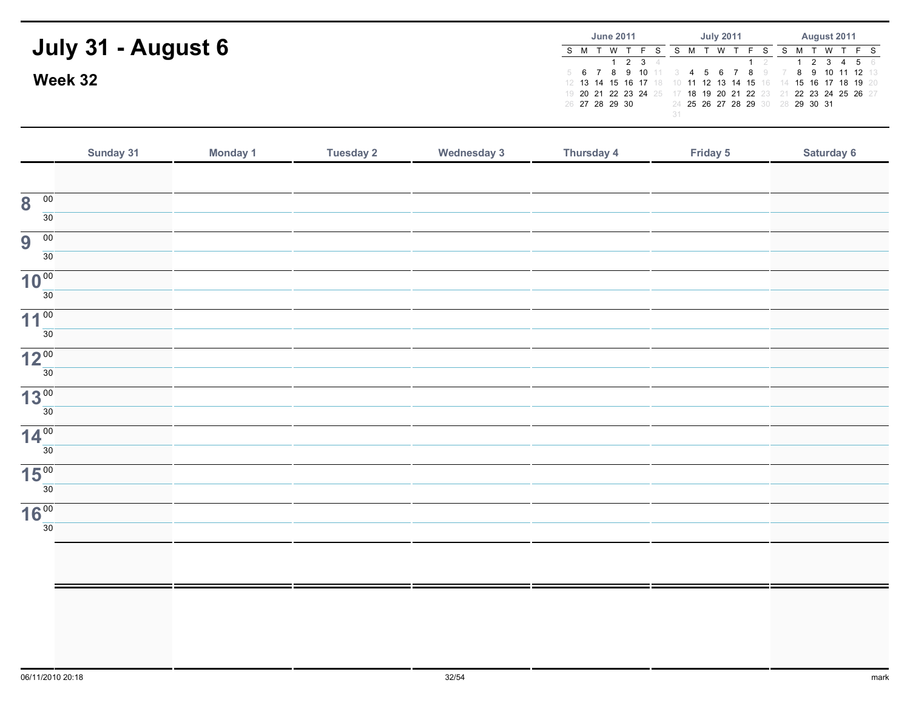# July 31 - August 6

## Week 32

| June 2011 | | | | | | |
|---|---|---|---|---|---|---|
| S | M | T | W | T | F | S |
| | | | 1 | 2 | 3 | 4 |
| 5 | 6 | 7 | 8 | 9 | 10 | 11 |
| 12 | 13 | 14 | 15 | 16 | 17 | 18 |
| 19 | 20 | 21 | 22 | 23 | 24 | 25 |
| 26 | 27 | 28 | 29 | 30 | | |

| July 2011 | | | | | | |
|---|---|---|---|---|---|---|
| S | M | T | W | T | F | S |
| | | | | | 1 | 2 |
| 3 | 4 | 5 | 6 | 7 | 8 | 9 |
| 10 | 11 | 12 | 13 | 14 | 15 | 16 |
| 17 | 18 | 19 | 20 | 21 | 22 | 23 |
| 24 | 25 | 26 | 27 | 28 | 29 | 30 |
| 31 | | | | | | |

| August 2011 | | | | | | |
|---|---|---|---|---|---|---|
| S | M | T | W | T | F | S |
| | 1 | 2 | 3 | 4 | 5 | 6 |
| 7 | 8 | 9 | 10 | 11 | 12 | 13 |
| 14 | 15 | 16 | 17 | 18 | 19 | 20 |
| 21 | 22 | 23 | 24 | 25 | 26 | 27 |
| 28 | 29 | 30 | 31 | | | |

| | Sunday 31 | Monday 1 | Tuesday 2 | Wednesday 3 | Thursday 4 | Friday 5 | Saturday 6 |
|---|---|---|---|---|---|---|---|
| | | | | | | | |
| 8 00 | | | | | | | |
| 30 | | | | | | | |
| 9 00 | | | | | | | |
| 30 | | | | | | | |
| 10 00 | | | | | | | |
| 30 | | | | | | | |
| 11 00 | | | | | | | |
| 30 | | | | | | | |
| 12 00 | | | | | | | |
| 30 | | | | | | | |
| 13 00 | | | | | | | |
| 30 | | | | | | | |
| 14 00 | | | | | | | |
| 30 | | | | | | | |
| 15 00 | | | | | | | |
| 30 | | | | | | | |
| 16 00 | | | | | | | |
| 30 | | | | | | | |
| | | | | | | | |
| | | | | | | | |

06/11/2010 20:18

mark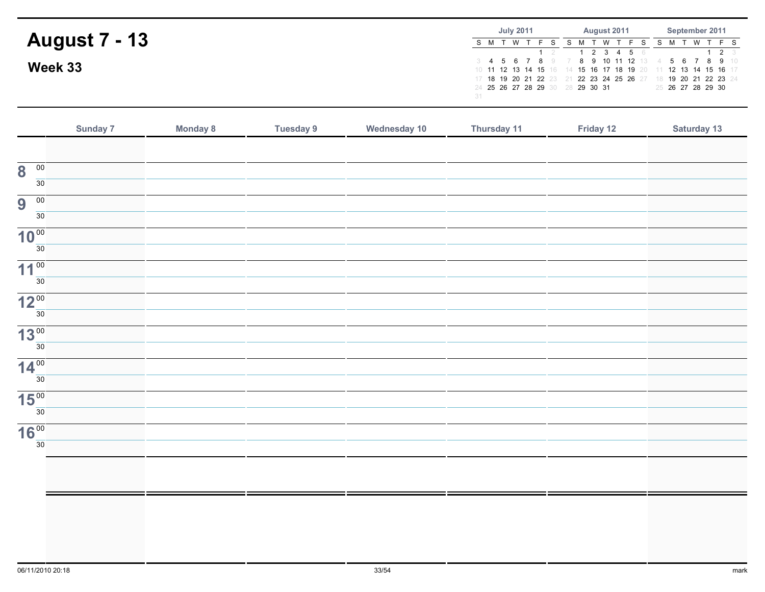# August 7 - 13

## Week 33

| July 2011 | | | | | | |
|---|---|---|---|---|---|---|
| S | M | T | W | T | F | S |
| | | | | | 1 | 2 |
| 3 | 4 | 5 | 6 | 7 | 8 | 9 |
| 10 | 11 | 12 | 13 | 14 | 15 | 16 |
| 17 | 18 | 19 | 20 | 21 | 22 | 23 |
| 24 | 25 | 26 | 27 | 28 | 29 | 30 |
| 31 | | | | | | |

| August 2011 | | | | | | |
|---|---|---|---|---|---|---|
| S | M | T | W | T | F | S |
| | 1 | 2 | 3 | 4 | 5 | 6 |
| 7 | 8 | 9 | 10 | 11 | 12 | 13 |
| 14 | 15 | 16 | 17 | 18 | 19 | 20 |
| 21 | 22 | 23 | 24 | 25 | 26 | 27 |
| 28 | 29 | 30 | 31 | | | |

| September 2011 | | | | | | |
|---|---|---|---|---|---|---|
| S | M | T | W | T | F | S |
| | | | | 1 | 2 | 3 |
| 4 | 5 | 6 | 7 | 8 | 9 | 10 |
| 11 | 12 | 13 | 14 | 15 | 16 | 17 |
| 18 | 19 | 20 | 21 | 22 | 23 | 24 |
| 25 | 26 | 27 | 28 | 29 | 30 | |

| | Sunday 7 | Monday 8 | Tuesday 9 | Wednesday 10 | Thursday 11 | Friday 12 | Saturday 13 |
|---|---|---|---|---|---|---|---|
| | | | | | | | |
| 8 00 | | | | | | | |
| 30 | | | | | | | |
| 9 00 | | | | | | | |
| 30 | | | | | | | |
| 10 00 | | | | | | | |
| 30 | | | | | | | |
| 11 00 | | | | | | | |
| 30 | | | | | | | |
| 12 00 | | | | | | | |
| 30 | | | | | | | |
| 13 00 | | | | | | | |
| 30 | | | | | | | |
| 14 00 | | | | | | | |
| 30 | | | | | | | |
| 15 00 | | | | | | | |
| 30 | | | | | | | |
| 16 00 | | | | | | | |
| 30 | | | | | | | |
| | | | | | | | |
| | | | | | | | |

06/11/2010 20:18

mark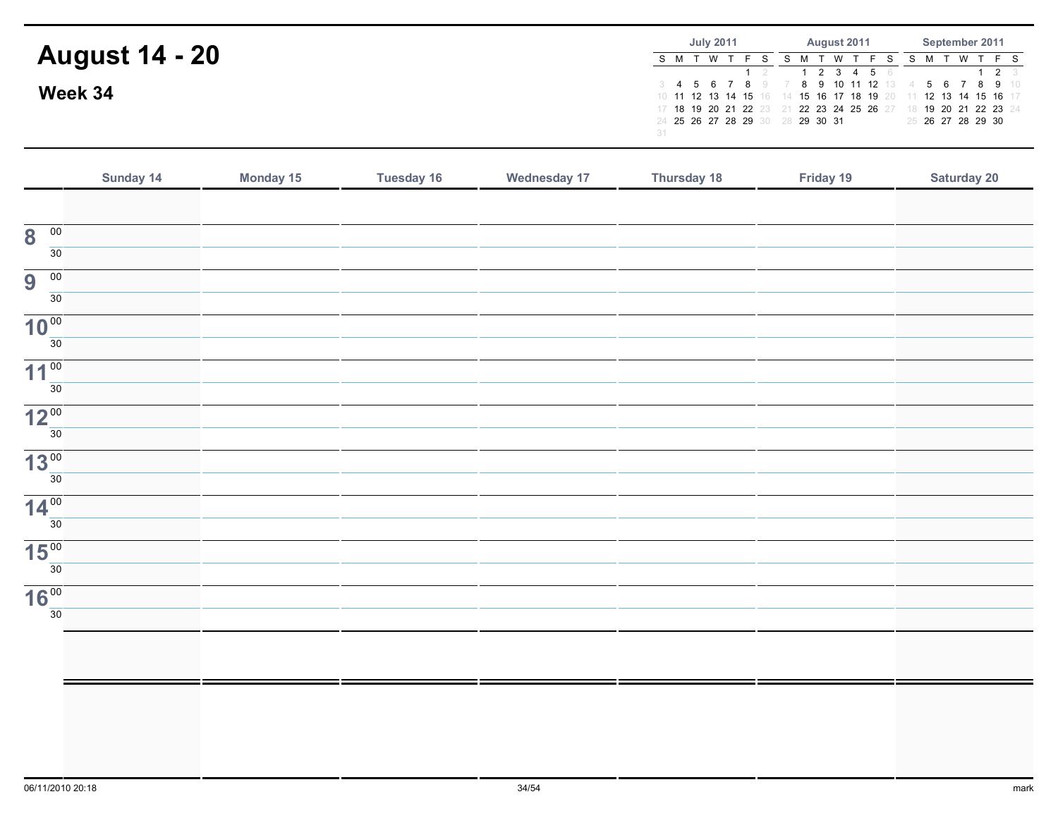# August 14 - 20

## Week 34

**July 2011**

| S | M | T | W | T | F | S |
|---|---|---|---|---|---|---|
| | | | | | 1 | 2 |
| 3 | 4 | 5 | 6 | 7 | 8 | 9 |
| 10 | 11 | 12 | 13 | 14 | 15 | 16 |
| 17 | 18 | 19 | 20 | 21 | 22 | 23 |
| 24 | 25 | 26 | 27 | 28 | 29 | 30 |
| 31 | | | | | | |

**August 2011**

| S | M | T | W | T | F | S |
|---|---|---|---|---|---|---|
| | 1 | 2 | 3 | 4 | 5 | 6 |
| 7 | 8 | 9 | 10 | 11 | 12 | 13 |
| 14 | 15 | 16 | 17 | 18 | 19 | 20 |
| 21 | 22 | 23 | 24 | 25 | 26 | 27 |
| 28 | 29 | 30 | 31 | | | |

**September 2011**

| S | M | T | W | T | F | S |
|---|---|---|---|---|---|---|
| | | | | 1 | 2 | 3 |
| 4 | 5 | 6 | 7 | 8 | 9 | 10 |
| 11 | 12 | 13 | 14 | 15 | 16 | 17 |
| 18 | 19 | 20 | 21 | 22 | 23 | 24 |
| 25 | 26 | 27 | 28 | 29 | 30 | |

| | Sunday 14 | Monday 15 | Tuesday 16 | Wednesday 17 | Thursday 18 | Friday 19 | Saturday 20 |
|---|---|---|---|---|---|---|---|
| | | | | | | | |
| 8 00 | | | | | | | |
| 30 | | | | | | | |
| 9 00 | | | | | | | |
| 30 | | | | | | | |
| 10 00 | | | | | | | |
| 30 | | | | | | | |
| 11 00 | | | | | | | |
| 30 | | | | | | | |
| 12 00 | | | | | | | |
| 30 | | | | | | | |
| 13 00 | | | | | | | |
| 30 | | | | | | | |
| 14 00 | | | | | | | |
| 30 | | | | | | | |
| 15 00 | | | | | | | |
| 30 | | | | | | | |
| 16 00 | | | | | | | |
| 30 | | | | | | | |
| | | | | | | | |
| | | | | | | | |

06/11/2010 20:18

mark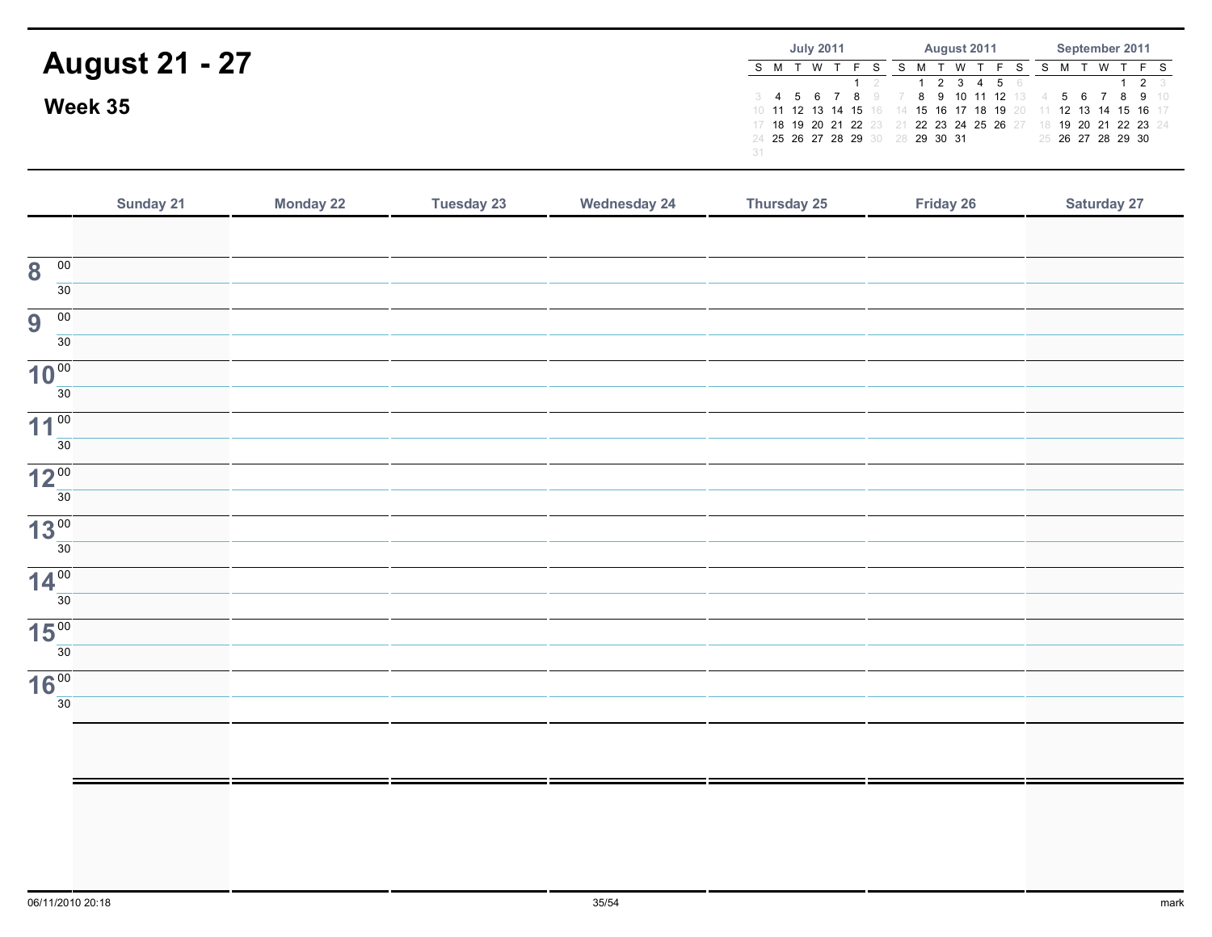# August 21 - 27

## Week 35

**July 2011**

| S | M | T | W | T | F | S |
|---|---|---|---|---|---|---|
| | | | | | 1 | 2 |
| 3 | 4 | 5 | 6 | 7 | 8 | 9 |
| 10 | 11 | 12 | 13 | 14 | 15 | 16 |
| 17 | 18 | 19 | 20 | 21 | 22 | 23 |
| 24 | 25 | 26 | 27 | 28 | 29 | 30 |
| 31 | | | | | | |

**August 2011**

| S | M | T | W | T | F | S |
|---|---|---|---|---|---|---|
| | 1 | 2 | 3 | 4 | 5 | 6 |
| 7 | 8 | 9 | 10 | 11 | 12 | 13 |
| 14 | 15 | 16 | 17 | 18 | 19 | 20 |
| 21 | 22 | 23 | 24 | 25 | 26 | 27 |
| 28 | 29 | 30 | 31 | | | |

**September 2011**

| S | M | T | W | T | F | S |
|---|---|---|---|---|---|---|
| | | | | 1 | 2 | 3 |
| 4 | 5 | 6 | 7 | 8 | 9 | 10 |
| 11 | 12 | 13 | 14 | 15 | 16 | 17 |
| 18 | 19 | 20 | 21 | 22 | 23 | 24 |
| 25 | 26 | 27 | 28 | 29 | 30 | |

| | Sunday 21 | Monday 22 | Tuesday 23 | Wednesday 24 | Thursday 25 | Friday 26 | Saturday 27 |
|---|---|---|---|---|---|---|---|
| | | | | | | | |
| 8 00 | | | | | | | |
| 30 | | | | | | | |
| 9 00 | | | | | | | |
| 30 | | | | | | | |
| 10 00 | | | | | | | |
| 30 | | | | | | | |
| 11 00 | | | | | | | |
| 30 | | | | | | | |
| 12 00 | | | | | | | |
| 30 | | | | | | | |
| 13 00 | | | | | | | |
| 30 | | | | | | | |
| 14 00 | | | | | | | |
| 30 | | | | | | | |
| 15 00 | | | | | | | |
| 30 | | | | | | | |
| 16 00 | | | | | | | |
| 30 | | | | | | | |
| | | | | | | | |
| | | | | | | | |

06/11/2010 20:18

mark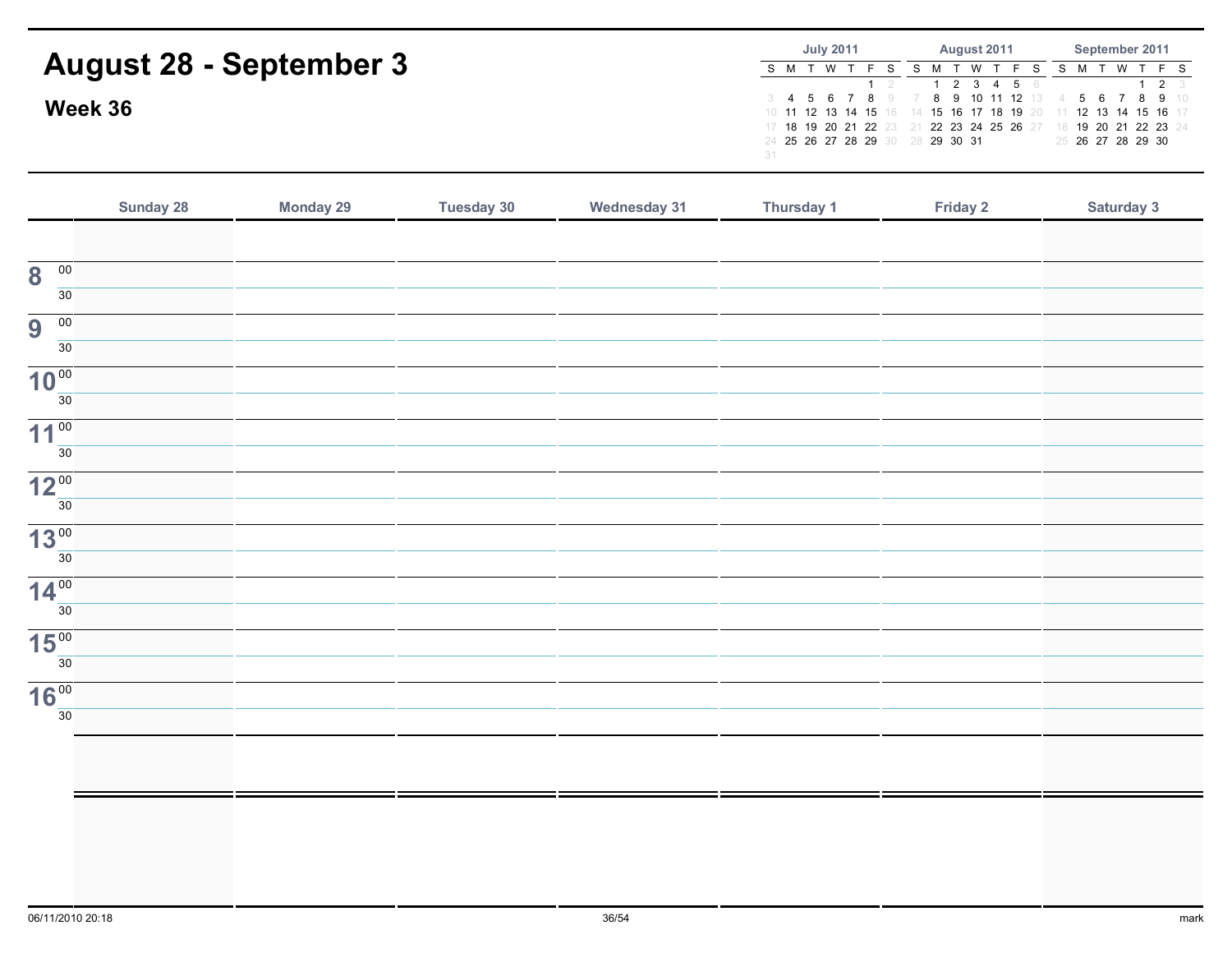# August 28 - September 3

## Week 36

**July 2011**

| S | M | T | W | T | F | S |
|---|---|---|---|---|---|---|
| | | | | | 1 | 2 |
| 3 | 4 | 5 | 6 | 7 | 8 | 9 |
| 10 | 11 | 12 | 13 | 14 | 15 | 16 |
| 17 | 18 | 19 | 20 | 21 | 22 | 23 |
| 24 | 25 | 26 | 27 | 28 | 29 | 30 |
| 31 | | | | | | |

**August 2011**

| S | M | T | W | T | F | S |
|---|---|---|---|---|---|---|
| | 1 | 2 | 3 | 4 | 5 | 6 |
| 7 | 8 | 9 | 10 | 11 | 12 | 13 |
| 14 | 15 | 16 | 17 | 18 | 19 | 20 |
| 21 | 22 | 23 | 24 | 25 | 26 | 27 |
| 28 | 29 | 30 | 31 | | | |

**September 2011**

| S | M | T | W | T | F | S |
|---|---|---|---|---|---|---|
| | | | | 1 | 2 | 3 |
| 4 | 5 | 6 | 7 | 8 | 9 | 10 |
| 11 | 12 | 13 | 14 | 15 | 16 | 17 |
| 18 | 19 | 20 | 21 | 22 | 23 | 24 |
| 25 | 26 | 27 | 28 | 29 | 30 | |

| | Sunday 28 | Monday 29 | Tuesday 30 | Wednesday 31 | Thursday 1 | Friday 2 | Saturday 3 |
|---|---|---|---|---|---|---|---|
| | | | | | | | |
| 8 00 | | | | | | | |
| 30 | | | | | | | |
| 9 00 | | | | | | | |
| 30 | | | | | | | |
| 10 00 | | | | | | | |
| 30 | | | | | | | |
| 11 00 | | | | | | | |
| 30 | | | | | | | |
| 12 00 | | | | | | | |
| 30 | | | | | | | |
| 13 00 | | | | | | | |
| 30 | | | | | | | |
| 14 00 | | | | | | | |
| 30 | | | | | | | |
| 15 00 | | | | | | | |
| 30 | | | | | | | |
| 16 00 | | | | | | | |
| 30 | | | | | | | |
| | | | | | | | |
| | | | | | | | |

06/11/2010 20:18

mark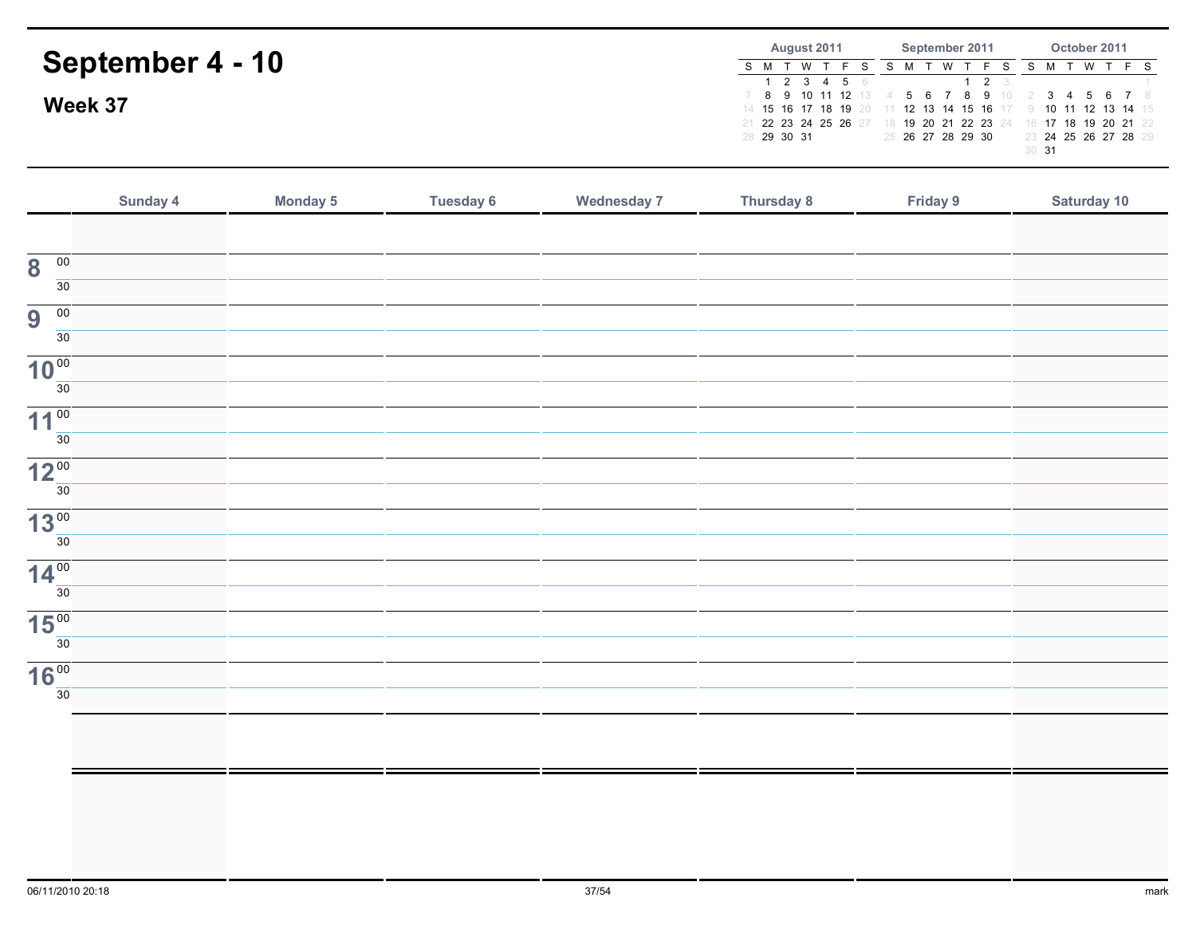# September 4 - 10

## Week 37

**August 2011**

| S | M | T | W | T | F | S |
|---|---|---|---|---|---|---|
| | 1 | 2 | 3 | 4 | 5 | 6 |
| 7 | 8 | 9 | 10 | 11 | 12 | 13 |
| 14 | 15 | 16 | 17 | 18 | 19 | 20 |
| 21 | 22 | 23 | 24 | 25 | 26 | 27 |
| 28 | 29 | 30 | 31 | | | |

**September 2011**

| S | M | T | W | T | F | S |
|---|---|---|---|---|---|---|
| | | | | 1 | 2 | 3 |
| 4 | 5 | 6 | 7 | 8 | 9 | 10 |
| 11 | 12 | 13 | 14 | 15 | 16 | 17 |
| 18 | 19 | 20 | 21 | 22 | 23 | 24 |
| 25 | 26 | 27 | 28 | 29 | 30 | |

**October 2011**

| S | M | T | W | T | F | S |
|---|---|---|---|---|---|---|
| | | | | | | 1 |
| 2 | 3 | 4 | 5 | 6 | 7 | 8 |
| 9 | 10 | 11 | 12 | 13 | 14 | 15 |
| 16 | 17 | 18 | 19 | 20 | 21 | 22 |
| 23 | 24 | 25 | 26 | 27 | 28 | 29 |
| 30 | 31 | | | | | |

| | Sunday 4 | Monday 5 | Tuesday 6 | Wednesday 7 | Thursday 8 | Friday 9 | Saturday 10 |
|---|---|---|---|---|---|---|---|
| | | | | | | | |
| 8 00 | | | | | | | |
| 30 | | | | | | | |
| 9 00 | | | | | | | |
| 30 | | | | | | | |
| 10 00 | | | | | | | |
| 30 | | | | | | | |
| 11 00 | | | | | | | |
| 30 | | | | | | | |
| 12 00 | | | | | | | |
| 30 | | | | | | | |
| 13 00 | | | | | | | |
| 30 | | | | | | | |
| 14 00 | | | | | | | |
| 30 | | | | | | | |
| 15 00 | | | | | | | |
| 30 | | | | | | | |
| 16 00 | | | | | | | |
| 30 | | | | | | | |
| | | | | | | | |
| | | | | | | | |

06/11/2010 20:18

mark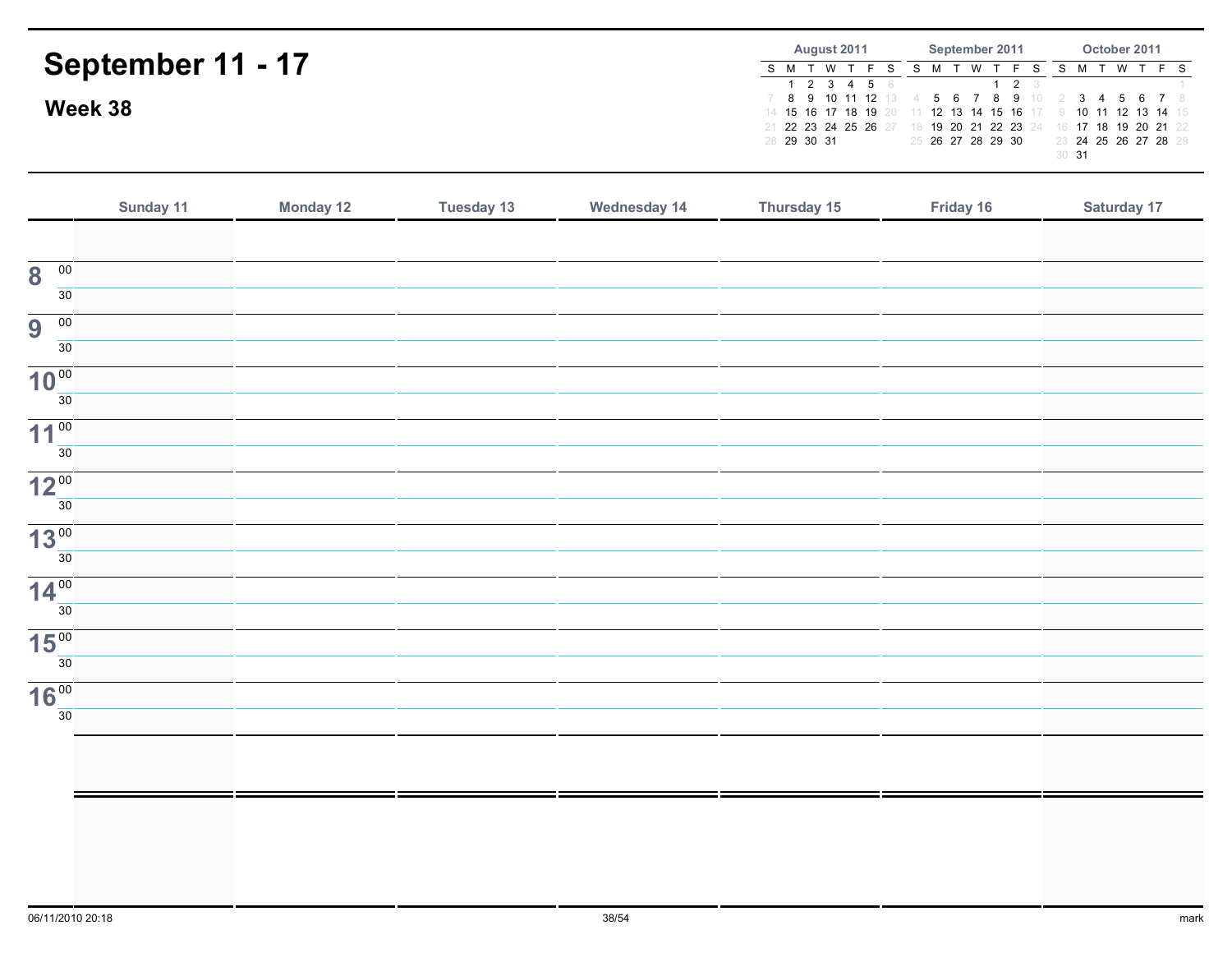# September 11 - 17

## Week 38

**August 2011**

| S | M | T | W | T | F | S |
|---|---|---|---|---|---|---|
| | 1 | 2 | 3 | 4 | 5 | 6 |
| 7 | 8 | 9 | 10 | 11 | 12 | 13 |
| 14 | 15 | 16 | 17 | 18 | 19 | 20 |
| 21 | 22 | 23 | 24 | 25 | 26 | 27 |
| 28 | 29 | 30 | 31 | | | |

**September 2011**

| S | M | T | W | T | F | S |
|---|---|---|---|---|---|---|
| | | | | 1 | 2 | 3 |
| 4 | 5 | 6 | 7 | 8 | 9 | 10 |
| 11 | 12 | 13 | 14 | 15 | 16 | 17 |
| 18 | 19 | 20 | 21 | 22 | 23 | 24 |
| 25 | 26 | 27 | 28 | 29 | 30 | |

**October 2011**

| S | M | T | W | T | F | S |
|---|---|---|---|---|---|---|
| | | | | | | 1 |
| 2 | 3 | 4 | 5 | 6 | 7 | 8 |
| 9 | 10 | 11 | 12 | 13 | 14 | 15 |
| 16 | 17 | 18 | 19 | 20 | 21 | 22 |
| 23 | 24 | 25 | 26 | 27 | 28 | 29 |
| 30 | 31 | | | | | |

| | Sunday 11 | Monday 12 | Tuesday 13 | Wednesday 14 | Thursday 15 | Friday 16 | Saturday 17 |
|---|---|---|---|---|---|---|---|
| | | | | | | | |
| 8 00 | | | | | | | |
| 30 | | | | | | | |
| 9 00 | | | | | | | |
| 30 | | | | | | | |
| 10 00 | | | | | | | |
| 30 | | | | | | | |
| 11 00 | | | | | | | |
| 30 | | | | | | | |
| 12 00 | | | | | | | |
| 30 | | | | | | | |
| 13 00 | | | | | | | |
| 30 | | | | | | | |
| 14 00 | | | | | | | |
| 30 | | | | | | | |
| 15 00 | | | | | | | |
| 30 | | | | | | | |
| 16 00 | | | | | | | |
| 30 | | | | | | | |
| | | | | | | | |
| | | | | | | | |

06/11/2010 20:18 mark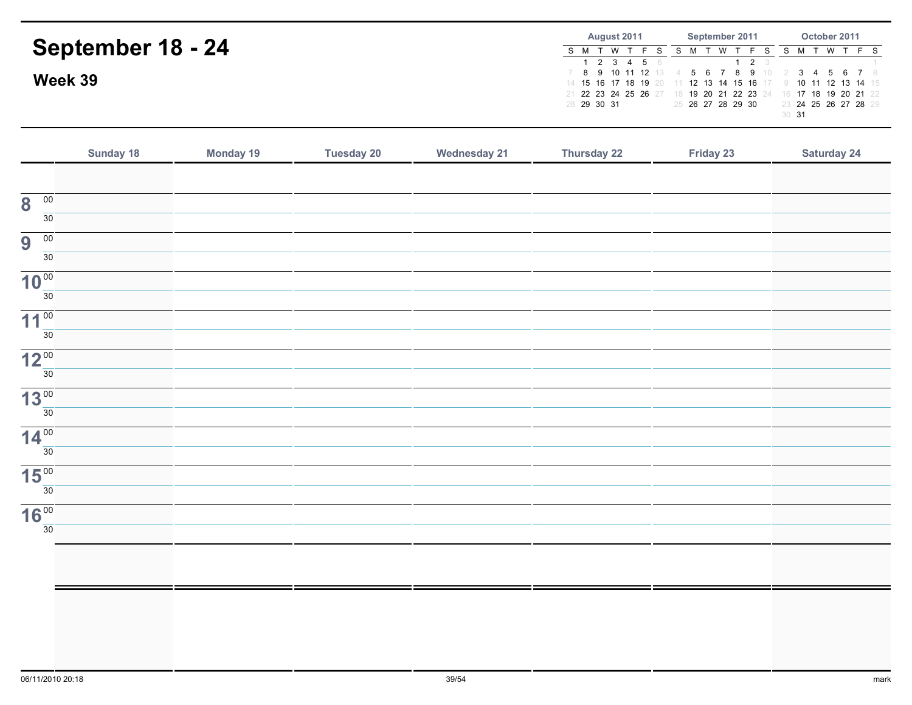# September 18 - 24

## Week 39

| August 2011 | | | | | | |
|---|---|---|---|---|---|---|
| S | M | T | W | T | F | S |
| | 1 | 2 | 3 | 4 | 5 | 6 |
| 7 | 8 | 9 | 10 | 11 | 12 | 13 |
| 14 | 15 | 16 | 17 | 18 | 19 | 20 |
| 21 | 22 | 23 | 24 | 25 | 26 | 27 |
| 28 | 29 | 30 | 31 | | | |

| September 2011 | | | | | | |
|---|---|---|---|---|---|---|
| S | M | T | W | T | F | S |
| | | | | 1 | 2 | 3 |
| 4 | 5 | 6 | 7 | 8 | 9 | 10 |
| 11 | 12 | 13 | 14 | 15 | 16 | 17 |
| 18 | 19 | 20 | 21 | 22 | 23 | 24 |
| 25 | 26 | 27 | 28 | 29 | 30 | |

| October 2011 | | | | | | |
|---|---|---|---|---|---|---|
| S | M | T | W | T | F | S |
| | | | | | | 1 |
| 2 | 3 | 4 | 5 | 6 | 7 | 8 |
| 9 | 10 | 11 | 12 | 13 | 14 | 15 |
| 16 | 17 | 18 | 19 | 20 | 21 | 22 |
| 23 | 24 | 25 | 26 | 27 | 28 | 29 |
| 30 | 31 | | | | | |

| | Sunday 18 | Monday 19 | Tuesday 20 | Wednesday 21 | Thursday 22 | Friday 23 | Saturday 24 |
|---|---|---|---|---|---|---|---|
| | | | | | | | |
| 8 00 | | | | | | | |
| 30 | | | | | | | |
| 9 00 | | | | | | | |
| 30 | | | | | | | |
| 10 00 | | | | | | | |
| 30 | | | | | | | |
| 11 00 | | | | | | | |
| 30 | | | | | | | |
| 12 00 | | | | | | | |
| 30 | | | | | | | |
| 13 00 | | | | | | | |
| 30 | | | | | | | |
| 14 00 | | | | | | | |
| 30 | | | | | | | |
| 15 00 | | | | | | | |
| 30 | | | | | | | |
| 16 00 | | | | | | | |
| 30 | | | | | | | |
| | | | | | | | |
| | | | | | | | |

06/11/2010 20:18 mark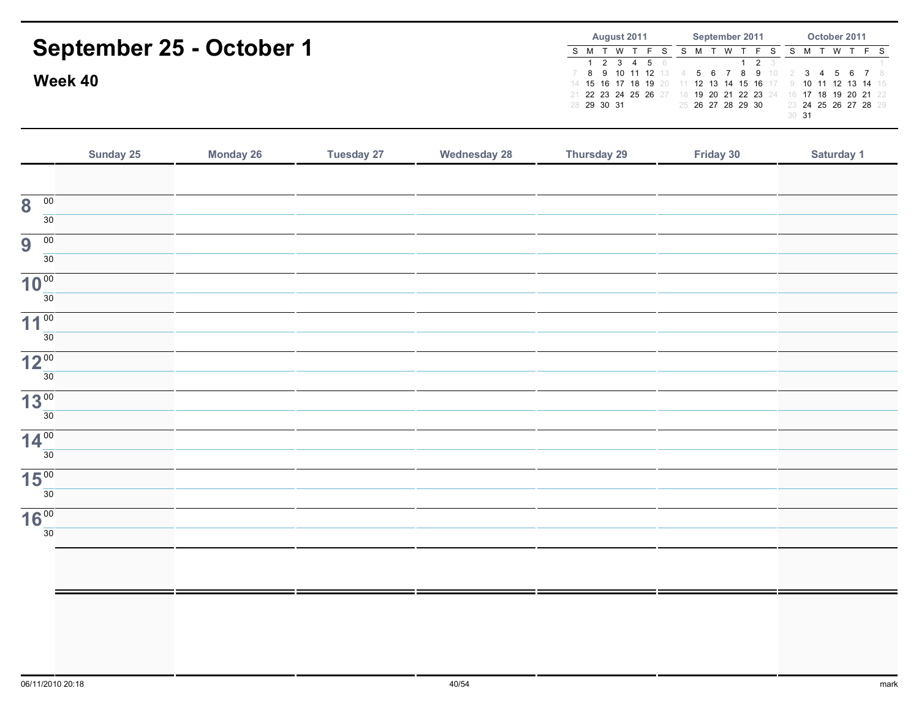# September 25 - October 1

## Week 40

**August 2011**

| S | M | T | W | T | F | S |
|---|---|---|---|---|---|---|
| | 1 | 2 | 3 | 4 | 5 | 6 |
| 7 | 8 | 9 | 10 | 11 | 12 | 13 |
| 14 | 15 | 16 | 17 | 18 | 19 | 20 |
| 21 | 22 | 23 | 24 | 25 | 26 | 27 |
| 28 | 29 | 30 | 31 | | | |

**September 2011**

| S | M | T | W | T | F | S |
|---|---|---|---|---|---|---|
| | | | | 1 | 2 | 3 |
| 4 | 5 | 6 | 7 | 8 | 9 | 10 |
| 11 | 12 | 13 | 14 | 15 | 16 | 17 |
| 18 | 19 | 20 | 21 | 22 | 23 | 24 |
| 25 | 26 | 27 | 28 | 29 | 30 | |

**October 2011**

| S | M | T | W | T | F | S |
|---|---|---|---|---|---|---|
| | | | | | | 1 |
| 2 | 3 | 4 | 5 | 6 | 7 | 8 |
| 9 | 10 | 11 | 12 | 13 | 14 | 15 |
| 16 | 17 | 18 | 19 | 20 | 21 | 22 |
| 23 | 24 | 25 | 26 | 27 | 28 | 29 |
| 30 | 31 | | | | | |

| | Sunday 25 | Monday 26 | Tuesday 27 | Wednesday 28 | Thursday 29 | Friday 30 | Saturday 1 |
|---|---|---|---|---|---|---|---|
| | | | | | | | |
| 8 00 | | | | | | | |
| 30 | | | | | | | |
| 9 00 | | | | | | | |
| 30 | | | | | | | |
| 10 00 | | | | | | | |
| 30 | | | | | | | |
| 11 00 | | | | | | | |
| 30 | | | | | | | |
| 12 00 | | | | | | | |
| 30 | | | | | | | |
| 13 00 | | | | | | | |
| 30 | | | | | | | |
| 14 00 | | | | | | | |
| 30 | | | | | | | |
| 15 00 | | | | | | | |
| 30 | | | | | | | |
| 16 00 | | | | | | | |
| 30 | | | | | | | |
| | | | | | | | |
| | | | | | | | |

06/11/2010 20:18 mark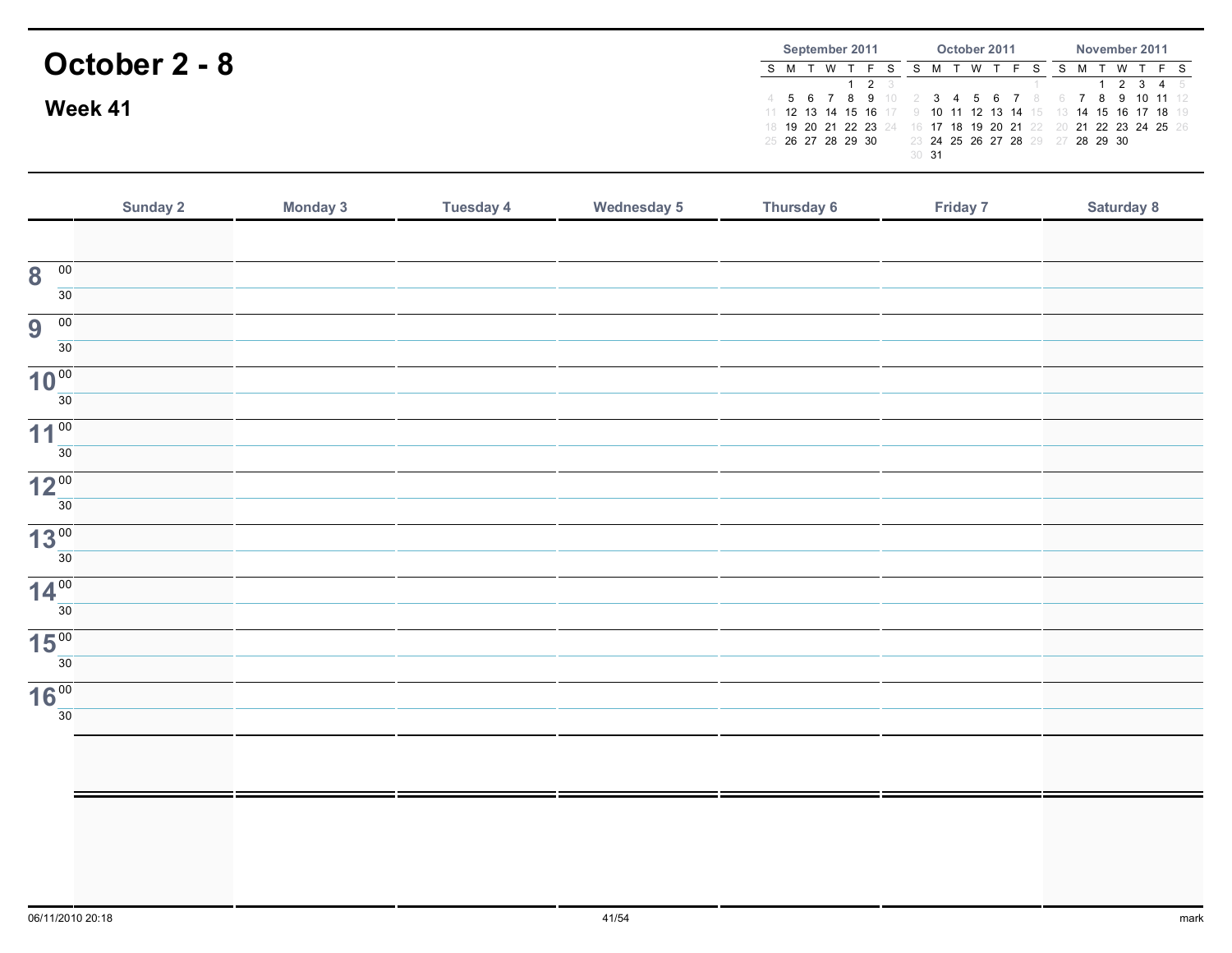# October 2 - 8

## Week 41

**September 2011**

| S | M | T | W | T | F | S |
|---|---|---|---|---|---|---|
| | | | | 1 | 2 | 3 |
| 4 | 5 | 6 | 7 | 8 | 9 | 10 |
| 11 | 12 | 13 | 14 | 15 | 16 | 17 |
| 18 | 19 | 20 | 21 | 22 | 23 | 24 |
| 25 | 26 | 27 | 28 | 29 | 30 | |

**October 2011**

| S | M | T | W | T | F | S |
|---|---|---|---|---|---|---|
| | | | | | | 1 |
| 2 | 3 | 4 | 5 | 6 | 7 | 8 |
| 9 | 10 | 11 | 12 | 13 | 14 | 15 |
| 16 | 17 | 18 | 19 | 20 | 21 | 22 |
| 23 | 24 | 25 | 26 | 27 | 28 | 29 |
| 30 | 31 | | | | | |

**November 2011**

| S | M | T | W | T | F | S |
|---|---|---|---|---|---|---|
| | | 1 | 2 | 3 | 4 | 5 |
| 6 | 7 | 8 | 9 | 10 | 11 | 12 |
| 13 | 14 | 15 | 16 | 17 | 18 | 19 |
| 20 | 21 | 22 | 23 | 24 | 25 | 26 |
| 27 | 28 | 29 | 30 | | | |

| | Sunday 2 | Monday 3 | Tuesday 4 | Wednesday 5 | Thursday 6 | Friday 7 | Saturday 8 |
|---|---|---|---|---|---|---|---|
| | | | | | | | |
| 8 00 | | | | | | | |
| 30 | | | | | | | |
| 9 00 | | | | | | | |
| 30 | | | | | | | |
| 10 00 | | | | | | | |
| 30 | | | | | | | |
| 11 00 | | | | | | | |
| 30 | | | | | | | |
| 12 00 | | | | | | | |
| 30 | | | | | | | |
| 13 00 | | | | | | | |
| 30 | | | | | | | |
| 14 00 | | | | | | | |
| 30 | | | | | | | |
| 15 00 | | | | | | | |
| 30 | | | | | | | |
| 16 00 | | | | | | | |
| 30 | | | | | | | |
| | | | | | | | |
| | | | | | | | |

06/11/2010 20:18

mark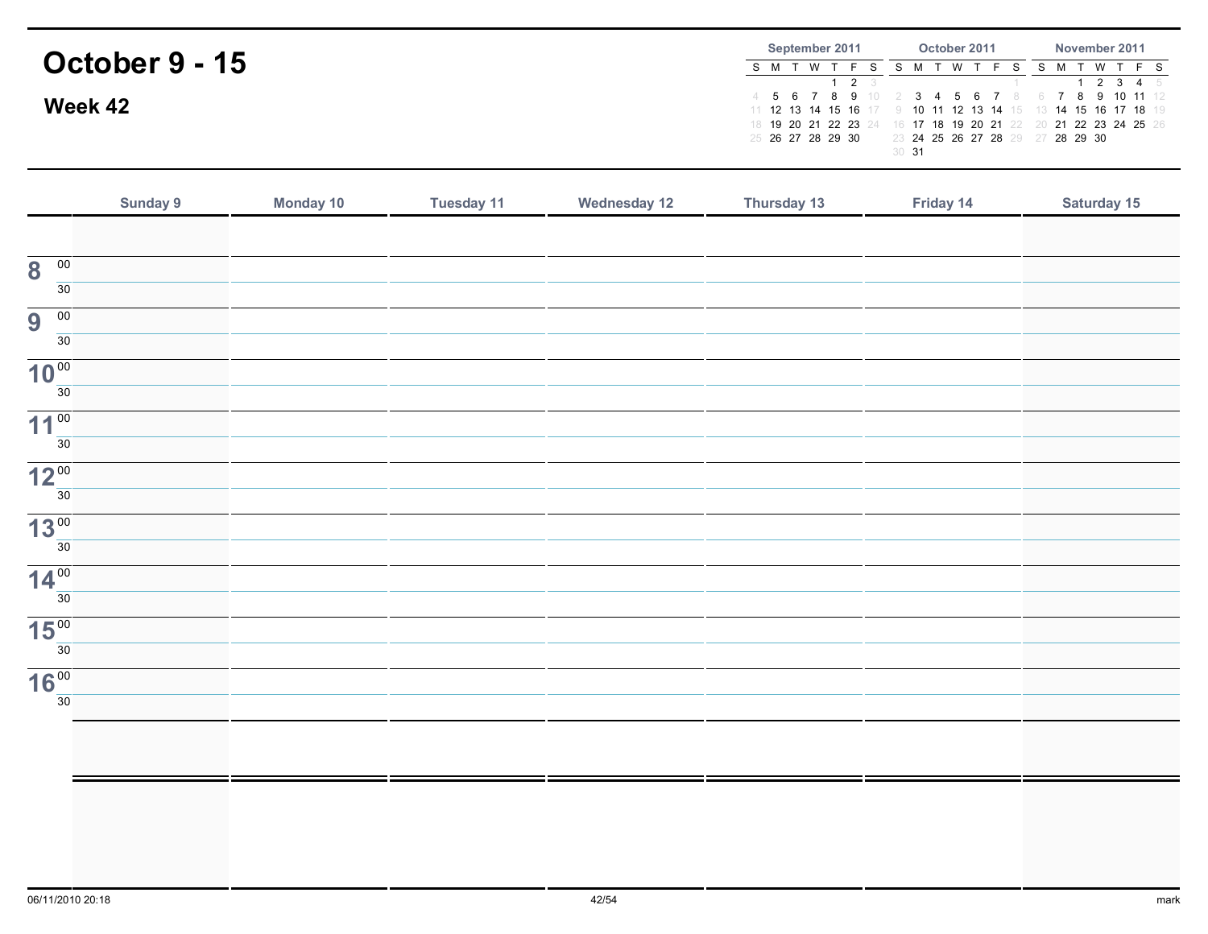# October 9 - 15

## Week 42

**September 2011**

| S | M | T | W | T | F | S |
|---|---|---|---|---|---|---|
| | | | | 1 | 2 | 3 |
| 4 | 5 | 6 | 7 | 8 | 9 | 10 |
| 11 | 12 | 13 | 14 | 15 | 16 | 17 |
| 18 | 19 | 20 | 21 | 22 | 23 | 24 |
| 25 | 26 | 27 | 28 | 29 | 30 | |

**October 2011**

| S | M | T | W | T | F | S |
|---|---|---|---|---|---|---|
| | | | | | | 1 |
| 2 | 3 | 4 | 5 | 6 | 7 | 8 |
| 9 | 10 | 11 | 12 | 13 | 14 | 15 |
| 16 | 17 | 18 | 19 | 20 | 21 | 22 |
| 23 | 24 | 25 | 26 | 27 | 28 | 29 |
| 30 | 31 | | | | | |

**November 2011**

| S | M | T | W | T | F | S |
|---|---|---|---|---|---|---|
| | | 1 | 2 | 3 | 4 | 5 |
| 6 | 7 | 8 | 9 | 10 | 11 | 12 |
| 13 | 14 | 15 | 16 | 17 | 18 | 19 |
| 20 | 21 | 22 | 23 | 24 | 25 | 26 |
| 27 | 28 | 29 | 30 | | | |

| | Sunday 9 | Monday 10 | Tuesday 11 | Wednesday 12 | Thursday 13 | Friday 14 | Saturday 15 |
|---|---|---|---|---|---|---|---|
| | | | | | | | |
| 8 00 | | | | | | | |
| 30 | | | | | | | |
| 9 00 | | | | | | | |
| 30 | | | | | | | |
| 10 00 | | | | | | | |
| 30 | | | | | | | |
| 11 00 | | | | | | | |
| 30 | | | | | | | |
| 12 00 | | | | | | | |
| 30 | | | | | | | |
| 13 00 | | | | | | | |
| 30 | | | | | | | |
| 14 00 | | | | | | | |
| 30 | | | | | | | |
| 15 00 | | | | | | | |
| 30 | | | | | | | |
| 16 00 | | | | | | | |
| 30 | | | | | | | |
| | | | | | | | |
| | | | | | | | |

06/11/2010 20:18 mark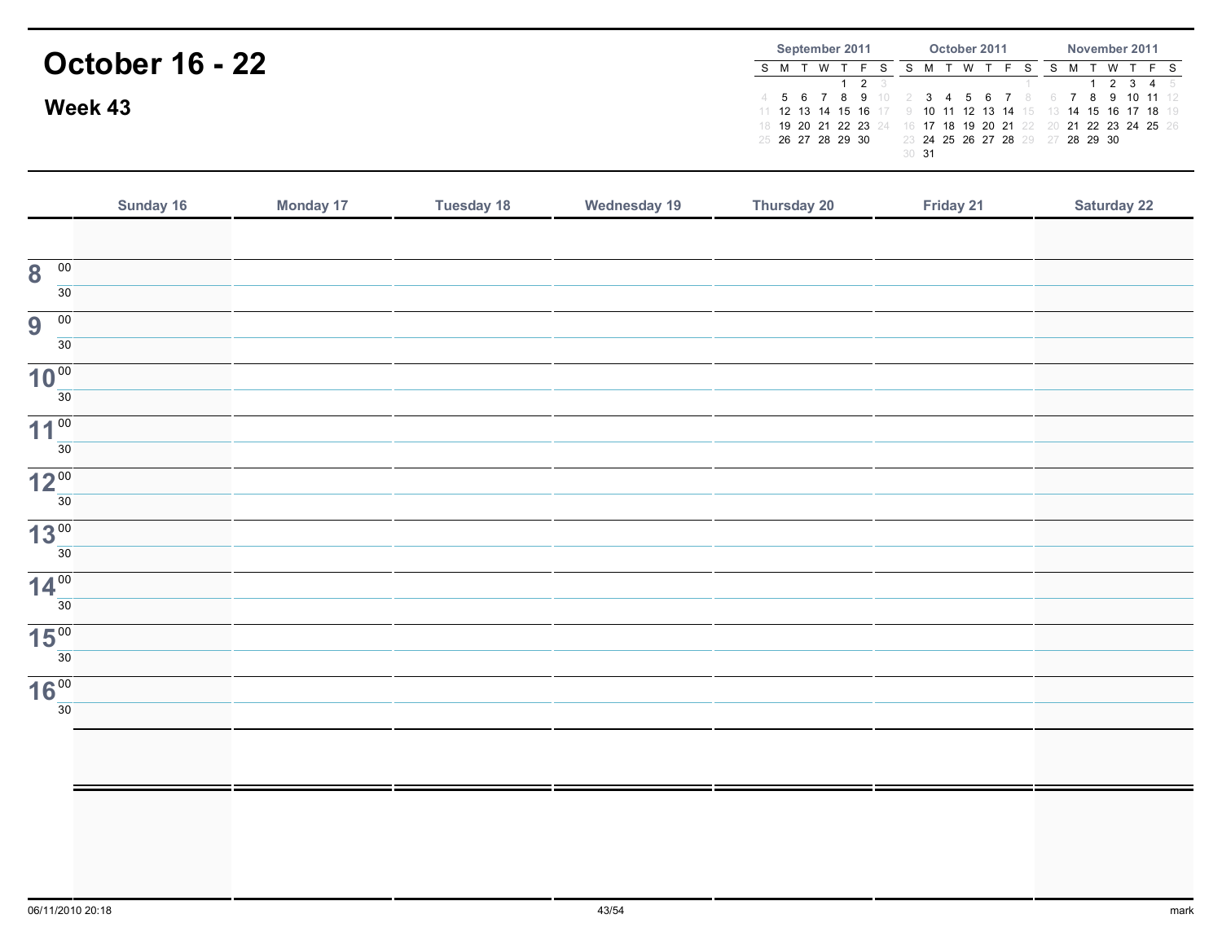# October 16 - 22

## Week 43

| September 2011 | | | | | | |
|---|---|---|---|---|---|---|
| S | M | T | W | T | F | S |
| | | | | 1 | 2 | 3 |
| 4 | 5 | 6 | 7 | 8 | 9 | 10 |
| 11 | 12 | 13 | 14 | 15 | 16 | 17 |
| 18 | 19 | 20 | 21 | 22 | 23 | 24 |
| 25 | 26 | 27 | 28 | 29 | 30 | |

| October 2011 | | | | | | |
|---|---|---|---|---|---|---|
| S | M | T | W | T | F | S |
| | | | | | | 1 |
| 2 | 3 | 4 | 5 | 6 | 7 | 8 |
| 9 | 10 | 11 | 12 | 13 | 14 | 15 |
| 16 | 17 | 18 | 19 | 20 | 21 | 22 |
| 23 | 24 | 25 | 26 | 27 | 28 | 29 |
| 30 | 31 | | | | | |

| November 2011 | | | | | | |
|---|---|---|---|---|---|---|
| S | M | T | W | T | F | S |
| | | 1 | 2 | 3 | 4 | 5 |
| 6 | 7 | 8 | 9 | 10 | 11 | 12 |
| 13 | 14 | 15 | 16 | 17 | 18 | 19 |
| 20 | 21 | 22 | 23 | 24 | 25 | 26 |
| 27 | 28 | 29 | 30 | | | |

| | Sunday 16 | Monday 17 | Tuesday 18 | Wednesday 19 | Thursday 20 | Friday 21 | Saturday 22 |
|---|---|---|---|---|---|---|---|
| | | | | | | | |
| 8 00 | | | | | | | |
| 30 | | | | | | | |
| 9 00 | | | | | | | |
| 30 | | | | | | | |
| 10 00 | | | | | | | |
| 30 | | | | | | | |
| 11 00 | | | | | | | |
| 30 | | | | | | | |
| 12 00 | | | | | | | |
| 30 | | | | | | | |
| 13 00 | | | | | | | |
| 30 | | | | | | | |
| 14 00 | | | | | | | |
| 30 | | | | | | | |
| 15 00 | | | | | | | |
| 30 | | | | | | | |
| 16 00 | | | | | | | |
| 30 | | | | | | | |
| | | | | | | | |
| | | | | | | | |

06/11/2010 20:18

mark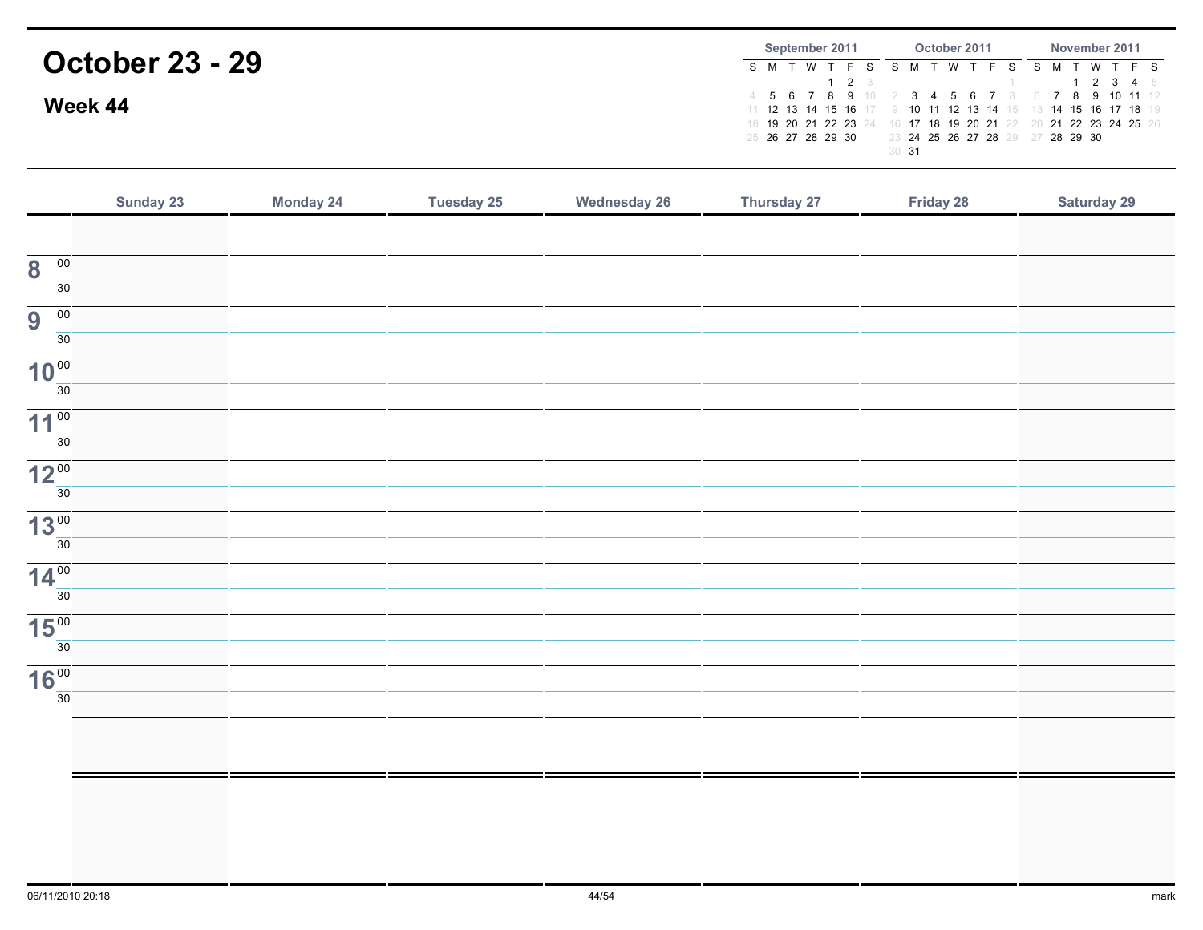# October 23 - 29

## Week 44

**September 2011**

| S | M | T | W | T | F | S |
|---|---|---|---|---|---|---|
| | | | | 1 | 2 | 3 |
| 4 | 5 | 6 | 7 | 8 | 9 | 10 |
| 11 | 12 | 13 | 14 | 15 | 16 | 17 |
| 18 | 19 | 20 | 21 | 22 | 23 | 24 |
| 25 | 26 | 27 | 28 | 29 | 30 | |

**October 2011**

| S | M | T | W | T | F | S |
|---|---|---|---|---|---|---|
| | | | | | | 1 |
| 2 | 3 | 4 | 5 | 6 | 7 | 8 |
| 9 | 10 | 11 | 12 | 13 | 14 | 15 |
| 16 | 17 | 18 | 19 | 20 | 21 | 22 |
| 23 | 24 | 25 | 26 | 27 | 28 | 29 |
| 30 | 31 | | | | | |

**November 2011**

| S | M | T | W | T | F | S |
|---|---|---|---|---|---|---|
| | | 1 | 2 | 3 | 4 | 5 |
| 6 | 7 | 8 | 9 | 10 | 11 | 12 |
| 13 | 14 | 15 | 16 | 17 | 18 | 19 |
| 20 | 21 | 22 | 23 | 24 | 25 | 26 |
| 27 | 28 | 29 | 30 | | | |

| | Sunday 23 | Monday 24 | Tuesday 25 | Wednesday 26 | Thursday 27 | Friday 28 | Saturday 29 |
|---|---|---|---|---|---|---|---|
| | | | | | | | |
| 8 00 | | | | | | | |
| 30 | | | | | | | |
| 9 00 | | | | | | | |
| 30 | | | | | | | |
| 10 00 | | | | | | | |
| 30 | | | | | | | |
| 11 00 | | | | | | | |
| 30 | | | | | | | |
| 12 00 | | | | | | | |
| 30 | | | | | | | |
| 13 00 | | | | | | | |
| 30 | | | | | | | |
| 14 00 | | | | | | | |
| 30 | | | | | | | |
| 15 00 | | | | | | | |
| 30 | | | | | | | |
| 16 00 | | | | | | | |
| 30 | | | | | | | |
| | | | | | | | |
| | | | | | | | |

06/11/2010 20:18

mark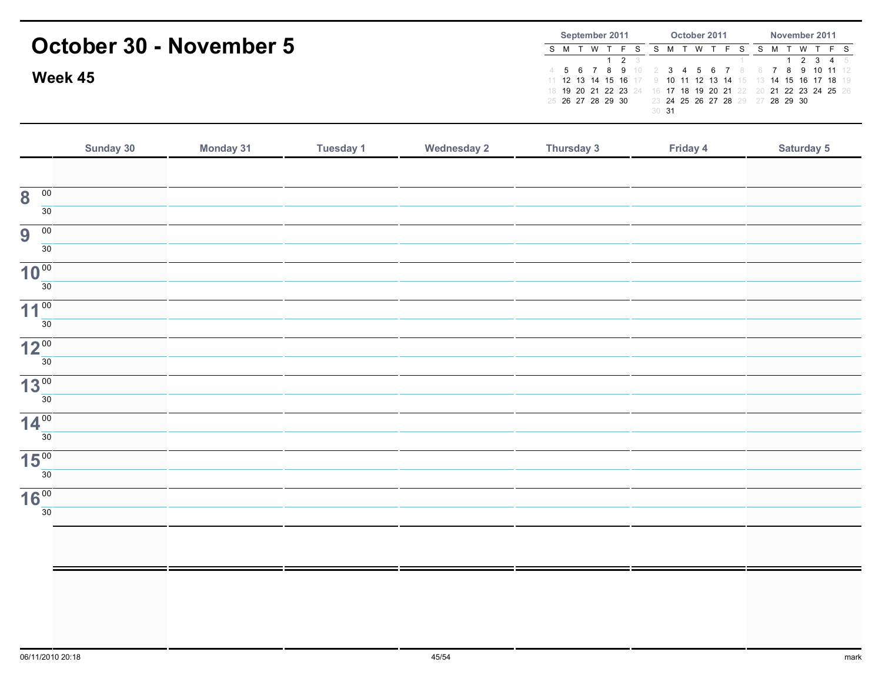# October 30 - November 5

## Week 45

**September 2011**

| S | M | T | W | T | F | S |
|---|---|---|---|---|---|---|
| | | | | 1 | 2 | 3 |
| 4 | 5 | 6 | 7 | 8 | 9 | 10 |
| 11 | 12 | 13 | 14 | 15 | 16 | 17 |
| 18 | 19 | 20 | 21 | 22 | 23 | 24 |
| 25 | 26 | 27 | 28 | 29 | 30 | |

**October 2011**

| S | M | T | W | T | F | S |
|---|---|---|---|---|---|---|
| | | | | | | 1 |
| 2 | 3 | 4 | 5 | 6 | 7 | 8 |
| 9 | 10 | 11 | 12 | 13 | 14 | 15 |
| 16 | 17 | 18 | 19 | 20 | 21 | 22 |
| 23 | 24 | 25 | 26 | 27 | 28 | 29 |
| 30 | 31 | | | | | |

**November 2011**

| S | M | T | W | T | F | S |
|---|---|---|---|---|---|---|
| | | 1 | 2 | 3 | 4 | 5 |
| 6 | 7 | 8 | 9 | 10 | 11 | 12 |
| 13 | 14 | 15 | 16 | 17 | 18 | 19 |
| 20 | 21 | 22 | 23 | 24 | 25 | 26 |
| 27 | 28 | 29 | 30 | | | |

| | Sunday 30 | Monday 31 | Tuesday 1 | Wednesday 2 | Thursday 3 | Friday 4 | Saturday 5 |
|---|---|---|---|---|---|---|---|
| | | | | | | | |
| 8 00 | | | | | | | |
| 30 | | | | | | | |
| 9 00 | | | | | | | |
| 30 | | | | | | | |
| 10 00 | | | | | | | |
| 30 | | | | | | | |
| 11 00 | | | | | | | |
| 30 | | | | | | | |
| 12 00 | | | | | | | |
| 30 | | | | | | | |
| 13 00 | | | | | | | |
| 30 | | | | | | | |
| 14 00 | | | | | | | |
| 30 | | | | | | | |
| 15 00 | | | | | | | |
| 30 | | | | | | | |
| 16 00 | | | | | | | |
| 30 | | | | | | | |
| | | | | | | | |
| | | | | | | | |

06/11/2010 20:18

mark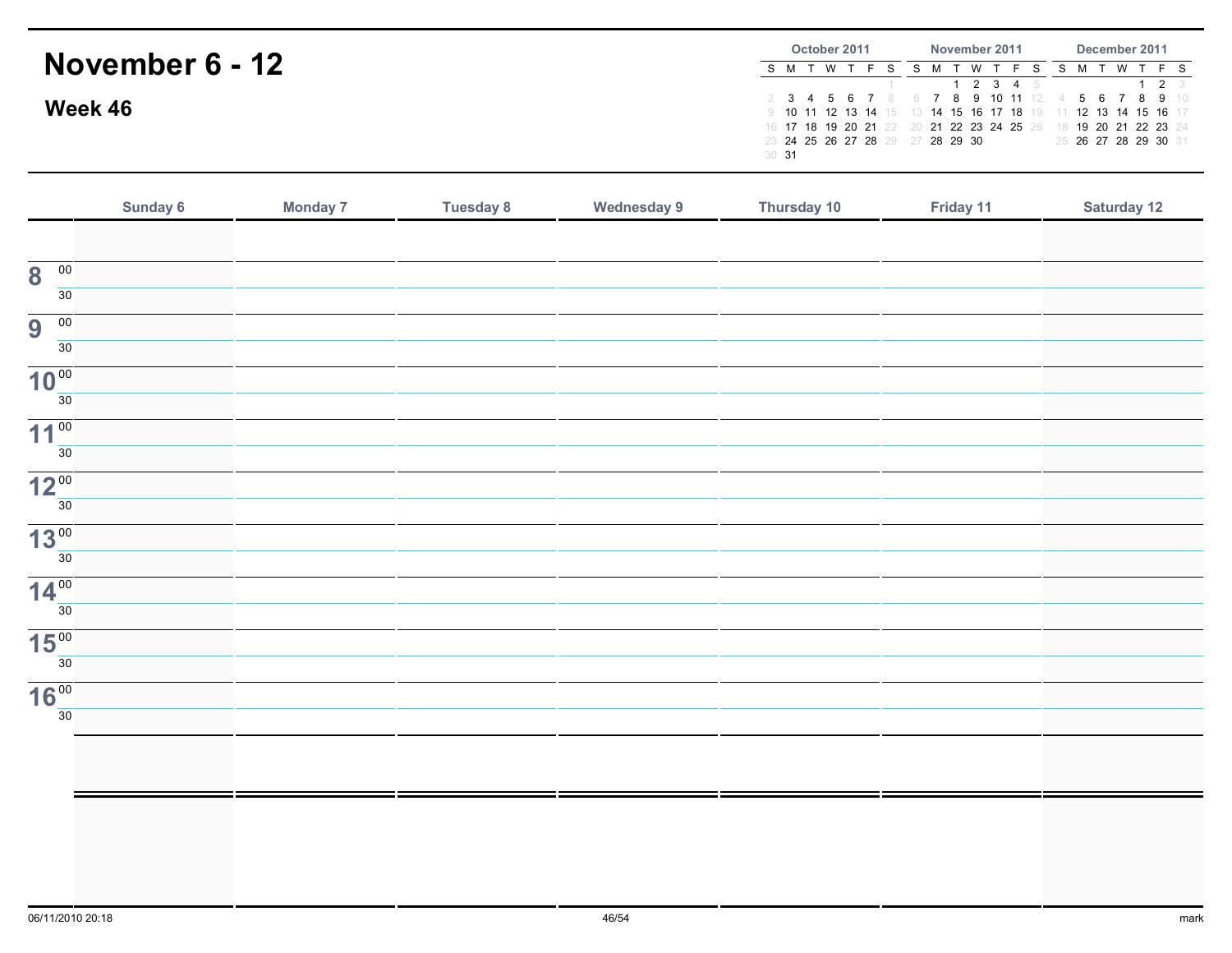# November 6 - 12

## Week 46

**October 2011**

| S | M | T | W | T | F | S |
|---|---|---|---|---|---|---|
| | | | | | | 1 |
| 2 | 3 | 4 | 5 | 6 | 7 | 8 |
| 9 | 10 | 11 | 12 | 13 | 14 | 15 |
| 16 | 17 | 18 | 19 | 20 | 21 | 22 |
| 23 | 24 | 25 | 26 | 27 | 28 | 29 |
| 30 | 31 | | | | | |

**November 2011**

| S | M | T | W | T | F | S |
|---|---|---|---|---|---|---|
| | | 1 | 2 | 3 | 4 | 5 |
| 6 | 7 | 8 | 9 | 10 | 11 | 12 |
| 13 | 14 | 15 | 16 | 17 | 18 | 19 |
| 20 | 21 | 22 | 23 | 24 | 25 | 26 |
| 27 | 28 | 29 | 30 | | | |

**December 2011**

| S | M | T | W | T | F | S |
|---|---|---|---|---|---|---|
| | | | | 1 | 2 | 3 |
| 4 | 5 | 6 | 7 | 8 | 9 | 10 |
| 11 | 12 | 13 | 14 | 15 | 16 | 17 |
| 18 | 19 | 20 | 21 | 22 | 23 | 24 |
| 25 | 26 | 27 | 28 | 29 | 30 | 31 |

| | Sunday 6 | Monday 7 | Tuesday 8 | Wednesday 9 | Thursday 10 | Friday 11 | Saturday 12 |
|---|---|---|---|---|---|---|---|
| | | | | | | | |
| 8 00 | | | | | | | |
| 30 | | | | | | | |
| 9 00 | | | | | | | |
| 30 | | | | | | | |
| 10 00 | | | | | | | |
| 30 | | | | | | | |
| 11 00 | | | | | | | |
| 30 | | | | | | | |
| 12 00 | | | | | | | |
| 30 | | | | | | | |
| 13 00 | | | | | | | |
| 30 | | | | | | | |
| 14 00 | | | | | | | |
| 30 | | | | | | | |
| 15 00 | | | | | | | |
| 30 | | | | | | | |
| 16 00 | | | | | | | |
| 30 | | | | | | | |
| | | | | | | | |
| | | | | | | | |

06/11/2010 20:18

mark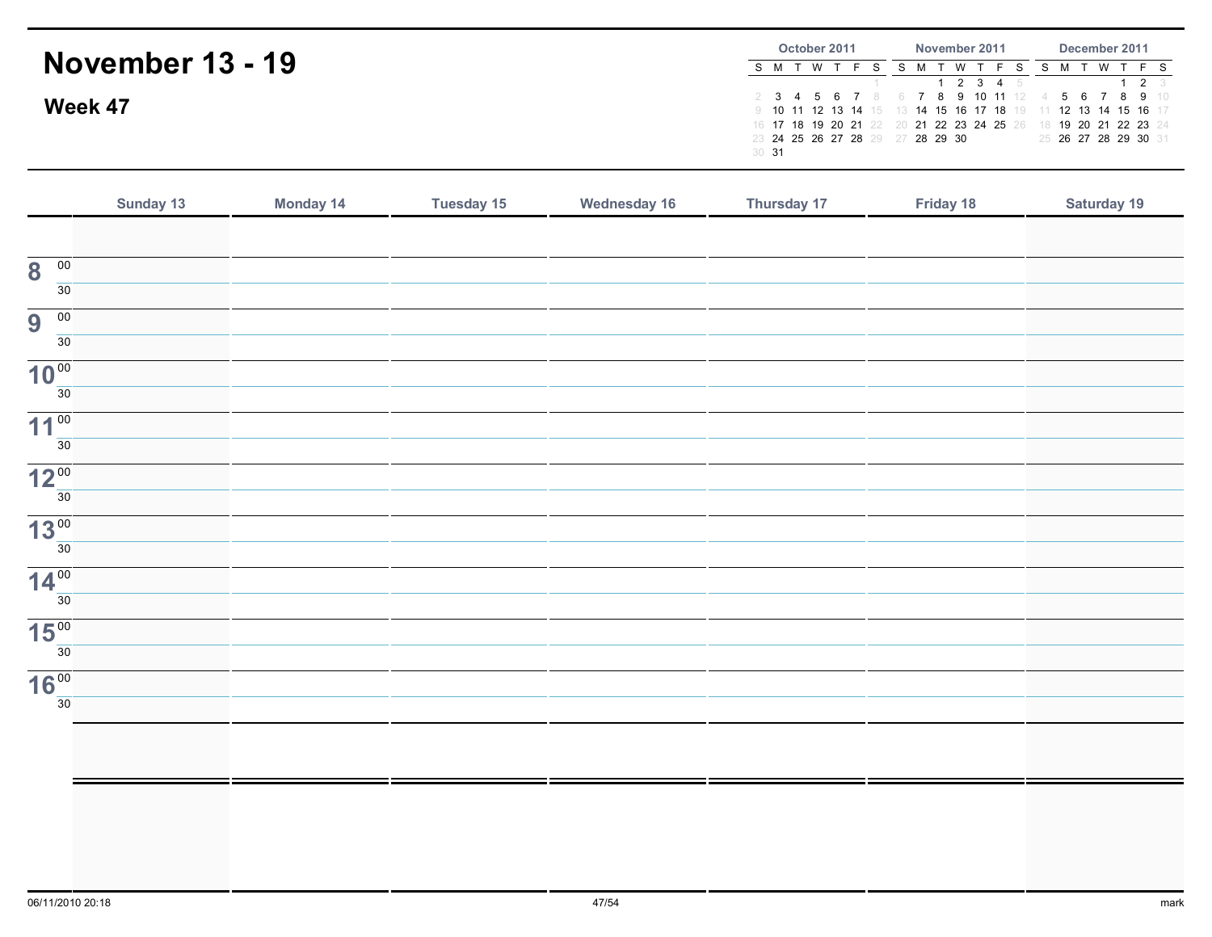# November 13 - 19

## Week 47

| October 2011 | | | | | | |
|---|---|---|---|---|---|---|
| S | M | T | W | T | F | S |
| | | | | | | 1 |
| 2 | 3 | 4 | 5 | 6 | 7 | 8 |
| 9 | 10 | 11 | 12 | 13 | 14 | 15 |
| 16 | 17 | 18 | 19 | 20 | 21 | 22 |
| 23 | 24 | 25 | 26 | 27 | 28 | 29 |
| 30 | 31 | | | | | |

| November 2011 | | | | | | |
|---|---|---|---|---|---|---|
| S | M | T | W | T | F | S |
| | | 1 | 2 | 3 | 4 | 5 |
| 6 | 7 | 8 | 9 | 10 | 11 | 12 |
| 13 | 14 | 15 | 16 | 17 | 18 | 19 |
| 20 | 21 | 22 | 23 | 24 | 25 | 26 |
| 27 | 28 | 29 | 30 | | | |

| December 2011 | | | | | | |
|---|---|---|---|---|---|---|
| S | M | T | W | T | F | S |
| | | | | 1 | 2 | 3 |
| 4 | 5 | 6 | 7 | 8 | 9 | 10 |
| 11 | 12 | 13 | 14 | 15 | 16 | 17 |
| 18 | 19 | 20 | 21 | 22 | 23 | 24 |
| 25 | 26 | 27 | 28 | 29 | 30 | 31 |

| | Sunday 13 | Monday 14 | Tuesday 15 | Wednesday 16 | Thursday 17 | Friday 18 | Saturday 19 |
|---|---|---|---|---|---|---|---|
| | | | | | | | |
| 8 00 | | | | | | | |
| 30 | | | | | | | |
| 9 00 | | | | | | | |
| 30 | | | | | | | |
| 10 00 | | | | | | | |
| 30 | | | | | | | |
| 11 00 | | | | | | | |
| 30 | | | | | | | |
| 12 00 | | | | | | | |
| 30 | | | | | | | |
| 13 00 | | | | | | | |
| 30 | | | | | | | |
| 14 00 | | | | | | | |
| 30 | | | | | | | |
| 15 00 | | | | | | | |
| 30 | | | | | | | |
| 16 00 | | | | | | | |
| 30 | | | | | | | |
| | | | | | | | |
| | | | | | | | |

06/11/2010 20:18

mark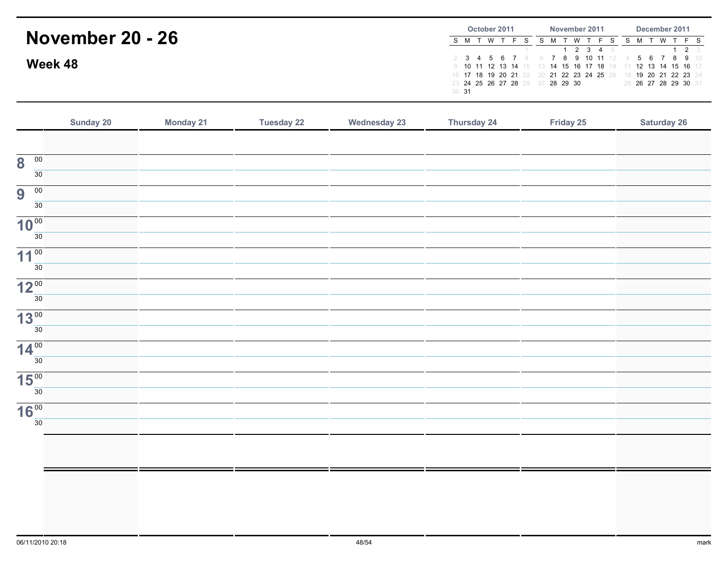# November 20 - 26

## Week 48

**October 2011**

| S | M | T | W | T | F | S |
|---|---|---|---|---|---|---|
| | | | | | | 1 |
| 2 | 3 | 4 | 5 | 6 | 7 | 8 |
| 9 | 10 | 11 | 12 | 13 | 14 | 15 |
| 16 | 17 | 18 | 19 | 20 | 21 | 22 |
| 23 | 24 | 25 | 26 | 27 | 28 | 29 |
| 30 | 31 | | | | | |

**November 2011**

| S | M | T | W | T | F | S |
|---|---|---|---|---|---|---|
| | | 1 | 2 | 3 | 4 | 5 |
| 6 | 7 | 8 | 9 | 10 | 11 | 12 |
| 13 | 14 | 15 | 16 | 17 | 18 | 19 |
| 20 | 21 | 22 | 23 | 24 | 25 | 26 |
| 27 | 28 | 29 | 30 | | | |

**December 2011**

| S | M | T | W | T | F | S |
|---|---|---|---|---|---|---|
| | | | | 1 | 2 | 3 |
| 4 | 5 | 6 | 7 | 8 | 9 | 10 |
| 11 | 12 | 13 | 14 | 15 | 16 | 17 |
| 18 | 19 | 20 | 21 | 22 | 23 | 24 |
| 25 | 26 | 27 | 28 | 29 | 30 | 31 |

| | Sunday 20 | Monday 21 | Tuesday 22 | Wednesday 23 | Thursday 24 | Friday 25 | Saturday 26 |
|---|---|---|---|---|---|---|---|
| | | | | | | | |
| 8 00 | | | | | | | |
| 30 | | | | | | | |
| 9 00 | | | | | | | |
| 30 | | | | | | | |
| 10 00 | | | | | | | |
| 30 | | | | | | | |
| 11 00 | | | | | | | |
| 30 | | | | | | | |
| 12 00 | | | | | | | |
| 30 | | | | | | | |
| 13 00 | | | | | | | |
| 30 | | | | | | | |
| 14 00 | | | | | | | |
| 30 | | | | | | | |
| 15 00 | | | | | | | |
| 30 | | | | | | | |
| 16 00 | | | | | | | |
| 30 | | | | | | | |
| | | | | | | | |
| | | | | | | | |

06/11/2010 20:18

mark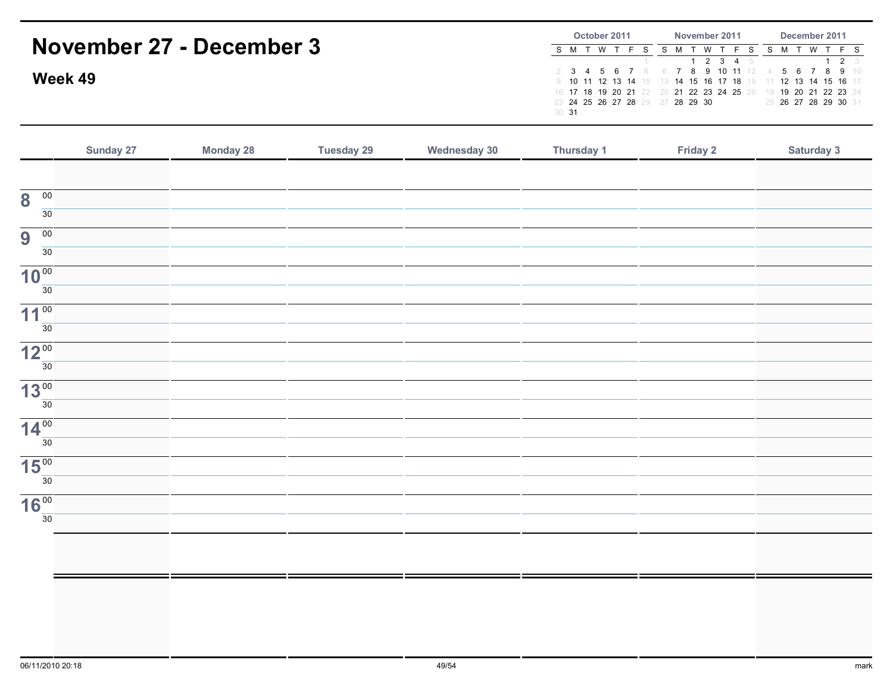# November 27 - December 3

## Week 49

**October 2011**

| S | M | T | W | T | F | S |
|---|---|---|---|---|---|---|
| | | | | | | 1 |
| 2 | 3 | 4 | 5 | 6 | 7 | 8 |
| 9 | 10 | 11 | 12 | 13 | 14 | 15 |
| 16 | 17 | 18 | 19 | 20 | 21 | 22 |
| 23 | 24 | 25 | 26 | 27 | 28 | 29 |
| 30 | 31 | | | | | |

**November 2011**

| S | M | T | W | T | F | S |
|---|---|---|---|---|---|---|
| | | 1 | 2 | 3 | 4 | 5 |
| 6 | 7 | 8 | 9 | 10 | 11 | 12 |
| 13 | 14 | 15 | 16 | 17 | 18 | 19 |
| 20 | 21 | 22 | 23 | 24 | 25 | 26 |
| 27 | 28 | 29 | 30 | | | |

**December 2011**

| S | M | T | W | T | F | S |
|---|---|---|---|---|---|---|
| | | | | 1 | 2 | 3 |
| 4 | 5 | 6 | 7 | 8 | 9 | 10 |
| 11 | 12 | 13 | 14 | 15 | 16 | 17 |
| 18 | 19 | 20 | 21 | 22 | 23 | 24 |
| 25 | 26 | 27 | 28 | 29 | 30 | 31 |

| | Sunday 27 | Monday 28 | Tuesday 29 | Wednesday 30 | Thursday 1 | Friday 2 | Saturday 3 |
|---|---|---|---|---|---|---|---|
| | | | | | | | |
| 8 00 | | | | | | | |
| 30 | | | | | | | |
| 9 00 | | | | | | | |
| 30 | | | | | | | |
| 10 00 | | | | | | | |
| 30 | | | | | | | |
| 11 00 | | | | | | | |
| 30 | | | | | | | |
| 12 00 | | | | | | | |
| 30 | | | | | | | |
| 13 00 | | | | | | | |
| 30 | | | | | | | |
| 14 00 | | | | | | | |
| 30 | | | | | | | |
| 15 00 | | | | | | | |
| 30 | | | | | | | |
| 16 00 | | | | | | | |
| 30 | | | | | | | |
| | | | | | | | |
| | | | | | | | |

06/11/2010 20:18 mark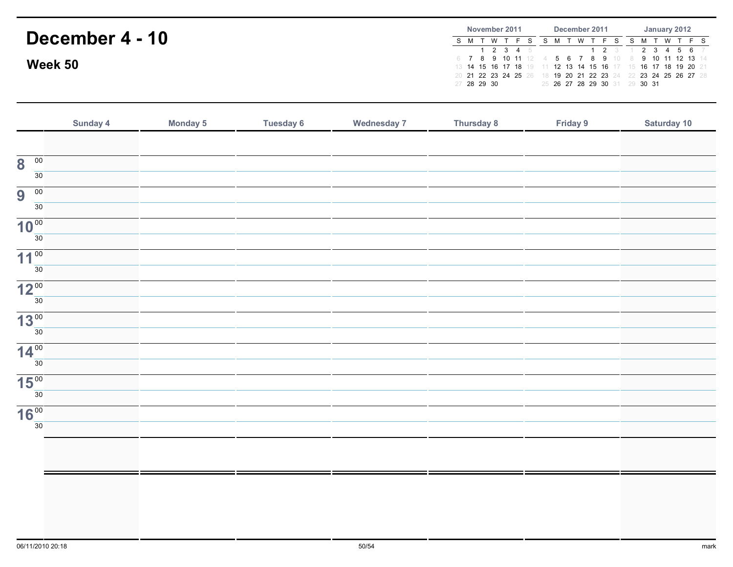# December 4 - 10

## Week 50

**November 2011**

| S | M | T | W | T | F | S |
|---|---|---|---|---|---|---|
| | | 1 | 2 | 3 | 4 | 5 |
| 6 | 7 | 8 | 9 | 10 | 11 | 12 |
| 13 | 14 | 15 | 16 | 17 | 18 | 19 |
| 20 | 21 | 22 | 23 | 24 | 25 | 26 |
| 27 | 28 | 29 | 30 | | | |

**December 2011**

| S | M | T | W | T | F | S |
|---|---|---|---|---|---|---|
| | | | | 1 | 2 | 3 |
| 4 | 5 | 6 | 7 | 8 | 9 | 10 |
| 11 | 12 | 13 | 14 | 15 | 16 | 17 |
| 18 | 19 | 20 | 21 | 22 | 23 | 24 |
| 25 | 26 | 27 | 28 | 29 | 30 | 31 |

**January 2012**

| S | M | T | W | T | F | S |
|---|---|---|---|---|---|---|
| 1 | 2 | 3 | 4 | 5 | 6 | 7 |
| 8 | 9 | 10 | 11 | 12 | 13 | 14 |
| 15 | 16 | 17 | 18 | 19 | 20 | 21 |
| 22 | 23 | 24 | 25 | 26 | 27 | 28 |
| 29 | 30 | 31 | | | | |

| | Sunday 4 | Monday 5 | Tuesday 6 | Wednesday 7 | Thursday 8 | Friday 9 | Saturday 10 |
|---|---|---|---|---|---|---|---|
| | | | | | | | |
| 8 00 | | | | | | | |
| 30 | | | | | | | |
| 9 00 | | | | | | | |
| 30 | | | | | | | |
| 10 00 | | | | | | | |
| 30 | | | | | | | |
| 11 00 | | | | | | | |
| 30 | | | | | | | |
| 12 00 | | | | | | | |
| 30 | | | | | | | |
| 13 00 | | | | | | | |
| 30 | | | | | | | |
| 14 00 | | | | | | | |
| 30 | | | | | | | |
| 15 00 | | | | | | | |
| 30 | | | | | | | |
| 16 00 | | | | | | | |
| 30 | | | | | | | |
| | | | | | | | |
| | | | | | | | |

06/11/2010 20:18

mark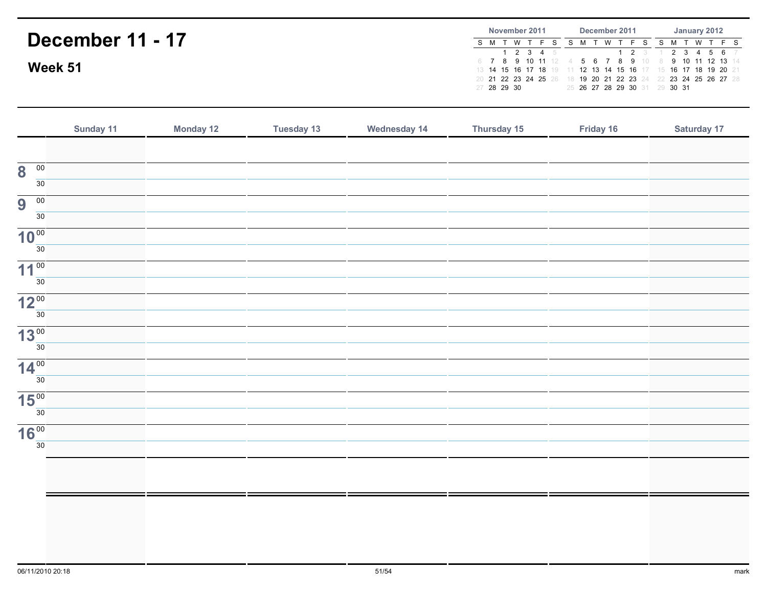# December 11 - 17

## Week 51

**November 2011**

| S | M | T | W | T | F | S |
|---|---|---|---|---|---|---|
| | | 1 | 2 | 3 | 4 | 5 |
| 6 | 7 | 8 | 9 | 10 | 11 | 12 |
| 13 | 14 | 15 | 16 | 17 | 18 | 19 |
| 20 | 21 | 22 | 23 | 24 | 25 | 26 |
| 27 | 28 | 29 | 30 | | | |

**December 2011**

| S | M | T | W | T | F | S |
|---|---|---|---|---|---|---|
| | | | | 1 | 2 | 3 |
| 4 | 5 | 6 | 7 | 8 | 9 | 10 |
| 11 | 12 | 13 | 14 | 15 | 16 | 17 |
| 18 | 19 | 20 | 21 | 22 | 23 | 24 |
| 25 | 26 | 27 | 28 | 29 | 30 | 31 |

**January 2012**

| S | M | T | W | T | F | S |
|---|---|---|---|---|---|---|
| 1 | 2 | 3 | 4 | 5 | 6 | 7 |
| 8 | 9 | 10 | 11 | 12 | 13 | 14 |
| 15 | 16 | 17 | 18 | 19 | 20 | 21 |
| 22 | 23 | 24 | 25 | 26 | 27 | 28 |
| 29 | 30 | 31 | | | | |

| | Sunday 11 | Monday 12 | Tuesday 13 | Wednesday 14 | Thursday 15 | Friday 16 | Saturday 17 |
|---|---|---|---|---|---|---|---|
| | | | | | | | |
| 8 00 | | | | | | | |
| 30 | | | | | | | |
| 9 00 | | | | | | | |
| 30 | | | | | | | |
| 10 00 | | | | | | | |
| 30 | | | | | | | |
| 11 00 | | | | | | | |
| 30 | | | | | | | |
| 12 00 | | | | | | | |
| 30 | | | | | | | |
| 13 00 | | | | | | | |
| 30 | | | | | | | |
| 14 00 | | | | | | | |
| 30 | | | | | | | |
| 15 00 | | | | | | | |
| 30 | | | | | | | |
| 16 00 | | | | | | | |
| 30 | | | | | | | |
| | | | | | | | |
| | | | | | | | |

06/11/2010 20:18

mark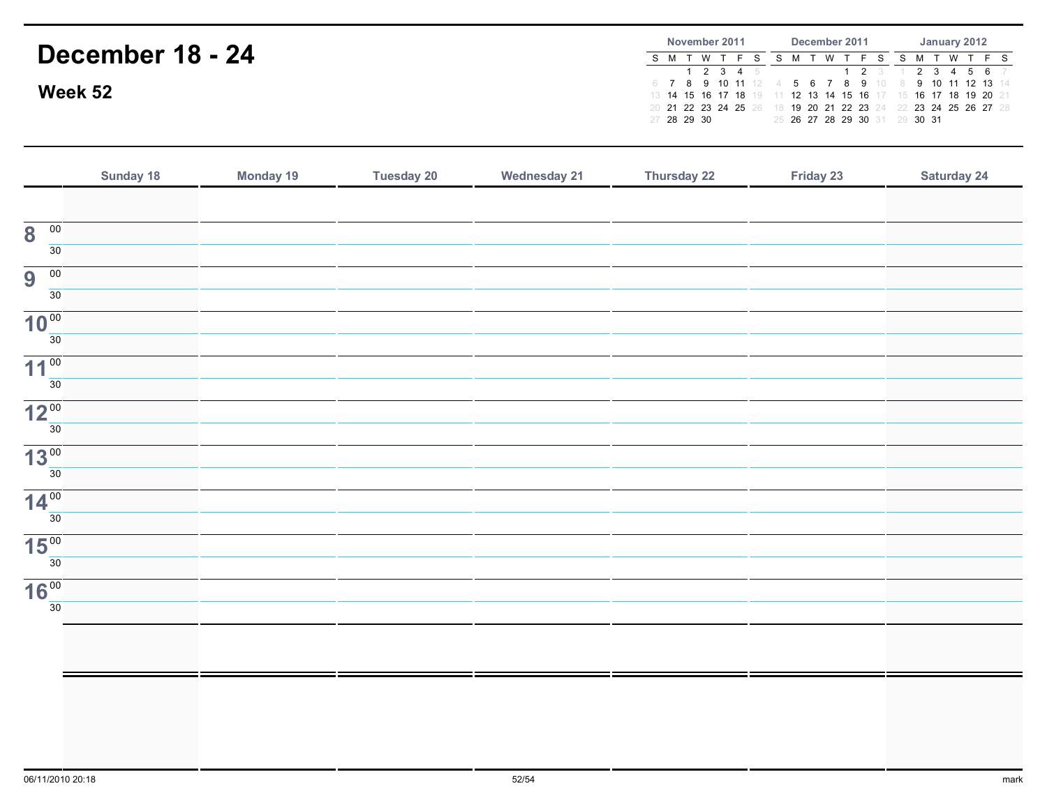# December 18 - 24

## Week 52

**November 2011**

| S | M | T | W | T | F | S |
|---|---|---|---|---|---|---|
| | | 1 | 2 | 3 | 4 | 5 |
| 6 | 7 | 8 | 9 | 10 | 11 | 12 |
| 13 | 14 | 15 | 16 | 17 | 18 | 19 |
| 20 | 21 | 22 | 23 | 24 | 25 | 26 |
| 27 | 28 | 29 | 30 | | | |

**December 2011**

| S | M | T | W | T | F | S |
|---|---|---|---|---|---|---|
| | | | | 1 | 2 | 3 |
| 4 | 5 | 6 | 7 | 8 | 9 | 10 |
| 11 | 12 | 13 | 14 | 15 | 16 | 17 |
| 18 | 19 | 20 | 21 | 22 | 23 | 24 |
| 25 | 26 | 27 | 28 | 29 | 30 | 31 |

**January 2012**

| S | M | T | W | T | F | S |
|---|---|---|---|---|---|---|
| 1 | 2 | 3 | 4 | 5 | 6 | 7 |
| 8 | 9 | 10 | 11 | 12 | 13 | 14 |
| 15 | 16 | 17 | 18 | 19 | 20 | 21 |
| 22 | 23 | 24 | 25 | 26 | 27 | 28 |
| 29 | 30 | 31 | | | | |

| | Sunday 18 | Monday 19 | Tuesday 20 | Wednesday 21 | Thursday 22 | Friday 23 | Saturday 24 |
|---|---|---|---|---|---|---|---|
| | | | | | | | |
| 8 00 | | | | | | | |
| 30 | | | | | | | |
| 9 00 | | | | | | | |
| 30 | | | | | | | |
| 10 00 | | | | | | | |
| 30 | | | | | | | |
| 11 00 | | | | | | | |
| 30 | | | | | | | |
| 12 00 | | | | | | | |
| 30 | | | | | | | |
| 13 00 | | | | | | | |
| 30 | | | | | | | |
| 14 00 | | | | | | | |
| 30 | | | | | | | |
| 15 00 | | | | | | | |
| 30 | | | | | | | |
| 16 00 | | | | | | | |
| 30 | | | | | | | |
| | | | | | | | |
| | | | | | | | |

06/11/2010 20:18

mark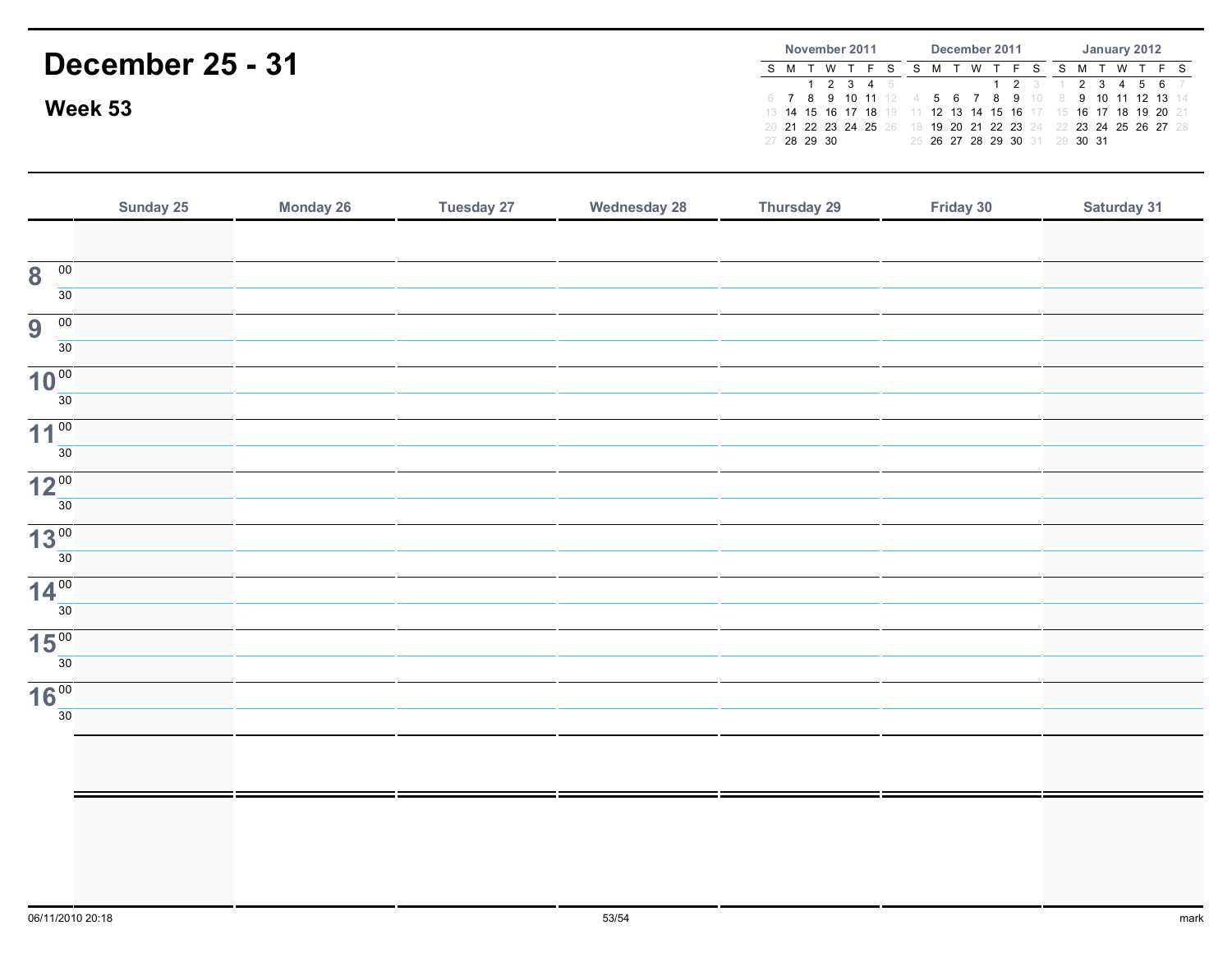# December 25 - 31

## Week 53

**November 2011**

| S | M | T | W | T | F | S |
|---|---|---|---|---|---|---|
| | | 1 | 2 | 3 | 4 | 5 |
| 6 | 7 | 8 | 9 | 10 | 11 | 12 |
| 13 | 14 | 15 | 16 | 17 | 18 | 19 |
| 20 | 21 | 22 | 23 | 24 | 25 | 26 |
| 27 | 28 | 29 | 30 | | | |

**December 2011**

| S | M | T | W | T | F | S |
|---|---|---|---|---|---|---|
| | | | | 1 | 2 | 3 |
| 4 | 5 | 6 | 7 | 8 | 9 | 10 |
| 11 | 12 | 13 | 14 | 15 | 16 | 17 |
| 18 | 19 | 20 | 21 | 22 | 23 | 24 |
| 25 | 26 | 27 | 28 | 29 | 30 | 31 |

**January 2012**

| S | M | T | W | T | F | S |
|---|---|---|---|---|---|---|
| 1 | 2 | 3 | 4 | 5 | 6 | 7 |
| 8 | 9 | 10 | 11 | 12 | 13 | 14 |
| 15 | 16 | 17 | 18 | 19 | 20 | 21 |
| 22 | 23 | 24 | 25 | 26 | 27 | 28 |
| 29 | 30 | 31 | | | | |

| | Sunday 25 | Monday 26 | Tuesday 27 | Wednesday 28 | Thursday 29 | Friday 30 | Saturday 31 |
|---|---|---|---|---|---|---|---|
| | | | | | | | |
| 8 00 | | | | | | | |
| 30 | | | | | | | |
| 9 00 | | | | | | | |
| 30 | | | | | | | |
| 10 00 | | | | | | | |
| 30 | | | | | | | |
| 11 00 | | | | | | | |
| 30 | | | | | | | |
| 12 00 | | | | | | | |
| 30 | | | | | | | |
| 13 00 | | | | | | | |
| 30 | | | | | | | |
| 14 00 | | | | | | | |
| 30 | | | | | | | |
| 15 00 | | | | | | | |
| 30 | | | | | | | |
| 16 00 | | | | | | | |
| 30 | | | | | | | |
| | | | | | | | |
| | | | | | | | |

06/11/2010 20:18

mark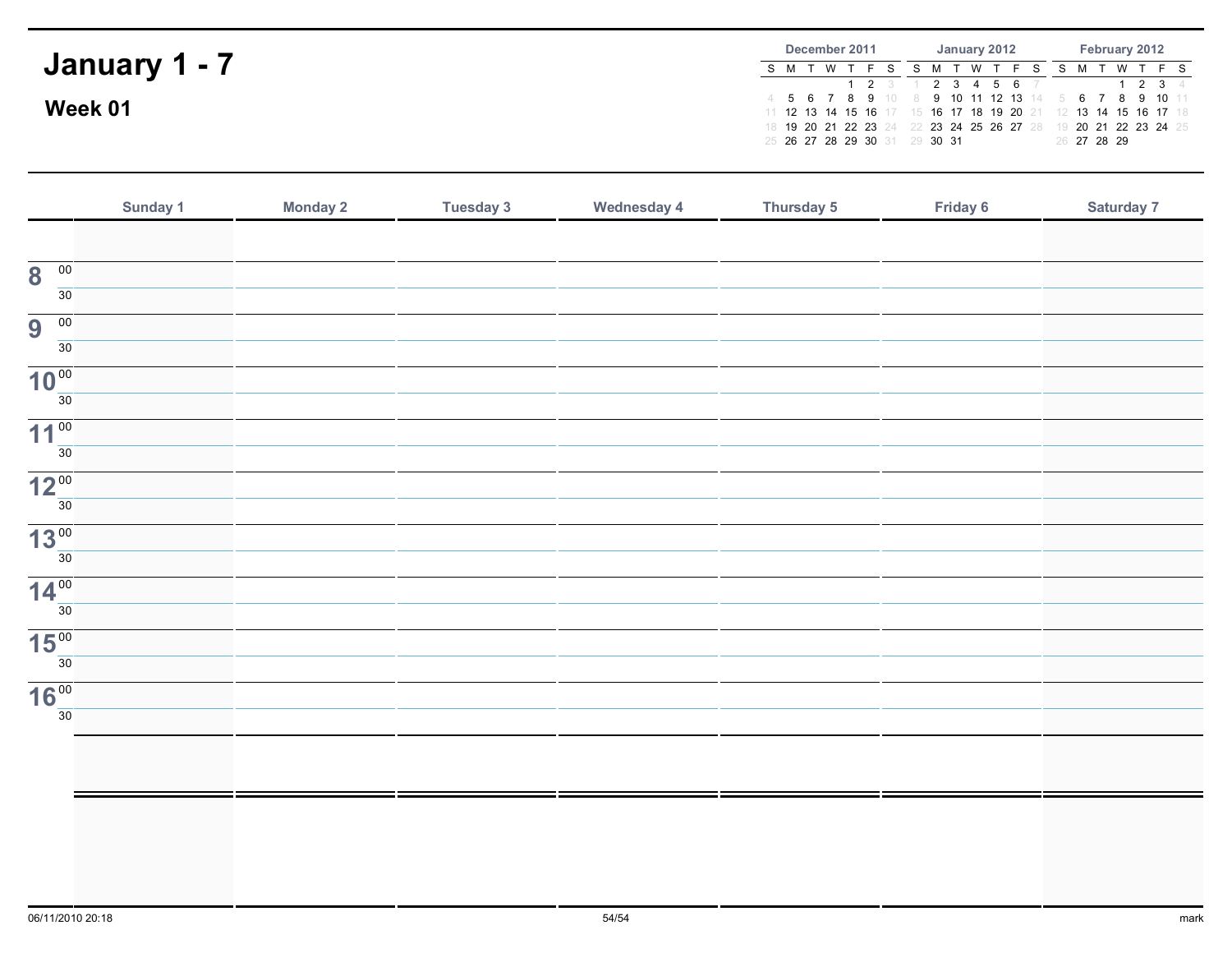# January 1 - 7

## Week 01

**December 2011**

| S | M | T | W | T | F | S |
|---|---|---|---|---|---|---|
| | | | | 1 | 2 | 3 |
| 4 | 5 | 6 | 7 | 8 | 9 | 10 |
| 11 | 12 | 13 | 14 | 15 | 16 | 17 |
| 18 | 19 | 20 | 21 | 22 | 23 | 24 |
| 25 | 26 | 27 | 28 | 29 | 30 | 31 |

**January 2012**

| S | M | T | W | T | F | S |
|---|---|---|---|---|---|---|
| 1 | 2 | 3 | 4 | 5 | 6 | 7 |
| 8 | 9 | 10 | 11 | 12 | 13 | 14 |
| 15 | 16 | 17 | 18 | 19 | 20 | 21 |
| 22 | 23 | 24 | 25 | 26 | 27 | 28 |
| 29 | 30 | 31 | | | | |

**February 2012**

| S | M | T | W | T | F | S |
|---|---|---|---|---|---|---|
| | | | 1 | 2 | 3 | 4 |
| 5 | 6 | 7 | 8 | 9 | 10 | 11 |
| 12 | 13 | 14 | 15 | 16 | 17 | 18 |
| 19 | 20 | 21 | 22 | 23 | 24 | 25 |
| 26 | 27 | 28 | 29 | | | |

| | Sunday 1 | Monday 2 | Tuesday 3 | Wednesday 4 | Thursday 5 | Friday 6 | Saturday 7 |
|---|---|---|---|---|---|---|---|
| | | | | | | | |
| 8 00 | | | | | | | |
| 30 | | | | | | | |
| 9 00 | | | | | | | |
| 30 | | | | | | | |
| 10 00 | | | | | | | |
| 30 | | | | | | | |
| 11 00 | | | | | | | |
| 30 | | | | | | | |
| 12 00 | | | | | | | |
| 30 | | | | | | | |
| 13 00 | | | | | | | |
| 30 | | | | | | | |
| 14 00 | | | | | | | |
| 30 | | | | | | | |
| 15 00 | | | | | | | |
| 30 | | | | | | | |
| 16 00 | | | | | | | |
| 30 | | | | | | | |
| | | | | | | | |
| | | | | | | | |

06/11/2010 20:18

mark